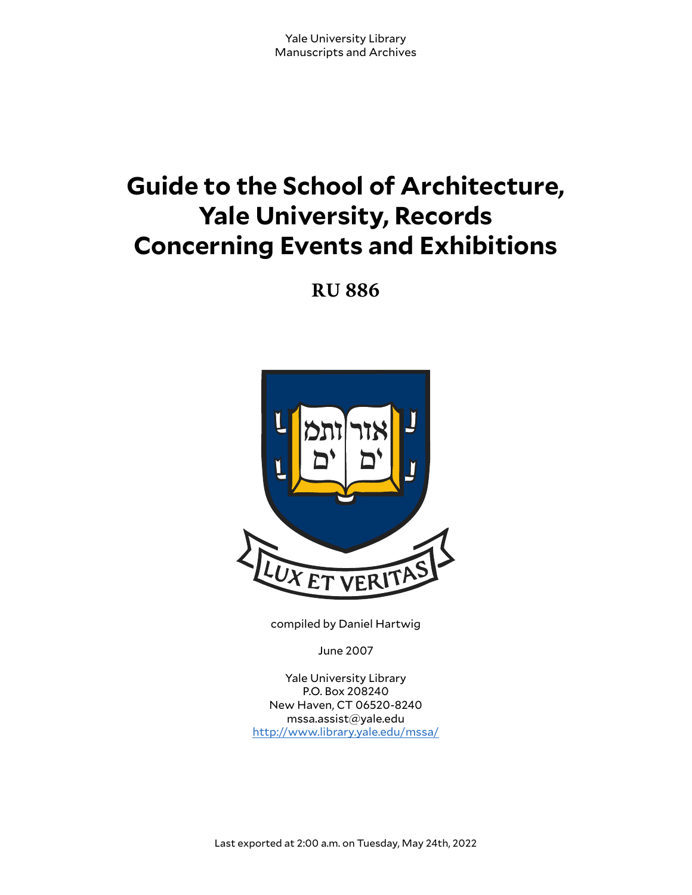Yale University Library
Manuscripts and Archives

# Guide to the School of Architecture, Yale University, Records Concerning Events and Exhibitions

## RU 886

compiled by Daniel Hartwig

June 2007

Yale University Library
P.O. Box 208240
New Haven, CT 06520-8240
mssa.assist@yale.edu
http://www.library.yale.edu/mssa/

Last exported at 2:00 a.m. on Tuesday, May 24th, 2022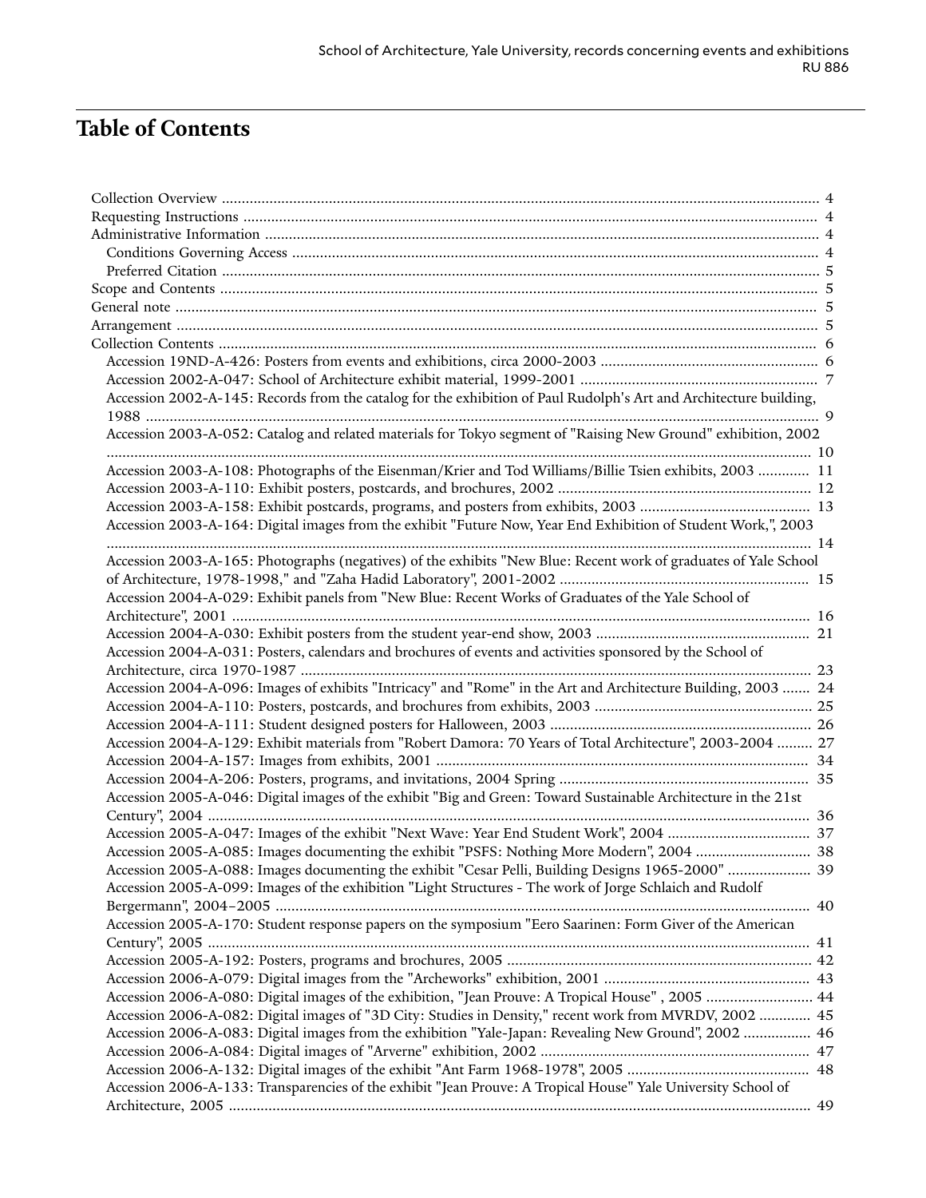# Table of Contents

- Collection Overview ... 4
- Requesting Instructions ... 4
- Administrative Information ... 4
  - Conditions Governing Access ... 4
  - Preferred Citation ... 5
- Scope and Contents ... 5
- General note ... 5
- Arrangement ... 5
- Collection Contents ... 6
  - Accession 19ND-A-426: Posters from events and exhibitions, circa 2000-2003 ... 6
  - Accession 2002-A-047: School of Architecture exhibit material, 1999-2001 ... 7
  - Accession 2002-A-145: Records from the catalog for the exhibition of Paul Rudolph's Art and Architecture building, 1988 ... 9
  - Accession 2003-A-052: Catalog and related materials for Tokyo segment of "Raising New Ground" exhibition, 2002 ... 10
  - Accession 2003-A-108: Photographs of the Eisenman/Krier and Tod Williams/Billie Tsien exhibits, 2003 ... 11
  - Accession 2003-A-110: Exhibit posters, postcards, and brochures, 2002 ... 12
  - Accession 2003-A-158: Exhibit postcards, programs, and posters from exhibits, 2003 ... 13
  - Accession 2003-A-164: Digital images from the exhibit "Future Now, Year End Exhibition of Student Work,", 2003 ... 14
  - Accession 2003-A-165: Photographs (negatives) of the exhibits "New Blue: Recent work of graduates of Yale School of Architecture, 1978-1998," and "Zaha Hadid Laboratory", 2001-2002 ... 15
  - Accession 2004-A-029: Exhibit panels from "New Blue: Recent Works of Graduates of the Yale School of Architecture", 2001 ... 16
  - Accession 2004-A-030: Exhibit posters from the student year-end show, 2003 ... 21
  - Accession 2004-A-031: Posters, calendars and brochures of events and activities sponsored by the School of Architecture, circa 1970-1987 ... 23
  - Accession 2004-A-096: Images of exhibits "Intricacy" and "Rome" in the Art and Architecture Building, 2003 ... 24
  - Accession 2004-A-110: Posters, postcards, and brochures from exhibits, 2003 ... 25
  - Accession 2004-A-111: Student designed posters for Halloween, 2003 ... 26
  - Accession 2004-A-129: Exhibit materials from "Robert Damora: 70 Years of Total Architecture", 2003-2004 ... 27
  - Accession 2004-A-157: Images from exhibits, 2001 ... 34
  - Accession 2004-A-206: Posters, programs, and invitations, 2004 Spring ... 35
  - Accession 2005-A-046: Digital images of the exhibit "Big and Green: Toward Sustainable Architecture in the 21st Century", 2004 ... 36
  - Accession 2005-A-047: Images of the exhibit "Next Wave: Year End Student Work", 2004 ... 37
  - Accession 2005-A-085: Images documenting the exhibit "PSFS: Nothing More Modern", 2004 ... 38
  - Accession 2005-A-088: Images documenting the exhibit "Cesar Pelli, Building Designs 1965-2000" ... 39
  - Accession 2005-A-099: Images of the exhibition "Light Structures - The work of Jorge Schlaich and Rudolf Bergermann", 2004–2005 ... 40
  - Accession 2005-A-170: Student response papers on the symposium "Eero Saarinen: Form Giver of the American Century", 2005 ... 41
  - Accession 2005-A-192: Posters, programs and brochures, 2005 ... 42
  - Accession 2006-A-079: Digital images from the "Archeworks" exhibition, 2001 ... 43
  - Accession 2006-A-080: Digital images of the exhibition, "Jean Prouve: A Tropical House" , 2005 ... 44
  - Accession 2006-A-082: Digital images of "3D City: Studies in Density," recent work from MVRDV, 2002 ... 45
  - Accession 2006-A-083: Digital images from the exhibition "Yale-Japan: Revealing New Ground", 2002 ... 46
  - Accession 2006-A-084: Digital images of "Arverne" exhibition, 2002 ... 47
  - Accession 2006-A-132: Digital images of the exhibit "Ant Farm 1968-1978", 2005 ... 48
  - Accession 2006-A-133: Transparencies of the exhibit "Jean Prouve: A Tropical House" Yale University School of Architecture, 2005 ... 49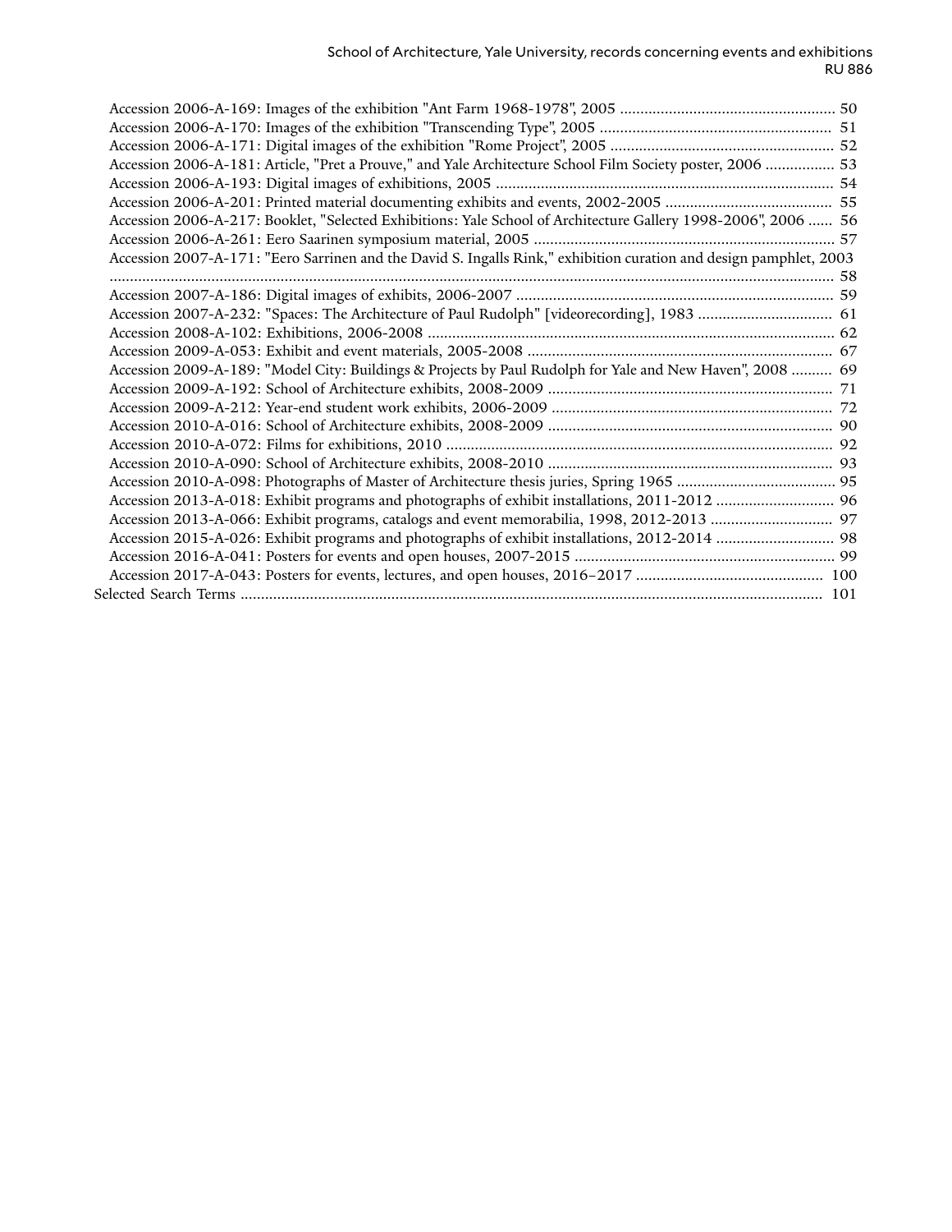- Accession 2006-A-169: Images of the exhibition "Ant Farm 1968-1978", 2005 ..................................................... 50
- Accession 2006-A-170: Images of the exhibition "Transcending Type", 2005 ......................................................... 51
- Accession 2006-A-171: Digital images of the exhibition "Rome Project", 2005 ....................................................... 52
- Accession 2006-A-181: Article, "Pret a Prouve," and Yale Architecture School Film Society poster, 2006 ................. 53
- Accession 2006-A-193: Digital images of exhibitions, 2005 .................................................................................. 54
- Accession 2006-A-201: Printed material documenting exhibits and events, 2002-2005 ......................................... 55
- Accession 2006-A-217: Booklet, "Selected Exhibitions: Yale School of Architecture Gallery 1998-2006", 2006 ...... 56
- Accession 2006-A-261: Eero Saarinen symposium material, 2005 .......................................................................... 57
- Accession 2007-A-171: "Eero Sarrinen and the David S. Ingalls Rink," exhibition curation and design pamphlet, 2003 ................................................................................................................................................................ 58
- Accession 2007-A-186: Digital images of exhibits, 2006-2007 ............................................................................. 59
- Accession 2007-A-232: "Spaces: The Architecture of Paul Rudolph" [videorecording], 1983 ................................. 61
- Accession 2008-A-102: Exhibitions, 2006-2008 .................................................................................................... 62
- Accession 2009-A-053: Exhibit and event materials, 2005-2008 ........................................................................... 67
- Accession 2009-A-189: "Model City: Buildings & Projects by Paul Rudolph for Yale and New Haven", 2008 .......... 69
- Accession 2009-A-192: School of Architecture exhibits, 2008-2009 ...................................................................... 71
- Accession 2009-A-212: Year-end student work exhibits, 2006-2009 ..................................................................... 72
- Accession 2010-A-016: School of Architecture exhibits, 2008-2009 ...................................................................... 90
- Accession 2010-A-072: Films for exhibitions, 2010 ............................................................................................... 92
- Accession 2010-A-090: School of Architecture exhibits, 2008-2010 ...................................................................... 93
- Accession 2010-A-098: Photographs of Master of Architecture thesis juries, Spring 1965 ....................................... 95
- Accession 2013-A-018: Exhibit programs and photographs of exhibit installations, 2011-2012 ............................. 96
- Accession 2013-A-066: Exhibit programs, catalogs and event memorabilia, 1998, 2012-2013 .............................. 97
- Accession 2015-A-026: Exhibit programs and photographs of exhibit installations, 2012-2014 ............................. 98
- Accession 2016-A-041: Posters for events and open houses, 2007-2015 ................................................................ 99
- Accession 2017-A-043: Posters for events, lectures, and open houses, 2016–2017 .............................................. 100

Selected Search Terms ............................................................................................................................................. 101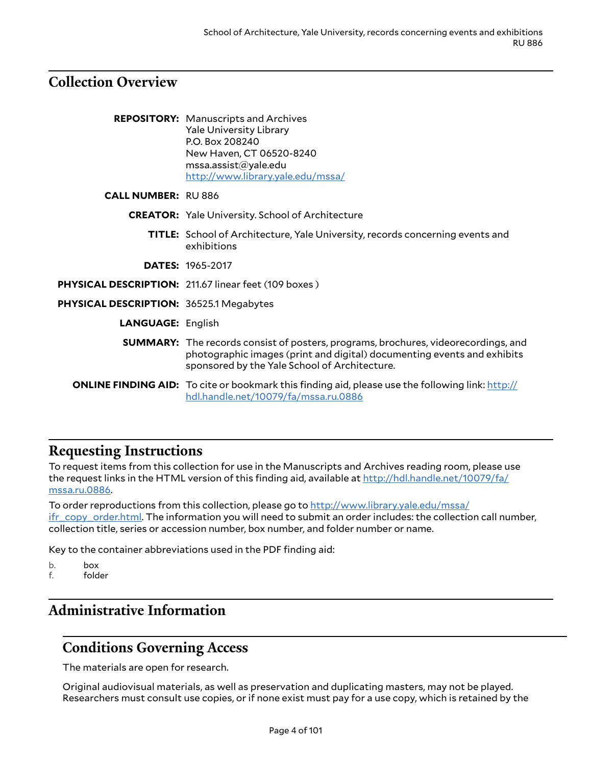## Collection Overview

**REPOSITORY:** Manuscripts and Archives
Yale University Library
P.O. Box 208240
New Haven, CT 06520-8240
mssa.assist@yale.edu
[http://www.library.yale.edu/mssa/](http://www.library.yale.edu/mssa/)

**CALL NUMBER:** RU 886

**CREATOR:** Yale University. School of Architecture

**TITLE:** School of Architecture, Yale University, records concerning events and exhibitions

**DATES:** 1965-2017

**PHYSICAL DESCRIPTION:** 211.67 linear feet (109 boxes )

**PHYSICAL DESCRIPTION:** 36525.1 Megabytes

**LANGUAGE:** English

**SUMMARY:** The records consist of posters, programs, brochures, videorecordings, and photographic images (print and digital) documenting events and exhibits sponsored by the Yale School of Architecture.

**ONLINE FINDING AID:** To cite or bookmark this finding aid, please use the following link: [http://hdl.handle.net/10079/fa/mssa.ru.0886](http://hdl.handle.net/10079/fa/mssa.ru.0886)

## Requesting Instructions

To request items from this collection for use in the Manuscripts and Archives reading room, please use the request links in the HTML version of this finding aid, available at [http://hdl.handle.net/10079/fa/mssa.ru.0886](http://hdl.handle.net/10079/fa/mssa.ru.0886).

To order reproductions from this collection, please go to [http://www.library.yale.edu/mssa/ifr_copy_order.html](http://www.library.yale.edu/mssa/ifr_copy_order.html). The information you will need to submit an order includes: the collection call number, collection title, series or accession number, box number, and folder number or name.

Key to the container abbreviations used in the PDF finding aid:

b. box
f. folder

## Administrative Information

### Conditions Governing Access

The materials are open for research.

Original audiovisual materials, as well as preservation and duplicating masters, may not be played. Researchers must consult use copies, or if none exist must pay for a use copy, which is retained by the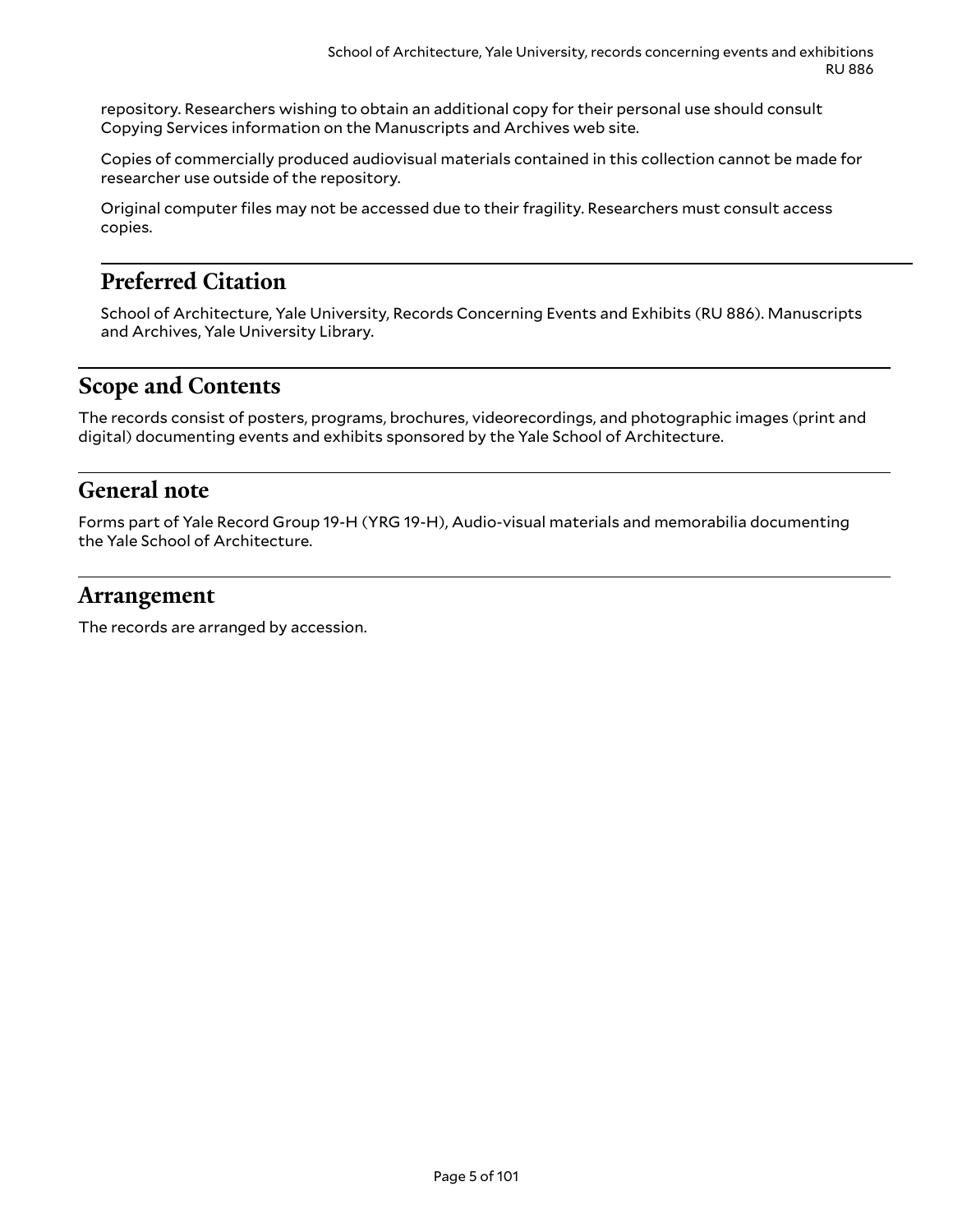repository. Researchers wishing to obtain an additional copy for their personal use should consult Copying Services information on the Manuscripts and Archives web site.

Copies of commercially produced audiovisual materials contained in this collection cannot be made for researcher use outside of the repository.

Original computer files may not be accessed due to their fragility. Researchers must consult access copies.

## Preferred Citation

School of Architecture, Yale University, Records Concerning Events and Exhibits (RU 886). Manuscripts and Archives, Yale University Library.

## Scope and Contents

The records consist of posters, programs, brochures, videorecordings, and photographic images (print and digital) documenting events and exhibits sponsored by the Yale School of Architecture.

## General note

Forms part of Yale Record Group 19-H (YRG 19-H), Audio-visual materials and memorabilia documenting the Yale School of Architecture.

## Arrangement

The records are arranged by accession.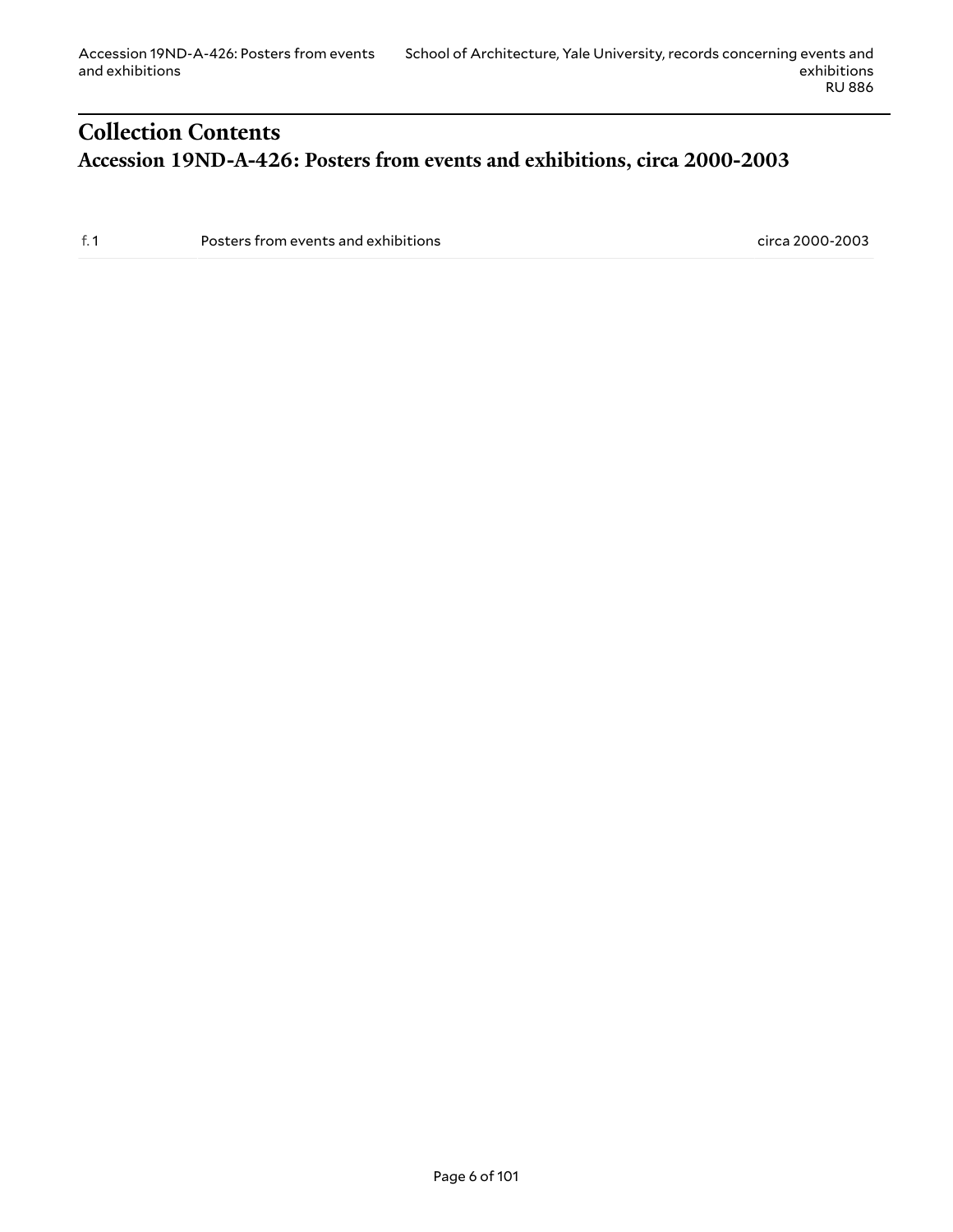# Collection Contents

## Accession 19ND-A-426: Posters from events and exhibitions, circa 2000-2003

| | | |
|---|---|---|
| f. 1 | Posters from events and exhibitions | circa 2000-2003 |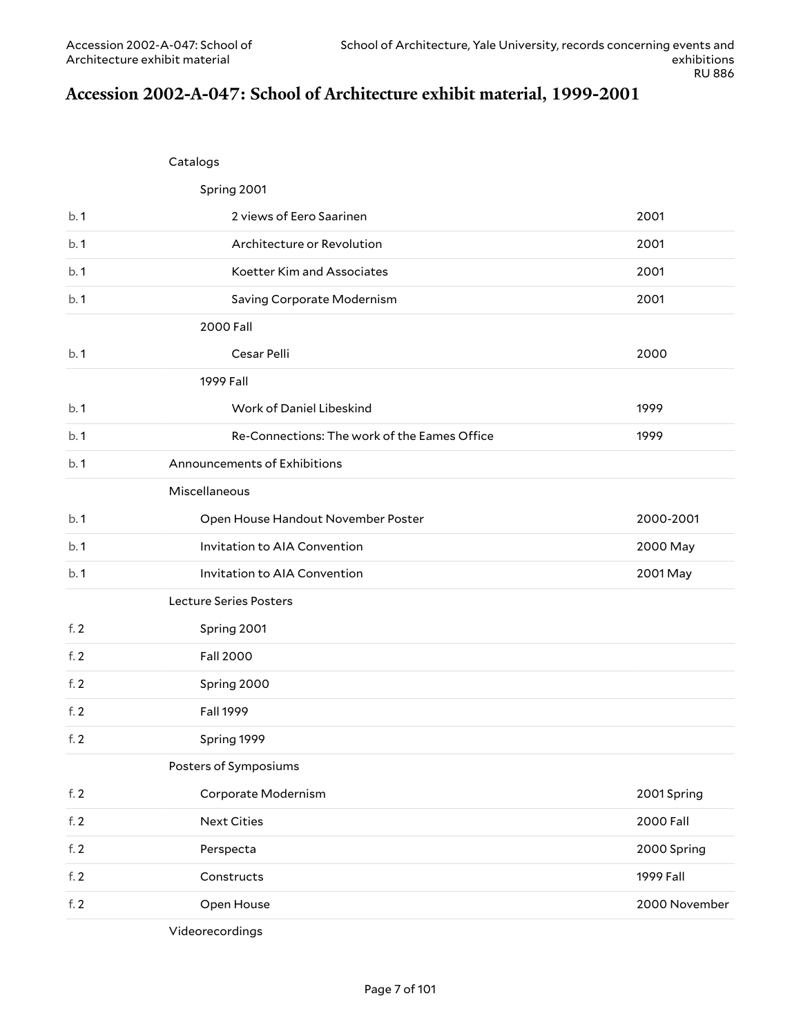## Accession 2002-A-047: School of Architecture exhibit material, 1999-2001

| Container | Description | Date |
| --- | --- | --- |
| | Catalogs | |
| | Spring 2001 | |
| b. 1 | 2 views of Eero Saarinen | 2001 |
| b. 1 | Architecture or Revolution | 2001 |
| b. 1 | Koetter Kim and Associates | 2001 |
| b. 1 | Saving Corporate Modernism | 2001 |
| | 2000 Fall | |
| b. 1 | Cesar Pelli | 2000 |
| | 1999 Fall | |
| b. 1 | Work of Daniel Libeskind | 1999 |
| b. 1 | Re-Connections: The work of the Eames Office | 1999 |
| b. 1 | Announcements of Exhibitions | |
| | Miscellaneous | |
| b. 1 | Open House Handout November Poster | 2000-2001 |
| b. 1 | Invitation to AIA Convention | 2000 May |
| b. 1 | Invitation to AIA Convention | 2001 May |
| | Lecture Series Posters | |
| f. 2 | Spring 2001 | |
| f. 2 | Fall 2000 | |
| f. 2 | Spring 2000 | |
| f. 2 | Fall 1999 | |
| f. 2 | Spring 1999 | |
| | Posters of Symposiums | |
| f. 2 | Corporate Modernism | 2001 Spring |
| f. 2 | Next Cities | 2000 Fall |
| f. 2 | Perspecta | 2000 Spring |
| f. 2 | Constructs | 1999 Fall |
| f. 2 | Open House | 2000 November |
| | Videorecordings | |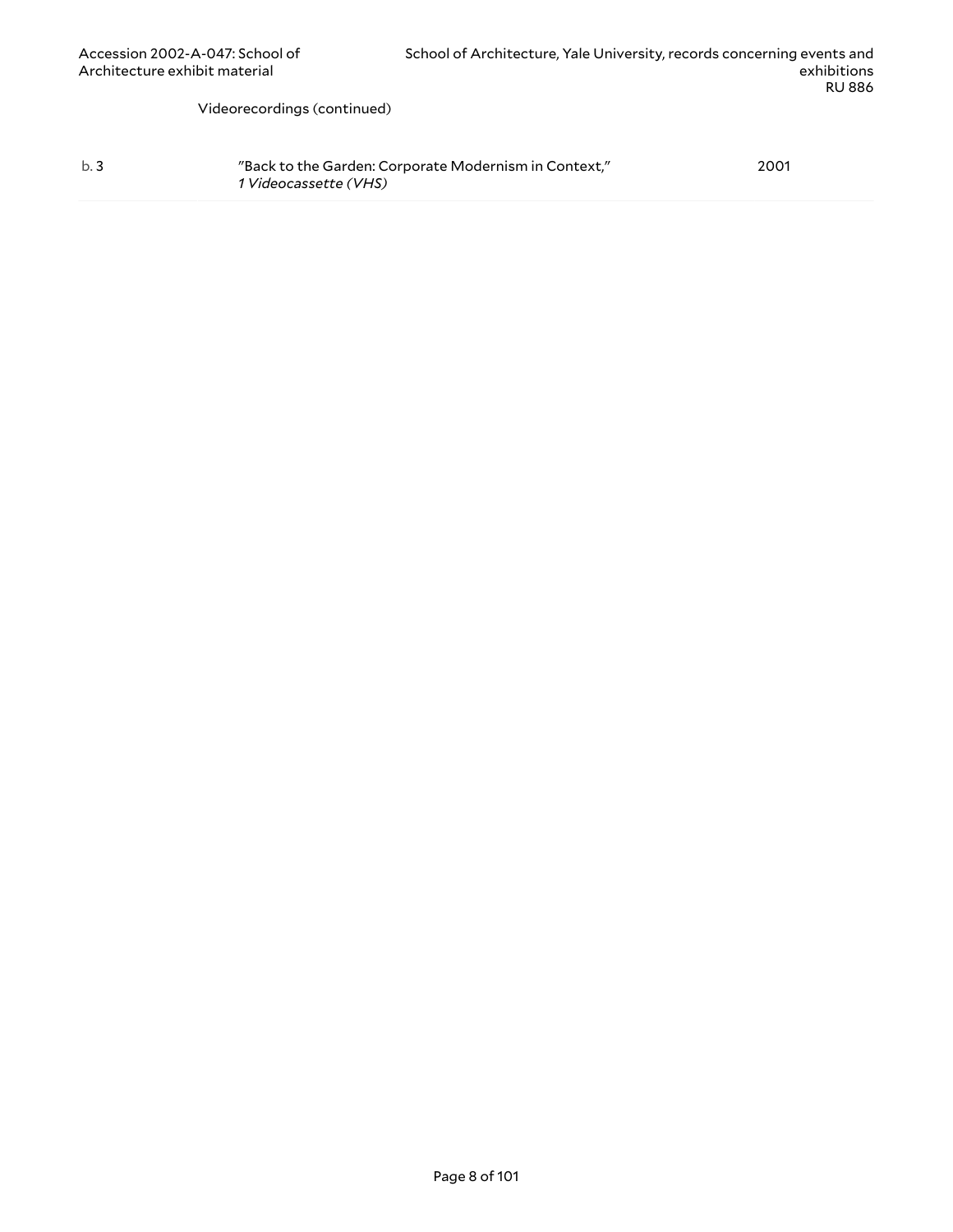Videorecordings (continued)

| | | |
|---|---|---|
| b. 3 | "Back to the Garden: Corporate Modernism in Context," *1 Videocassette (VHS)* | 2001 |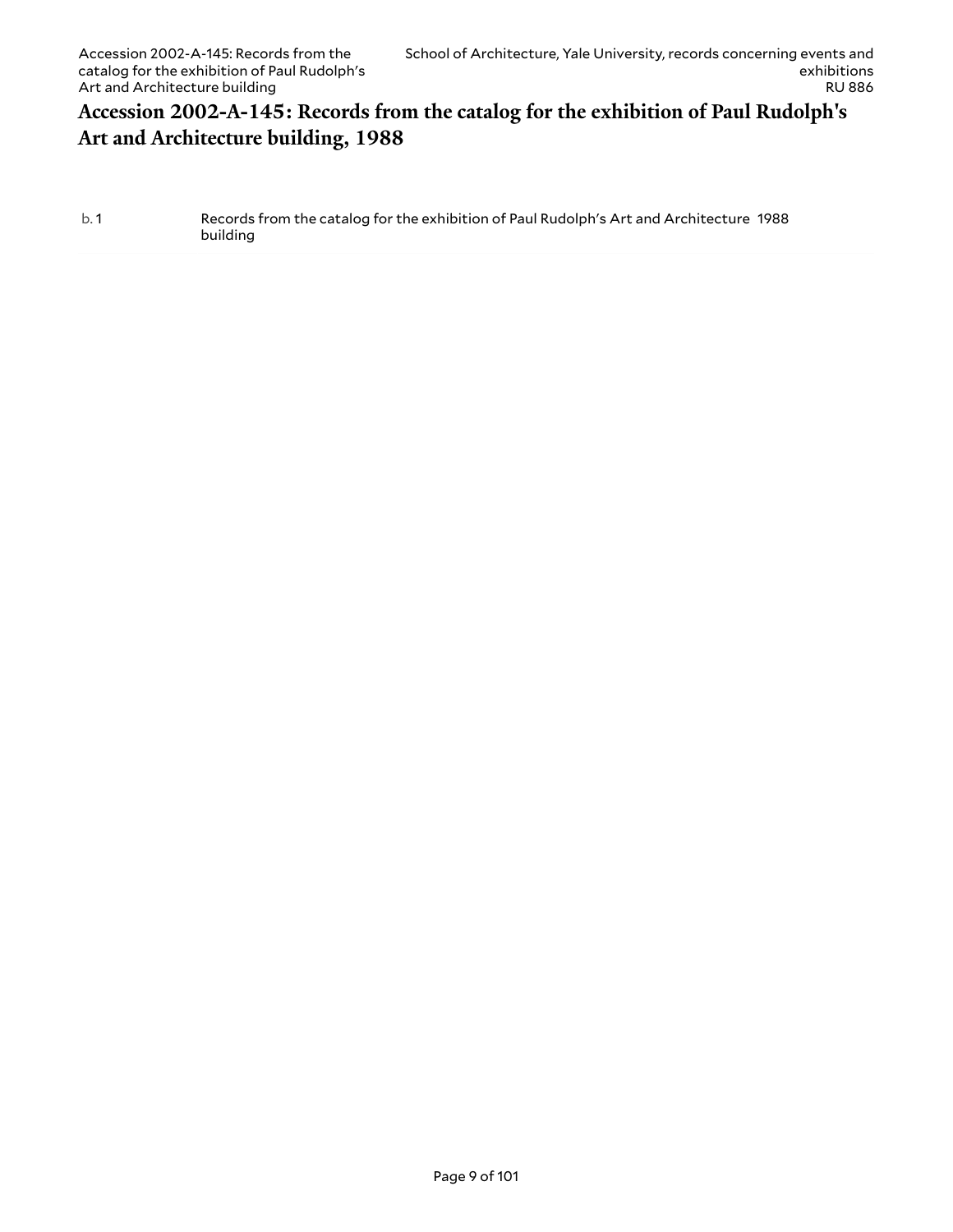## Accession 2002-A-145: Records from the catalog for the exhibition of Paul Rudolph's Art and Architecture building, 1988

| | | |
|---|---|---|
| b. 1 | Records from the catalog for the exhibition of Paul Rudolph's Art and Architecture building | 1988 |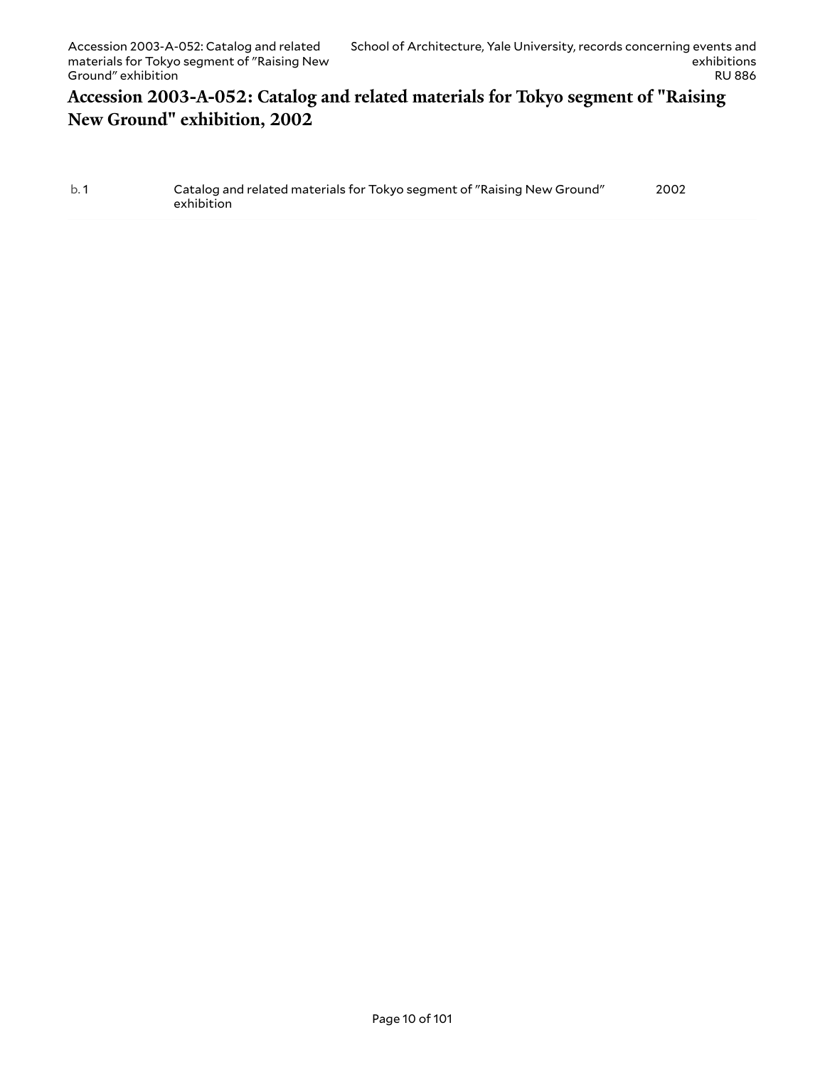## Accession 2003-A-052: Catalog and related materials for Tokyo segment of "Raising New Ground" exhibition, 2002

| | | |
|---|---|---|
| b. 1 | Catalog and related materials for Tokyo segment of "Raising New Ground" exhibition | 2002 |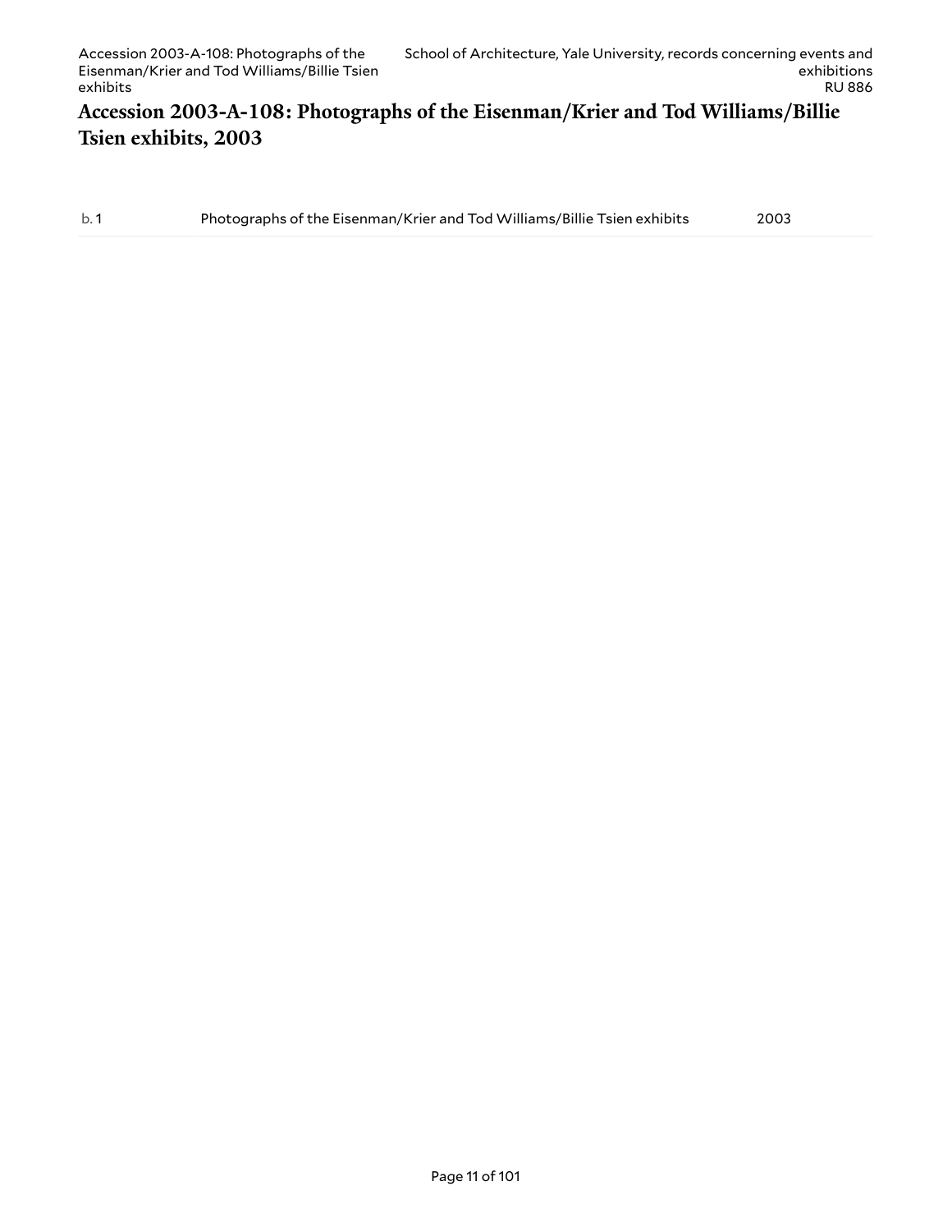## Accession 2003-A-108: Photographs of the Eisenman/Krier and Tod Williams/Billie Tsien exhibits, 2003

| | | |
|---|---|---|
| b. 1 | Photographs of the Eisenman/Krier and Tod Williams/Billie Tsien exhibits | 2003 |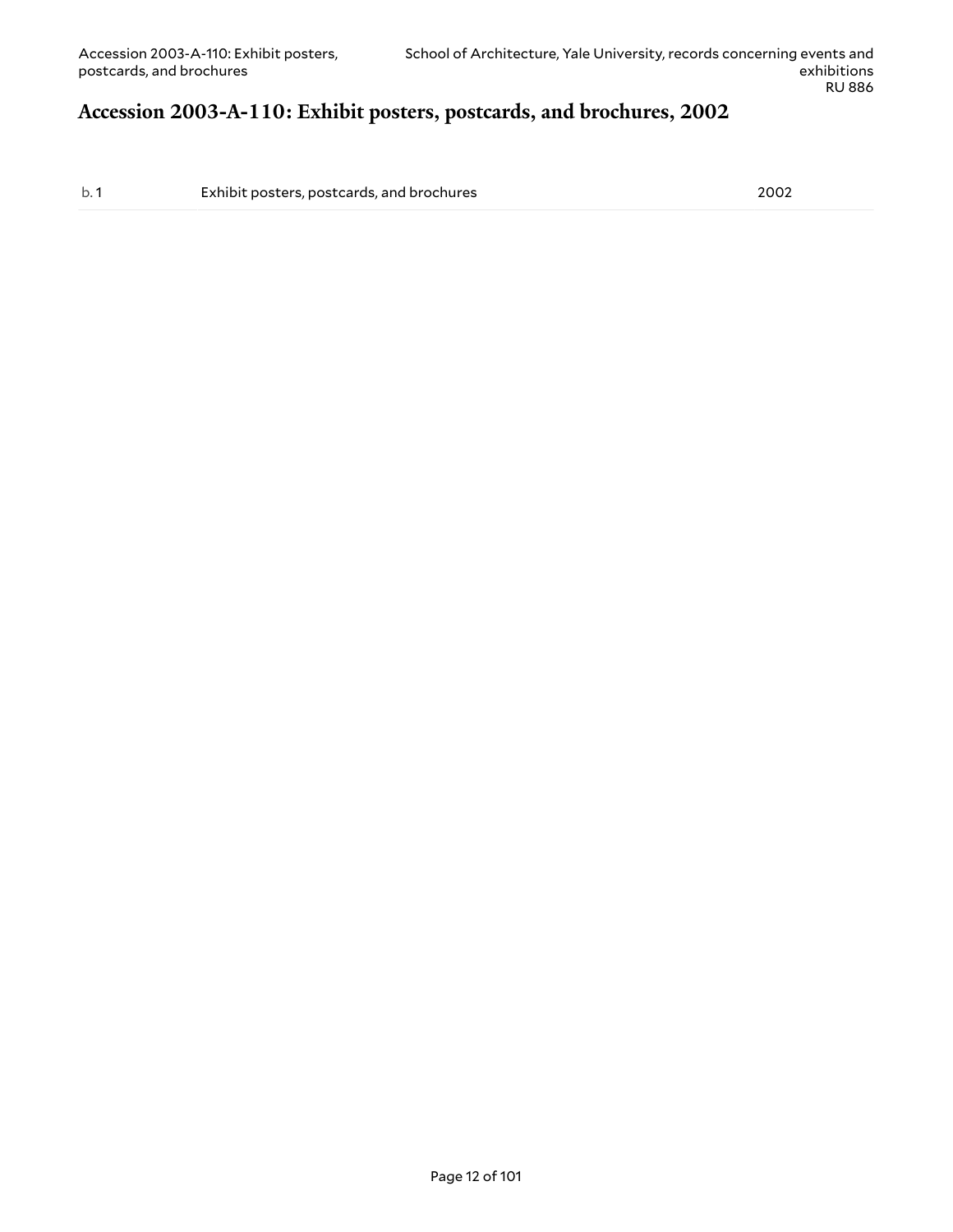## Accession 2003-A-110: Exhibit posters, postcards, and brochures, 2002

| | | |
|---|---|---|
| b. 1 | Exhibit posters, postcards, and brochures | 2002 |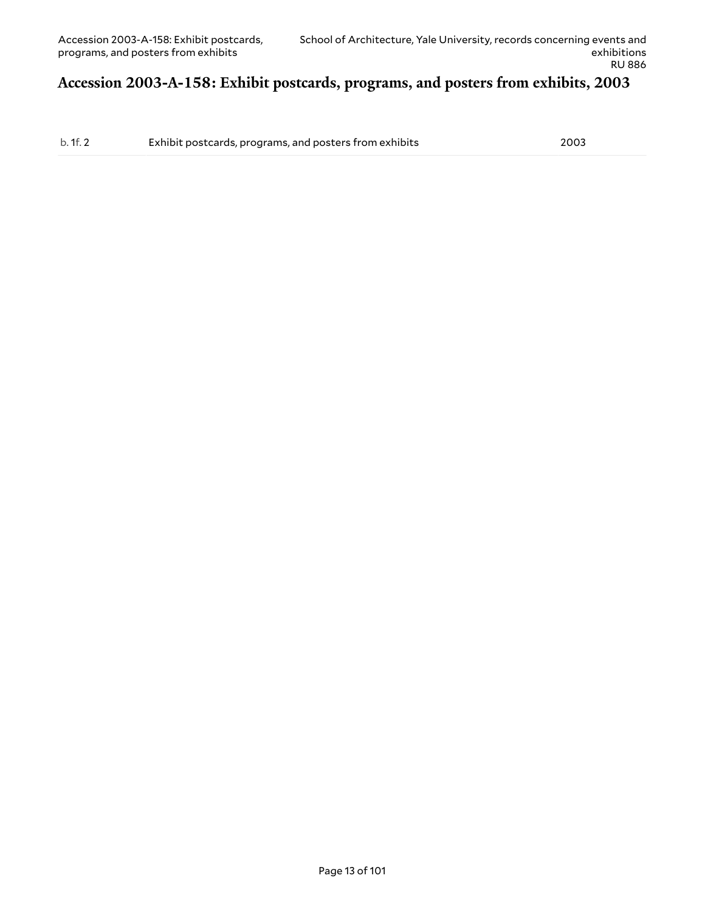## Accession 2003-A-158: Exhibit postcards, programs, and posters from exhibits, 2003

| | | |
|---|---|---|
| b. 1 f. 2 | Exhibit postcards, programs, and posters from exhibits | 2003 |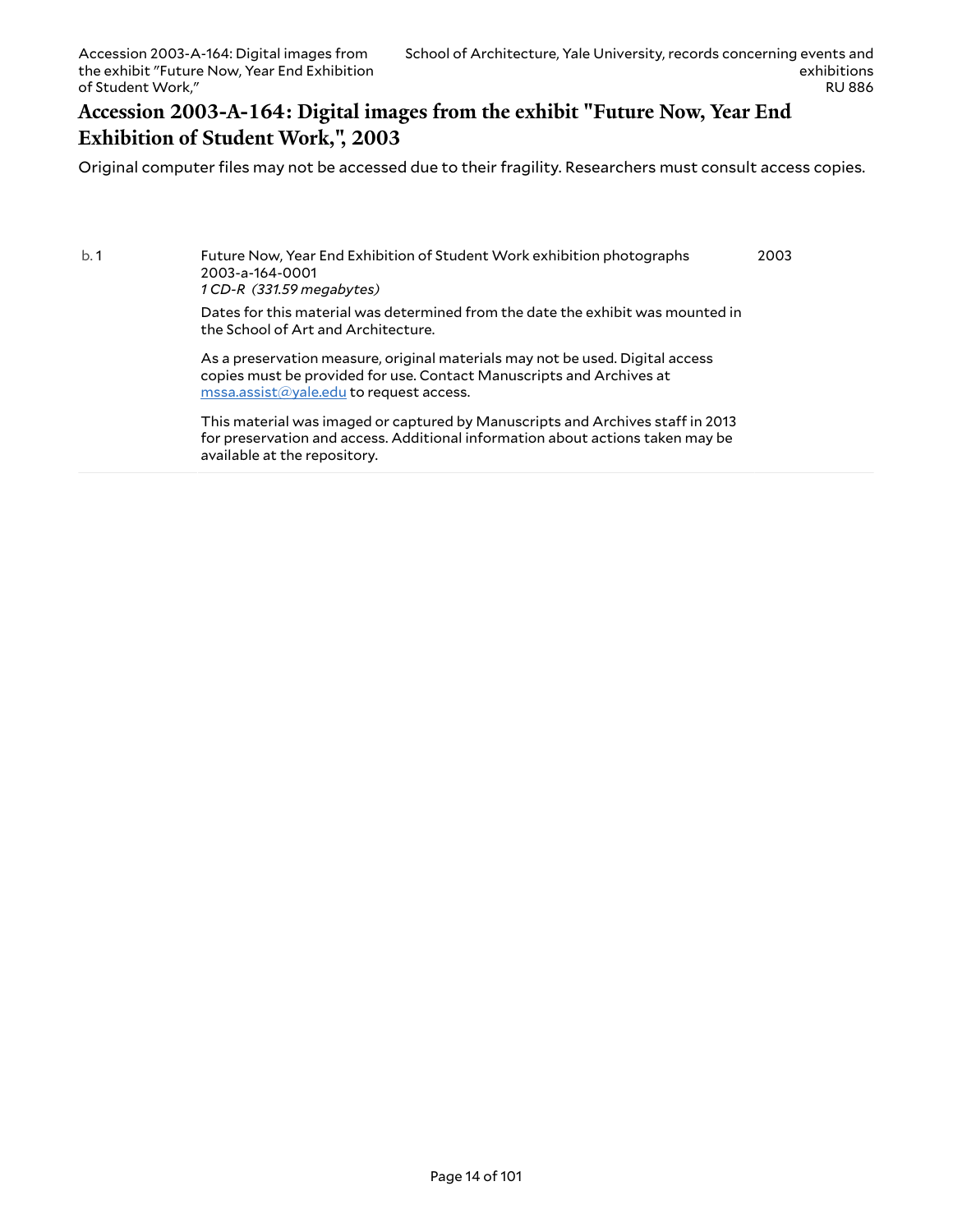## Accession 2003-A-164: Digital images from the exhibit "Future Now, Year End Exhibition of Student Work,", 2003

Original computer files may not be accessed due to their fragility. Researchers must consult access copies.

| | | |
|---|---|---|
| b. 1 | Future Now, Year End Exhibition of Student Work exhibition photographs<br>2003-a-164-0001<br>*1 CD-R (331.59 megabytes)*<br><br>Dates for this material was determined from the date the exhibit was mounted in the School of Art and Architecture.<br><br>As a preservation measure, original materials may not be used. Digital access copies must be provided for use. Contact Manuscripts and Archives at mssa.assist@yale.edu to request access.<br><br>This material was imaged or captured by Manuscripts and Archives staff in 2013 for preservation and access. Additional information about actions taken may be available at the repository. | 2003 |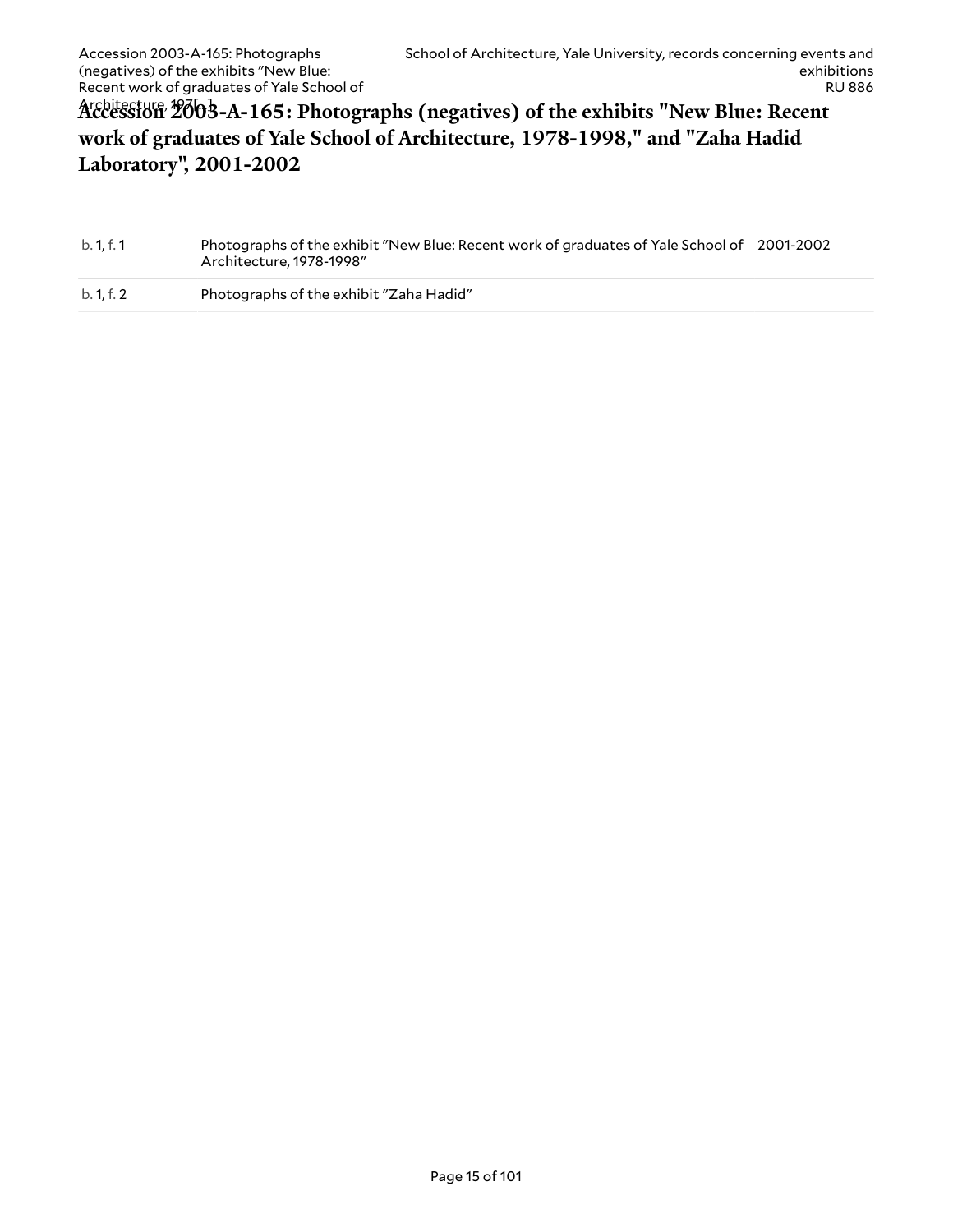# Accession 2003-A-165: Photographs (negatives) of the exhibits "New Blue: Recent work of graduates of Yale School of Architecture, 1978-1998," and "Zaha Hadid Laboratory", 2001-2002

| | | |
|---|---|---|
| b. 1, f. 1 | Photographs of the exhibit "New Blue: Recent work of graduates of Yale School of Architecture, 1978-1998" | 2001-2002 |
| b. 1, f. 2 | Photographs of the exhibit "Zaha Hadid" | |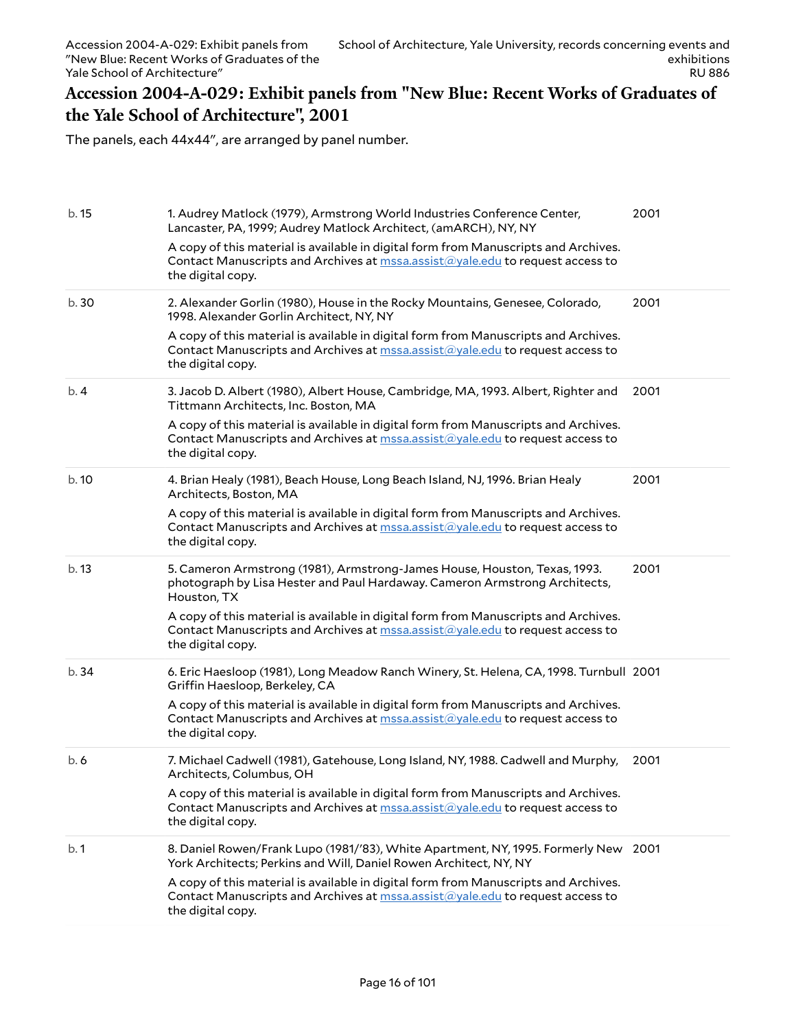## Accession 2004-A-029: Exhibit panels from "New Blue: Recent Works of Graduates of the Yale School of Architecture", 2001

The panels, each 44x44", are arranged by panel number.

| | | |
|---|---|---|
| b. 15 | 1. Audrey Matlock (1979), Armstrong World Industries Conference Center, Lancaster, PA, 1999; Audrey Matlock Architect, (amARCH), NY, NY<br><br>A copy of this material is available in digital form from Manuscripts and Archives. Contact Manuscripts and Archives at mssa.assist@yale.edu to request access to the digital copy. | 2001 |
| b. 30 | 2. Alexander Gorlin (1980), House in the Rocky Mountains, Genesee, Colorado, 1998. Alexander Gorlin Architect, NY, NY<br><br>A copy of this material is available in digital form from Manuscripts and Archives. Contact Manuscripts and Archives at mssa.assist@yale.edu to request access to the digital copy. | 2001 |
| b. 4 | 3. Jacob D. Albert (1980), Albert House, Cambridge, MA, 1993. Albert, Righter and Tittmann Architects, Inc. Boston, MA<br><br>A copy of this material is available in digital form from Manuscripts and Archives. Contact Manuscripts and Archives at mssa.assist@yale.edu to request access to the digital copy. | 2001 |
| b. 10 | 4. Brian Healy (1981), Beach House, Long Beach Island, NJ, 1996. Brian Healy Architects, Boston, MA<br><br>A copy of this material is available in digital form from Manuscripts and Archives. Contact Manuscripts and Archives at mssa.assist@yale.edu to request access to the digital copy. | 2001 |
| b. 13 | 5. Cameron Armstrong (1981), Armstrong-James House, Houston, Texas, 1993. photograph by Lisa Hester and Paul Hardaway. Cameron Armstrong Architects, Houston, TX<br><br>A copy of this material is available in digital form from Manuscripts and Archives. Contact Manuscripts and Archives at mssa.assist@yale.edu to request access to the digital copy. | 2001 |
| b. 34 | 6. Eric Haesloop (1981), Long Meadow Ranch Winery, St. Helena, CA, 1998. Turnbull Griffin Haesloop, Berkeley, CA<br><br>A copy of this material is available in digital form from Manuscripts and Archives. Contact Manuscripts and Archives at mssa.assist@yale.edu to request access to the digital copy. | 2001 |
| b. 6 | 7. Michael Cadwell (1981), Gatehouse, Long Island, NY, 1988. Cadwell and Murphy, Architects, Columbus, OH<br><br>A copy of this material is available in digital form from Manuscripts and Archives. Contact Manuscripts and Archives at mssa.assist@yale.edu to request access to the digital copy. | 2001 |
| b. 1 | 8. Daniel Rowen/Frank Lupo (1981/'83), White Apartment, NY, 1995. Formerly New York Architects; Perkins and Will, Daniel Rowen Architect, NY, NY<br><br>A copy of this material is available in digital form from Manuscripts and Archives. Contact Manuscripts and Archives at mssa.assist@yale.edu to request access to the digital copy. | 2001 |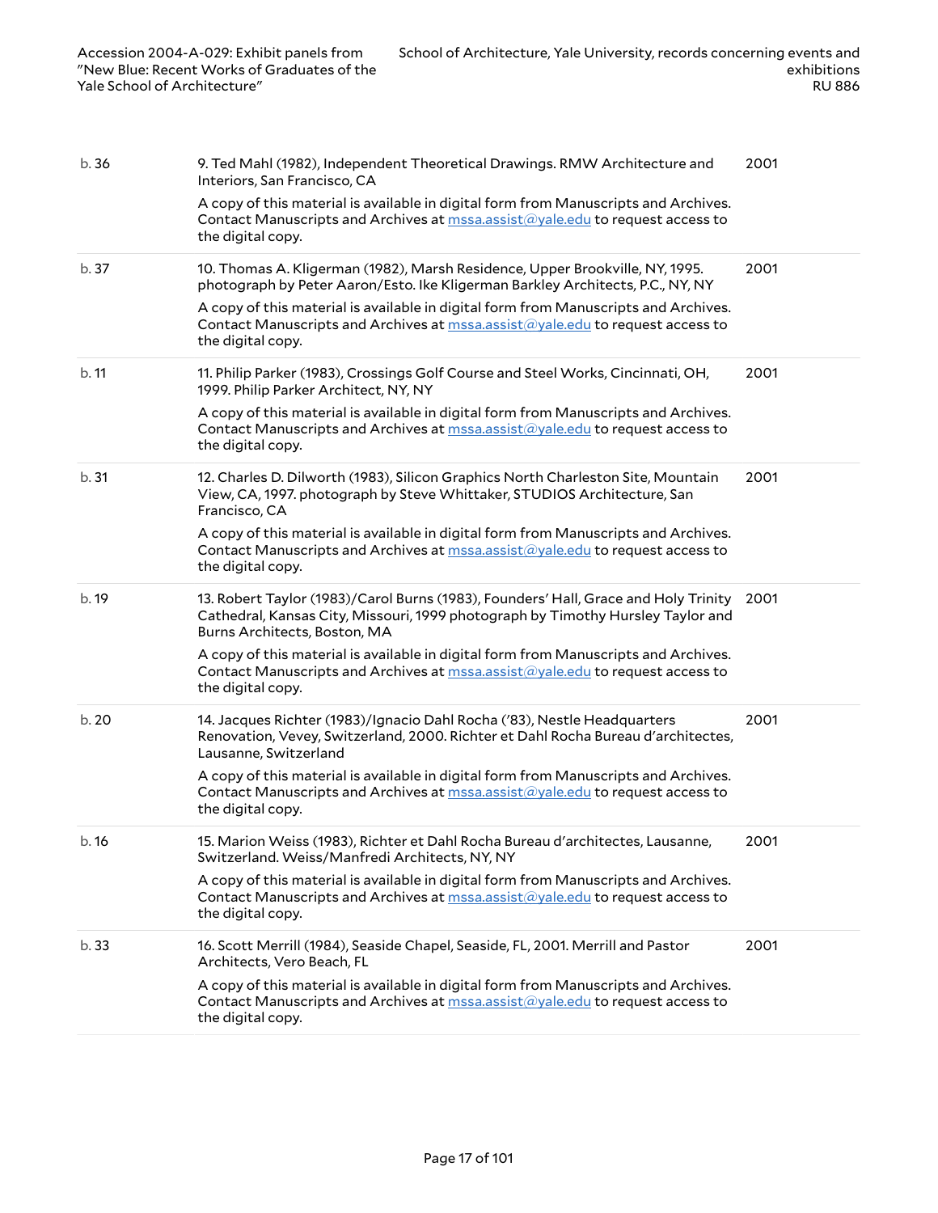| | | |
|---|---|---|
| b. 36 | 9. Ted Mahl (1982), Independent Theoretical Drawings. RMW Architecture and Interiors, San Francisco, CA<br><br>A copy of this material is available in digital form from Manuscripts and Archives. Contact Manuscripts and Archives at mssa.assist@yale.edu to request access to the digital copy. | 2001 |
| b. 37 | 10. Thomas A. Kligerman (1982), Marsh Residence, Upper Brookville, NY, 1995. photograph by Peter Aaron/Esto. Ike Kligerman Barkley Architects, P.C., NY, NY<br><br>A copy of this material is available in digital form from Manuscripts and Archives. Contact Manuscripts and Archives at mssa.assist@yale.edu to request access to the digital copy. | 2001 |
| b. 11 | 11. Philip Parker (1983), Crossings Golf Course and Steel Works, Cincinnati, OH, 1999. Philip Parker Architect, NY, NY<br><br>A copy of this material is available in digital form from Manuscripts and Archives. Contact Manuscripts and Archives at mssa.assist@yale.edu to request access to the digital copy. | 2001 |
| b. 31 | 12. Charles D. Dilworth (1983), Silicon Graphics North Charleston Site, Mountain View, CA, 1997. photograph by Steve Whittaker, STUDIOS Architecture, San Francisco, CA<br><br>A copy of this material is available in digital form from Manuscripts and Archives. Contact Manuscripts and Archives at mssa.assist@yale.edu to request access to the digital copy. | 2001 |
| b. 19 | 13. Robert Taylor (1983)/Carol Burns (1983), Founders' Hall, Grace and Holy Trinity Cathedral, Kansas City, Missouri, 1999 photograph by Timothy Hursley Taylor and Burns Architects, Boston, MA<br><br>A copy of this material is available in digital form from Manuscripts and Archives. Contact Manuscripts and Archives at mssa.assist@yale.edu to request access to the digital copy. | 2001 |
| b. 20 | 14. Jacques Richter (1983)/Ignacio Dahl Rocha ('83), Nestle Headquarters Renovation, Vevey, Switzerland, 2000. Richter et Dahl Rocha Bureau d'architectes, Lausanne, Switzerland<br><br>A copy of this material is available in digital form from Manuscripts and Archives. Contact Manuscripts and Archives at mssa.assist@yale.edu to request access to the digital copy. | 2001 |
| b. 16 | 15. Marion Weiss (1983), Richter et Dahl Rocha Bureau d'architectes, Lausanne, Switzerland. Weiss/Manfredi Architects, NY, NY<br><br>A copy of this material is available in digital form from Manuscripts and Archives. Contact Manuscripts and Archives at mssa.assist@yale.edu to request access to the digital copy. | 2001 |
| b. 33 | 16. Scott Merrill (1984), Seaside Chapel, Seaside, FL, 2001. Merrill and Pastor Architects, Vero Beach, FL<br><br>A copy of this material is available in digital form from Manuscripts and Archives. Contact Manuscripts and Archives at mssa.assist@yale.edu to request access to the digital copy. | 2001 |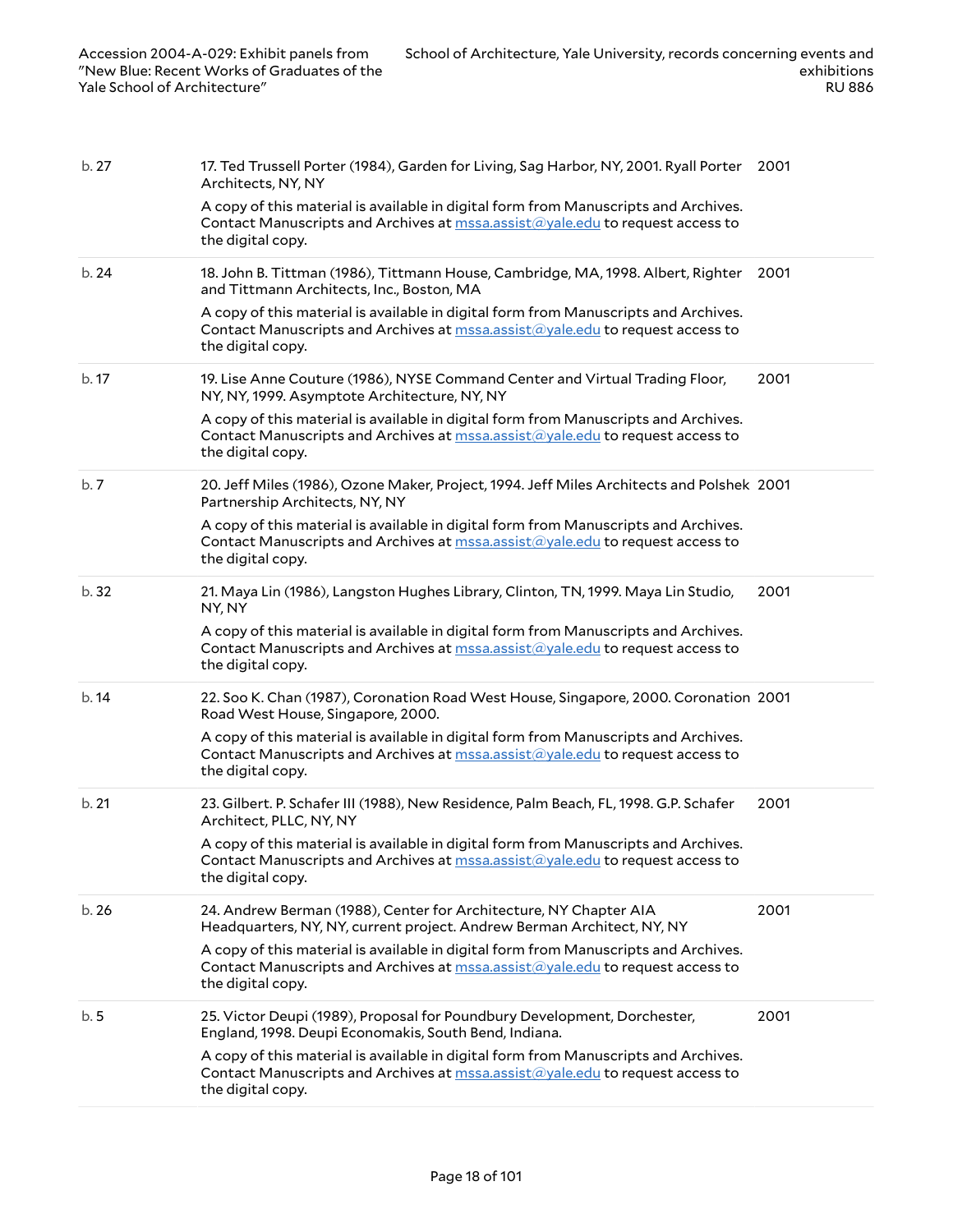| | | |
|---|---|---|
| b. 27 | 17. Ted Trussell Porter (1984), Garden for Living, Sag Harbor, NY, 2001. Ryall Porter Architects, NY, NY<br><br>A copy of this material is available in digital form from Manuscripts and Archives. Contact Manuscripts and Archives at mssa.assist@yale.edu to request access to the digital copy. | 2001 |
| b. 24 | 18. John B. Tittman (1986), Tittmann House, Cambridge, MA, 1998. Albert, Righter and Tittmann Architects, Inc., Boston, MA<br><br>A copy of this material is available in digital form from Manuscripts and Archives. Contact Manuscripts and Archives at mssa.assist@yale.edu to request access to the digital copy. | 2001 |
| b. 17 | 19. Lise Anne Couture (1986), NYSE Command Center and Virtual Trading Floor, NY, NY, 1999. Asymptote Architecture, NY, NY<br><br>A copy of this material is available in digital form from Manuscripts and Archives. Contact Manuscripts and Archives at mssa.assist@yale.edu to request access to the digital copy. | 2001 |
| b. 7 | 20. Jeff Miles (1986), Ozone Maker, Project, 1994. Jeff Miles Architects and Polshek Partnership Architects, NY, NY<br><br>A copy of this material is available in digital form from Manuscripts and Archives. Contact Manuscripts and Archives at mssa.assist@yale.edu to request access to the digital copy. | 2001 |
| b. 32 | 21. Maya Lin (1986), Langston Hughes Library, Clinton, TN, 1999. Maya Lin Studio, NY, NY<br><br>A copy of this material is available in digital form from Manuscripts and Archives. Contact Manuscripts and Archives at mssa.assist@yale.edu to request access to the digital copy. | 2001 |
| b. 14 | 22. Soo K. Chan (1987), Coronation Road West House, Singapore, 2000. Coronation Road West House, Singapore, 2000.<br><br>A copy of this material is available in digital form from Manuscripts and Archives. Contact Manuscripts and Archives at mssa.assist@yale.edu to request access to the digital copy. | 2001 |
| b. 21 | 23. Gilbert. P. Schafer III (1988), New Residence, Palm Beach, FL, 1998. G.P. Schafer Architect, PLLC, NY, NY<br><br>A copy of this material is available in digital form from Manuscripts and Archives. Contact Manuscripts and Archives at mssa.assist@yale.edu to request access to the digital copy. | 2001 |
| b. 26 | 24. Andrew Berman (1988), Center for Architecture, NY Chapter AIA Headquarters, NY, NY, current project. Andrew Berman Architect, NY, NY<br><br>A copy of this material is available in digital form from Manuscripts and Archives. Contact Manuscripts and Archives at mssa.assist@yale.edu to request access to the digital copy. | 2001 |
| b. 5 | 25. Victor Deupi (1989), Proposal for Poundbury Development, Dorchester, England, 1998. Deupi Economakis, South Bend, Indiana.<br><br>A copy of this material is available in digital form from Manuscripts and Archives. Contact Manuscripts and Archives at mssa.assist@yale.edu to request access to the digital copy. | 2001 |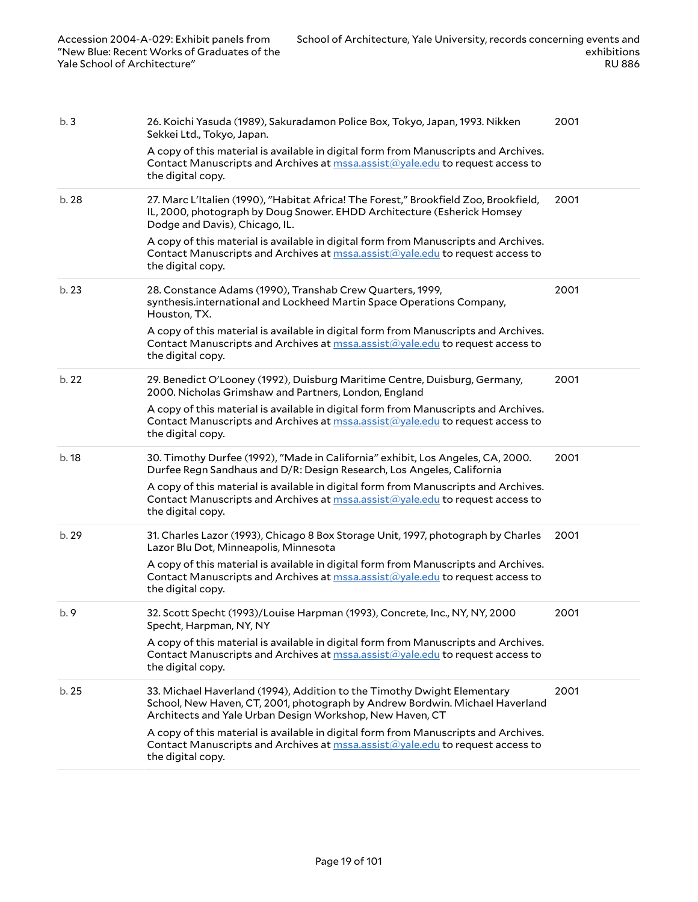| | | |
|---|---|---|
| b. 3 | 26. Koichi Yasuda (1989), Sakuradamon Police Box, Tokyo, Japan, 1993. Nikken Sekkei Ltd., Tokyo, Japan.<br><br>A copy of this material is available in digital form from Manuscripts and Archives. Contact Manuscripts and Archives at mssa.assist@yale.edu to request access to the digital copy. | 2001 |
| b. 28 | 27. Marc L'Italien (1990), "Habitat Africa! The Forest," Brookfield Zoo, Brookfield, IL, 2000, photograph by Doug Snower. EHDD Architecture (Esherick Homsey Dodge and Davis), Chicago, IL.<br><br>A copy of this material is available in digital form from Manuscripts and Archives. Contact Manuscripts and Archives at mssa.assist@yale.edu to request access to the digital copy. | 2001 |
| b. 23 | 28. Constance Adams (1990), Transhab Crew Quarters, 1999, synthesis.international and Lockheed Martin Space Operations Company, Houston, TX.<br><br>A copy of this material is available in digital form from Manuscripts and Archives. Contact Manuscripts and Archives at mssa.assist@yale.edu to request access to the digital copy. | 2001 |
| b. 22 | 29. Benedict O'Looney (1992), Duisburg Maritime Centre, Duisburg, Germany, 2000. Nicholas Grimshaw and Partners, London, England<br><br>A copy of this material is available in digital form from Manuscripts and Archives. Contact Manuscripts and Archives at mssa.assist@yale.edu to request access to the digital copy. | 2001 |
| b. 18 | 30. Timothy Durfee (1992), "Made in California" exhibit, Los Angeles, CA, 2000. Durfee Regn Sandhaus and D/R: Design Research, Los Angeles, California<br><br>A copy of this material is available in digital form from Manuscripts and Archives. Contact Manuscripts and Archives at mssa.assist@yale.edu to request access to the digital copy. | 2001 |
| b. 29 | 31. Charles Lazor (1993), Chicago 8 Box Storage Unit, 1997, photograph by Charles Lazor Blu Dot, Minneapolis, Minnesota<br><br>A copy of this material is available in digital form from Manuscripts and Archives. Contact Manuscripts and Archives at mssa.assist@yale.edu to request access to the digital copy. | 2001 |
| b. 9 | 32. Scott Specht (1993)/Louise Harpman (1993), Concrete, Inc., NY, NY, 2000 Specht, Harpman, NY, NY<br><br>A copy of this material is available in digital form from Manuscripts and Archives. Contact Manuscripts and Archives at mssa.assist@yale.edu to request access to the digital copy. | 2001 |
| b. 25 | 33. Michael Haverland (1994), Addition to the Timothy Dwight Elementary School, New Haven, CT, 2001, photograph by Andrew Bordwin. Michael Haverland Architects and Yale Urban Design Workshop, New Haven, CT<br><br>A copy of this material is available in digital form from Manuscripts and Archives. Contact Manuscripts and Archives at mssa.assist@yale.edu to request access to the digital copy. | 2001 |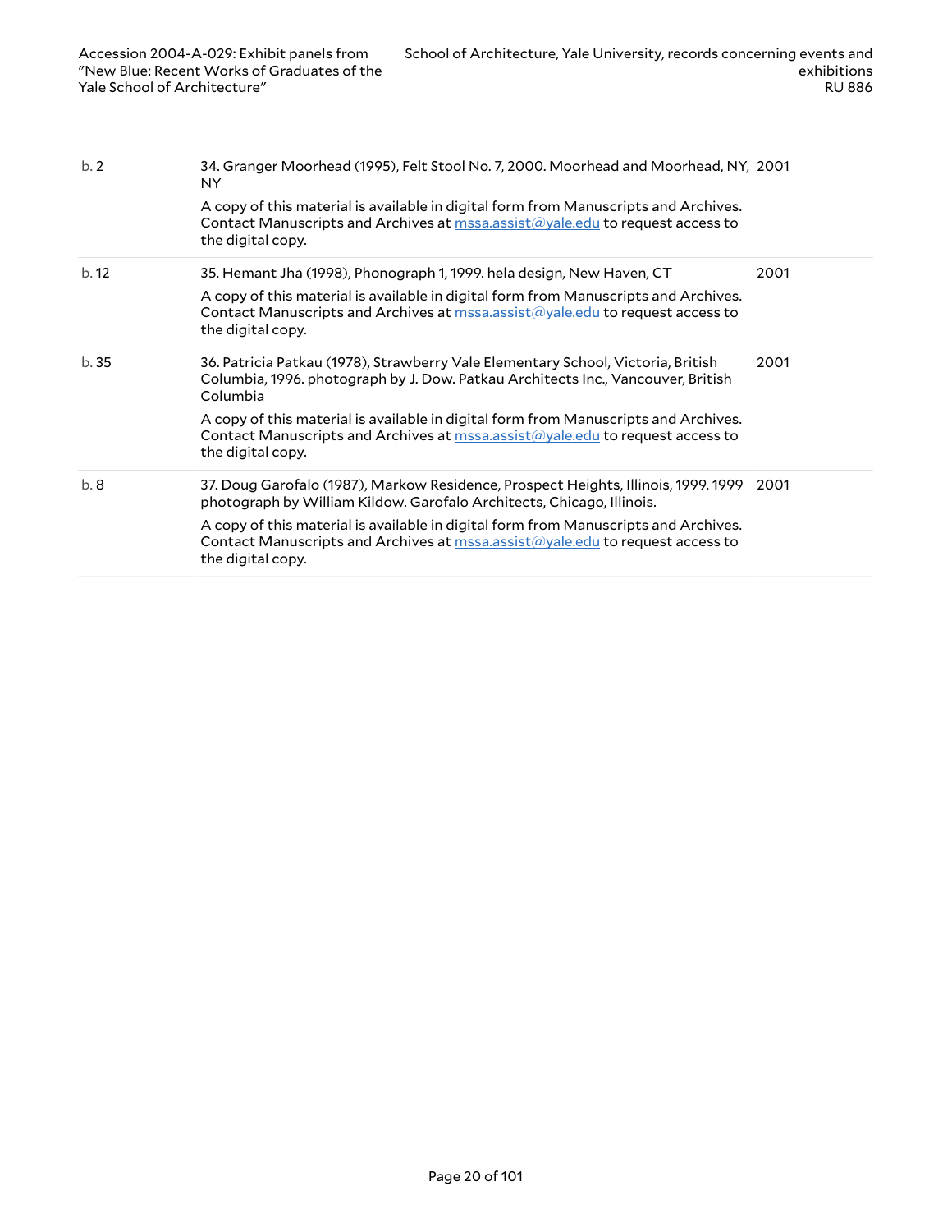| | | |
|---|---|---|
| b. 2 | 34. Granger Moorhead (1995), Felt Stool No. 7, 2000. Moorhead and Moorhead, NY, NY<br><br>A copy of this material is available in digital form from Manuscripts and Archives. Contact Manuscripts and Archives at mssa.assist@yale.edu to request access to the digital copy. | 2001 |
| b. 12 | 35. Hemant Jha (1998), Phonograph 1, 1999. hela design, New Haven, CT<br><br>A copy of this material is available in digital form from Manuscripts and Archives. Contact Manuscripts and Archives at mssa.assist@yale.edu to request access to the digital copy. | 2001 |
| b. 35 | 36. Patricia Patkau (1978), Strawberry Vale Elementary School, Victoria, British Columbia, 1996. photograph by J. Dow. Patkau Architects Inc., Vancouver, British Columbia<br><br>A copy of this material is available in digital form from Manuscripts and Archives. Contact Manuscripts and Archives at mssa.assist@yale.edu to request access to the digital copy. | 2001 |
| b. 8 | 37. Doug Garofalo (1987), Markow Residence, Prospect Heights, Illinois, 1999. 1999 photograph by William Kildow. Garofalo Architects, Chicago, Illinois.<br><br>A copy of this material is available in digital form from Manuscripts and Archives. Contact Manuscripts and Archives at mssa.assist@yale.edu to request access to the digital copy. | 2001 |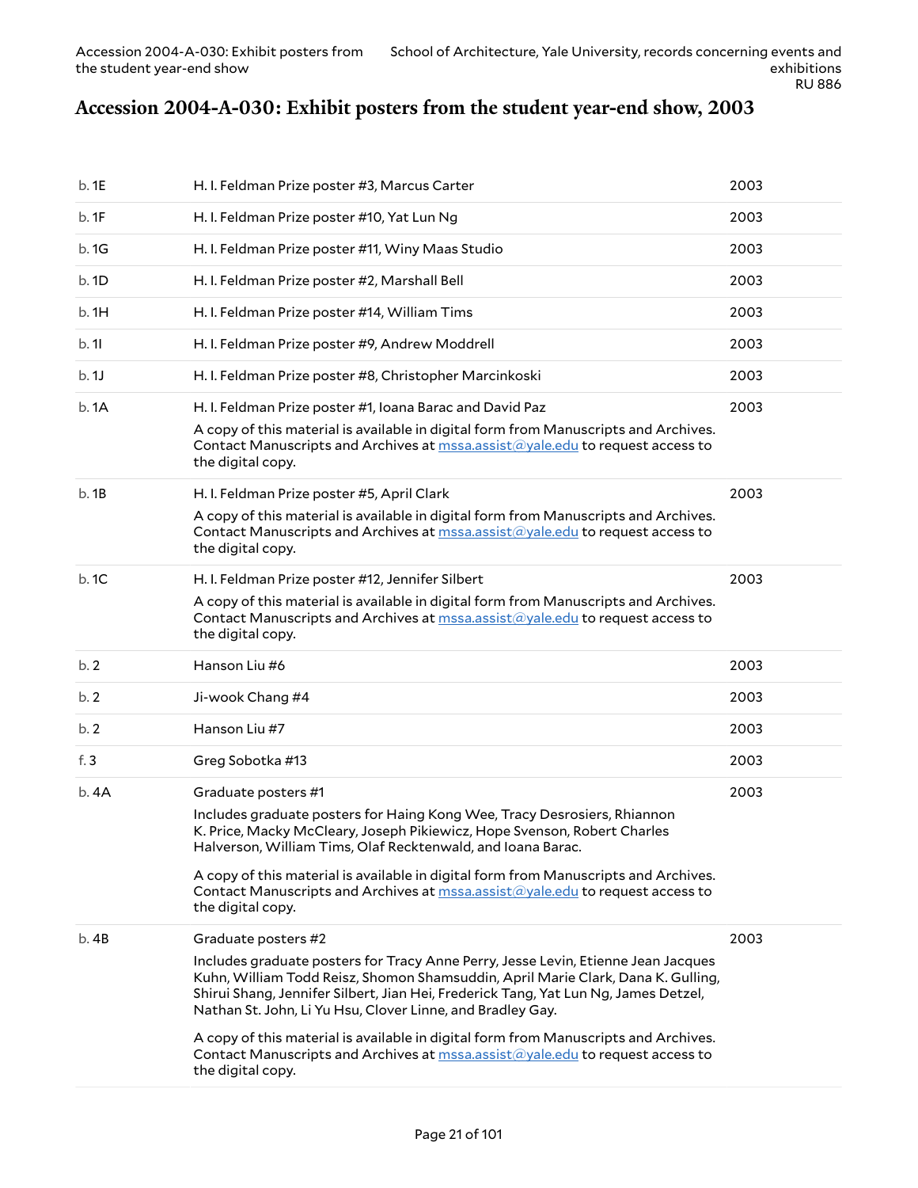# Accession 2004-A-030: Exhibit posters from the student year-end show, 2003

| | | |
|---|---|---|
| b. 1E | H. I. Feldman Prize poster #3, Marcus Carter | 2003 |
| b. 1F | H. I. Feldman Prize poster #10, Yat Lun Ng | 2003 |
| b. 1G | H. I. Feldman Prize poster #11, Winy Maas Studio | 2003 |
| b. 1D | H. I. Feldman Prize poster #2, Marshall Bell | 2003 |
| b. 1H | H. I. Feldman Prize poster #14, William Tims | 2003 |
| b. 1I | H. I. Feldman Prize poster #9, Andrew Moddrell | 2003 |
| b. 1J | H. I. Feldman Prize poster #8, Christopher Marcinkoski | 2003 |
| b. 1A | H. I. Feldman Prize poster #1, Ioana Barac and David Paz<br><br>A copy of this material is available in digital form from Manuscripts and Archives. Contact Manuscripts and Archives at mssa.assist@yale.edu to request access to the digital copy. | 2003 |
| b. 1B | H. I. Feldman Prize poster #5, April Clark<br><br>A copy of this material is available in digital form from Manuscripts and Archives. Contact Manuscripts and Archives at mssa.assist@yale.edu to request access to the digital copy. | 2003 |
| b. 1C | H. I. Feldman Prize poster #12, Jennifer Silbert<br><br>A copy of this material is available in digital form from Manuscripts and Archives. Contact Manuscripts and Archives at mssa.assist@yale.edu to request access to the digital copy. | 2003 |
| b. 2 | Hanson Liu #6 | 2003 |
| b. 2 | Ji-wook Chang #4 | 2003 |
| b. 2 | Hanson Liu #7 | 2003 |
| f. 3 | Greg Sobotka #13 | 2003 |
| b. 4A | Graduate posters #1<br><br>Includes graduate posters for Haing Kong Wee, Tracy Desrosiers, Rhiannon K. Price, Macky McCleary, Joseph Pikiewicz, Hope Svenson, Robert Charles Halverson, William Tims, Olaf Recktenwald, and Ioana Barac.<br><br>A copy of this material is available in digital form from Manuscripts and Archives. Contact Manuscripts and Archives at mssa.assist@yale.edu to request access to the digital copy. | 2003 |
| b. 4B | Graduate posters #2<br><br>Includes graduate posters for Tracy Anne Perry, Jesse Levin, Etienne Jean Jacques Kuhn, William Todd Reisz, Shomon Shamsuddin, April Marie Clark, Dana K. Gulling, Shirui Shang, Jennifer Silbert, Jian Hei, Frederick Tang, Yat Lun Ng, James Detzel, Nathan St. John, Li Yu Hsu, Clover Linne, and Bradley Gay.<br><br>A copy of this material is available in digital form from Manuscripts and Archives. Contact Manuscripts and Archives at mssa.assist@yale.edu to request access to the digital copy. | 2003 |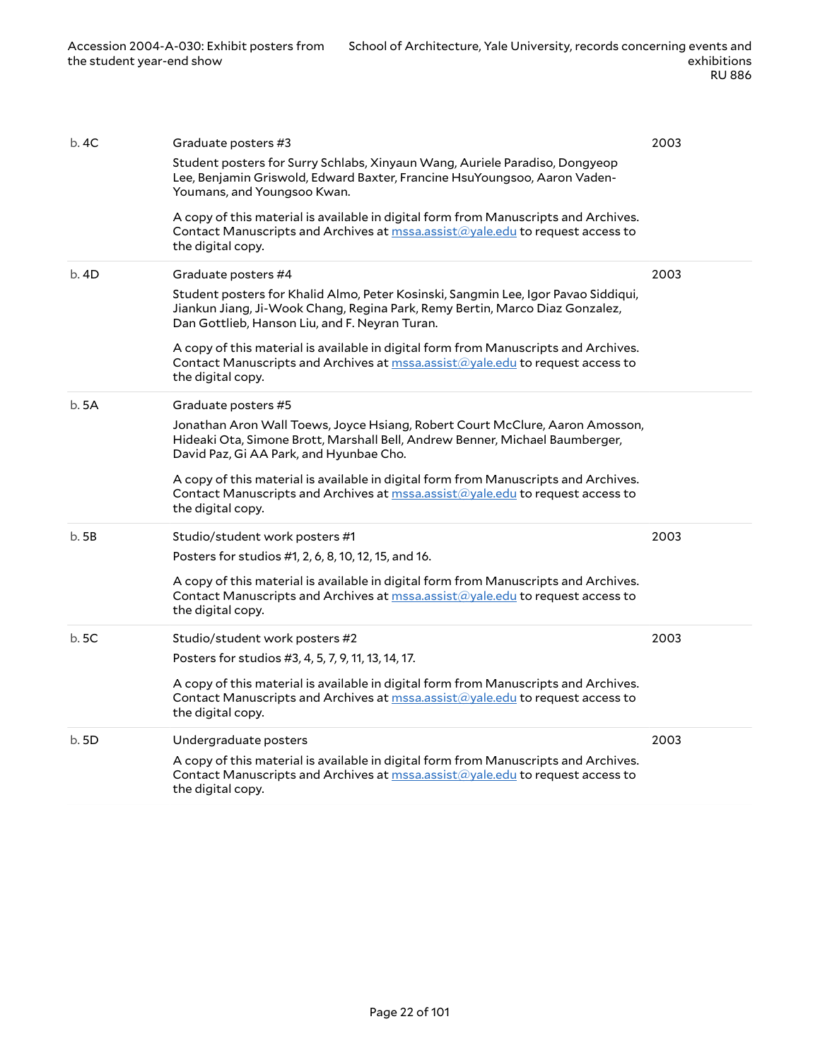| | | |
|---|---|---|
| b. 4C | Graduate posters #3<br><br>Student posters for Surry Schlabs, Xinyaun Wang, Auriele Paradiso, Dongyeop Lee, Benjamin Griswold, Edward Baxter, Francine HsuYoungsoo, Aaron Vaden-Youmans, and Youngsoo Kwan.<br><br>A copy of this material is available in digital form from Manuscripts and Archives. Contact Manuscripts and Archives at mssa.assist@yale.edu to request access to the digital copy. | 2003 |
| b. 4D | Graduate posters #4<br><br>Student posters for Khalid Almo, Peter Kosinski, Sangmin Lee, Igor Pavao Siddiqui, Jiankun Jiang, Ji-Wook Chang, Regina Park, Remy Bertin, Marco Diaz Gonzalez, Dan Gottlieb, Hanson Liu, and F. Neyran Turan.<br><br>A copy of this material is available in digital form from Manuscripts and Archives. Contact Manuscripts and Archives at mssa.assist@yale.edu to request access to the digital copy. | 2003 |
| b. 5A | Graduate posters #5<br><br>Jonathan Aron Wall Toews, Joyce Hsiang, Robert Court McClure, Aaron Amosson, Hideaki Ota, Simone Brott, Marshall Bell, Andrew Benner, Michael Baumberger, David Paz, Gi AA Park, and Hyunbae Cho.<br><br>A copy of this material is available in digital form from Manuscripts and Archives. Contact Manuscripts and Archives at mssa.assist@yale.edu to request access to the digital copy. | |
| b. 5B | Studio/student work posters #1<br><br>Posters for studios #1, 2, 6, 8, 10, 12, 15, and 16.<br><br>A copy of this material is available in digital form from Manuscripts and Archives. Contact Manuscripts and Archives at mssa.assist@yale.edu to request access to the digital copy. | 2003 |
| b. 5C | Studio/student work posters #2<br><br>Posters for studios #3, 4, 5, 7, 9, 11, 13, 14, 17.<br><br>A copy of this material is available in digital form from Manuscripts and Archives. Contact Manuscripts and Archives at mssa.assist@yale.edu to request access to the digital copy. | 2003 |
| b. 5D | Undergraduate posters<br><br>A copy of this material is available in digital form from Manuscripts and Archives. Contact Manuscripts and Archives at mssa.assist@yale.edu to request access to the digital copy. | 2003 |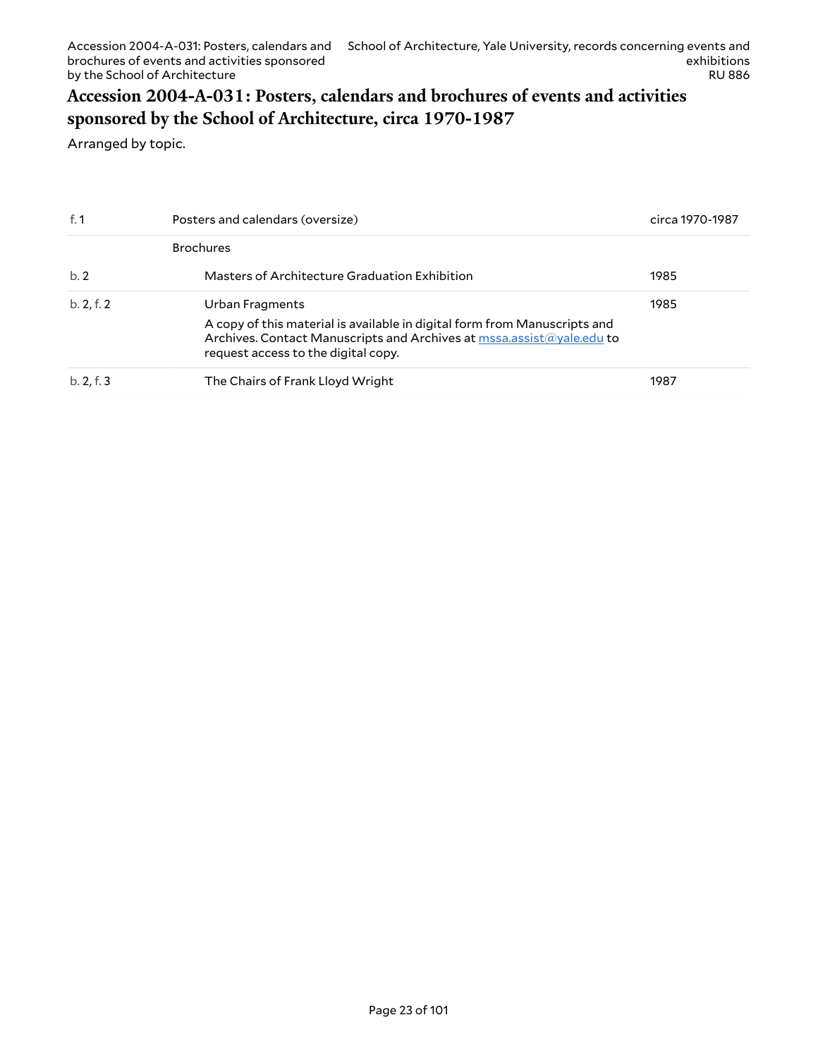## Accession 2004-A-031: Posters, calendars and brochures of events and activities sponsored by the School of Architecture, circa 1970-1987

Arranged by topic.

| | | |
|---|---|---|
| f. 1 | Posters and calendars (oversize) | circa 1970-1987 |
| | Brochures | |
| b. 2 | Masters of Architecture Graduation Exhibition | 1985 |
| b. 2, f. 2 | Urban Fragments<br>A copy of this material is available in digital form from Manuscripts and Archives. Contact Manuscripts and Archives at mssa.assist@yale.edu to request access to the digital copy. | 1985 |
| b. 2, f. 3 | The Chairs of Frank Lloyd Wright | 1987 |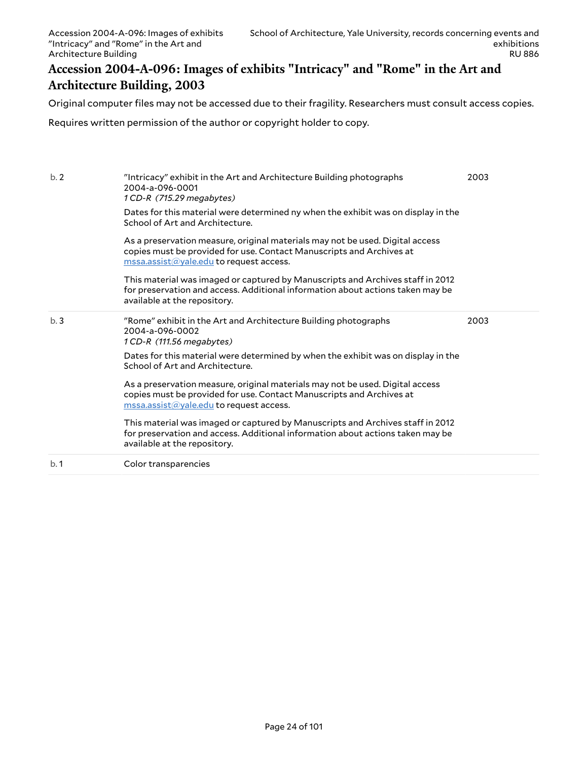# Accession 2004-A-096: Images of exhibits "Intricacy" and "Rome" in the Art and Architecture Building, 2003

Original computer files may not be accessed due to their fragility. Researchers must consult access copies.

Requires written permission of the author or copyright holder to copy.

| | | |
|---|---|---|
| b. 2 | "Intricacy" exhibit in the Art and Architecture Building photographs<br>2004-a-096-0001<br>*1 CD-R (715.29 megabytes)*<br><br>Dates for this material were determined ny when the exhibit was on display in the School of Art and Architecture.<br><br>As a preservation measure, original materials may not be used. Digital access copies must be provided for use. Contact Manuscripts and Archives at mssa.assist@yale.edu to request access.<br><br>This material was imaged or captured by Manuscripts and Archives staff in 2012 for preservation and access. Additional information about actions taken may be available at the repository. | 2003 |
| b. 3 | "Rome" exhibit in the Art and Architecture Building photographs<br>2004-a-096-0002<br>*1 CD-R (111.56 megabytes)*<br><br>Dates for this material were determined by when the exhibit was on display in the School of Art and Architecture.<br><br>As a preservation measure, original materials may not be used. Digital access copies must be provided for use. Contact Manuscripts and Archives at mssa.assist@yale.edu to request access.<br><br>This material was imaged or captured by Manuscripts and Archives staff in 2012 for preservation and access. Additional information about actions taken may be available at the repository. | 2003 |
| b. 1 | Color transparencies | |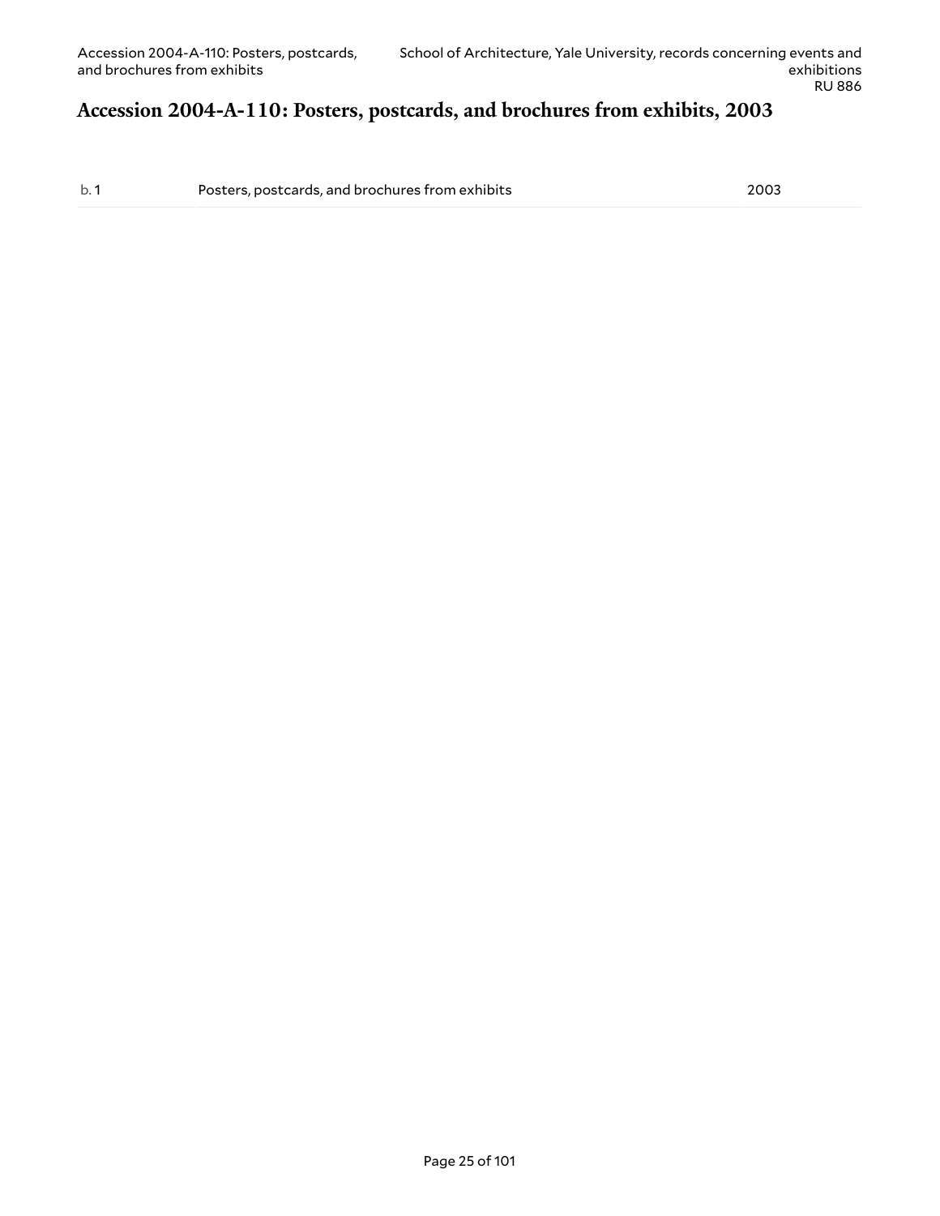## Accession 2004-A-110: Posters, postcards, and brochures from exhibits, 2003

| | | |
|---|---|---|
| b. 1 | Posters, postcards, and brochures from exhibits | 2003 |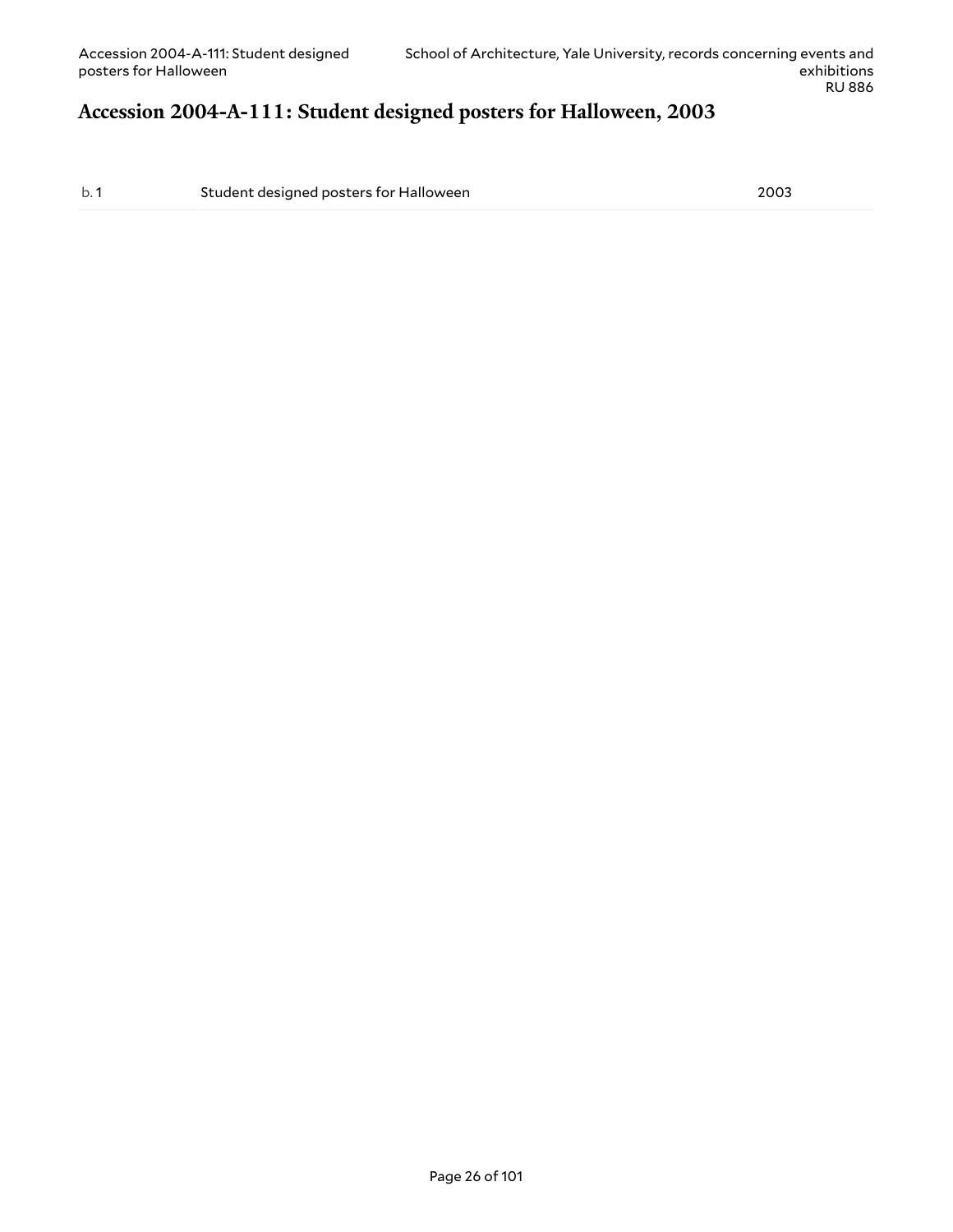## Accession 2004-A-111: Student designed posters for Halloween, 2003

| | | |
|---|---|---|
| b. 1 | Student designed posters for Halloween | 2003 |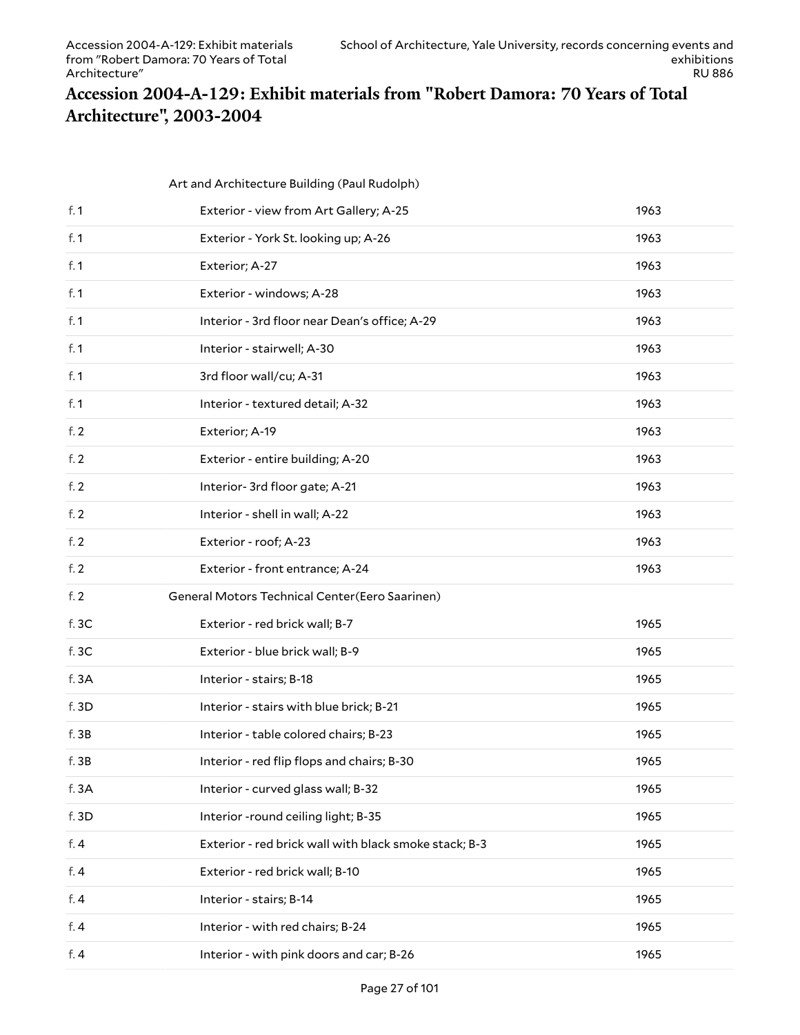## Accession 2004-A-129: Exhibit materials from "Robert Damora: 70 Years of Total Architecture", 2003-2004

| | | |
|---|---|---|
| | Art and Architecture Building (Paul Rudolph) | |
| f. 1 | Exterior - view from Art Gallery; A-25 | 1963 |
| f. 1 | Exterior - York St. looking up; A-26 | 1963 |
| f. 1 | Exterior; A-27 | 1963 |
| f. 1 | Exterior - windows; A-28 | 1963 |
| f. 1 | Interior - 3rd floor near Dean's office; A-29 | 1963 |
| f. 1 | Interior - stairwell; A-30 | 1963 |
| f. 1 | 3rd floor wall/cu; A-31 | 1963 |
| f. 1 | Interior - textured detail; A-32 | 1963 |
| f. 2 | Exterior; A-19 | 1963 |
| f. 2 | Exterior - entire building; A-20 | 1963 |
| f. 2 | Interior- 3rd floor gate; A-21 | 1963 |
| f. 2 | Interior - shell in wall; A-22 | 1963 |
| f. 2 | Exterior - roof; A-23 | 1963 |
| f. 2 | Exterior - front entrance; A-24 | 1963 |
| f. 2 | General Motors Technical Center(Eero Saarinen) | |
| f. 3C | Exterior - red brick wall; B-7 | 1965 |
| f. 3C | Exterior - blue brick wall; B-9 | 1965 |
| f. 3A | Interior - stairs; B-18 | 1965 |
| f. 3D | Interior - stairs with blue brick; B-21 | 1965 |
| f. 3B | Interior - table colored chairs; B-23 | 1965 |
| f. 3B | Interior - red flip flops and chairs; B-30 | 1965 |
| f. 3A | Interior - curved glass wall; B-32 | 1965 |
| f. 3D | Interior -round ceiling light; B-35 | 1965 |
| f. 4 | Exterior - red brick wall with black smoke stack; B-3 | 1965 |
| f. 4 | Exterior - red brick wall; B-10 | 1965 |
| f. 4 | Interior - stairs; B-14 | 1965 |
| f. 4 | Interior - with red chairs; B-24 | 1965 |
| f. 4 | Interior - with pink doors and car; B-26 | 1965 |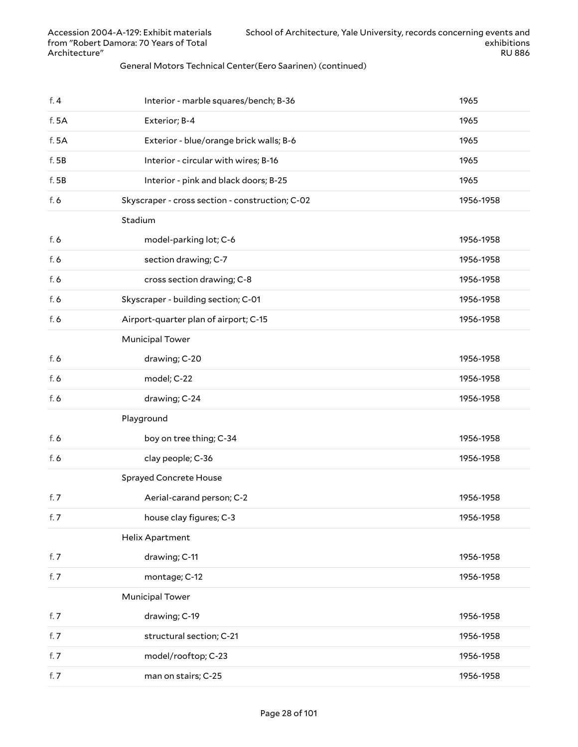General Motors Technical Center(Eero Saarinen) (continued)

| | | |
|---|---|---|
| f. 4 | Interior - marble squares/bench; B-36 | 1965 |
| f. 5A | Exterior; B-4 | 1965 |
| f. 5A | Exterior - blue/orange brick walls; B-6 | 1965 |
| f. 5B | Interior - circular with wires; B-16 | 1965 |
| f. 5B | Interior - pink and black doors; B-25 | 1965 |
| f. 6 | Skyscraper - cross section - construction; C-02 | 1956-1958 |
| | Stadium | |
| f. 6 | model-parking lot; C-6 | 1956-1958 |
| f. 6 | section drawing; C-7 | 1956-1958 |
| f. 6 | cross section drawing; C-8 | 1956-1958 |
| f. 6 | Skyscraper - building section; C-01 | 1956-1958 |
| f. 6 | Airport-quarter plan of airport; C-15 | 1956-1958 |
| | Municipal Tower | |
| f. 6 | drawing; C-20 | 1956-1958 |
| f. 6 | model; C-22 | 1956-1958 |
| f. 6 | drawing; C-24 | 1956-1958 |
| | Playground | |
| f. 6 | boy on tree thing; C-34 | 1956-1958 |
| f. 6 | clay people; C-36 | 1956-1958 |
| | Sprayed Concrete House | |
| f. 7 | Aerial-carand person; C-2 | 1956-1958 |
| f. 7 | house clay figures; C-3 | 1956-1958 |
| | Helix Apartment | |
| f. 7 | drawing; C-11 | 1956-1958 |
| f. 7 | montage; C-12 | 1956-1958 |
| | Municipal Tower | |
| f. 7 | drawing; C-19 | 1956-1958 |
| f. 7 | structural section; C-21 | 1956-1958 |
| f. 7 | model/rooftop; C-23 | 1956-1958 |
| f. 7 | man on stairs; C-25 | 1956-1958 |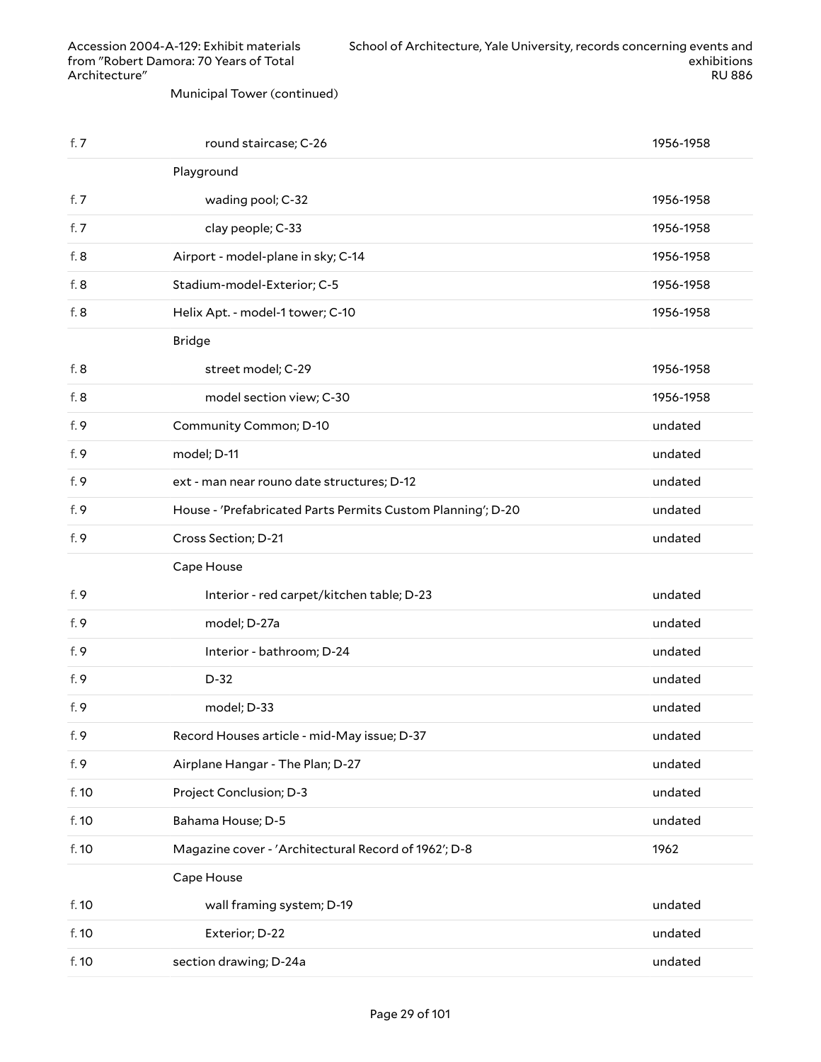Municipal Tower (continued)

| | | |
|---|---|---|
| f. 7 | round staircase; C-26 | 1956-1958 |
| | Playground | |
| f. 7 | wading pool; C-32 | 1956-1958 |
| f. 7 | clay people; C-33 | 1956-1958 |
| f. 8 | Airport - model-plane in sky; C-14 | 1956-1958 |
| f. 8 | Stadium-model-Exterior; C-5 | 1956-1958 |
| f. 8 | Helix Apt. - model-1 tower; C-10 | 1956-1958 |
| | Bridge | |
| f. 8 | street model; C-29 | 1956-1958 |
| f. 8 | model section view; C-30 | 1956-1958 |
| f. 9 | Community Common; D-10 | undated |
| f. 9 | model; D-11 | undated |
| f. 9 | ext - man near rouno date structures; D-12 | undated |
| f. 9 | House - 'Prefabricated Parts Permits Custom Planning'; D-20 | undated |
| f. 9 | Cross Section; D-21 | undated |
| | Cape House | |
| f. 9 | Interior - red carpet/kitchen table; D-23 | undated |
| f. 9 | model; D-27a | undated |
| f. 9 | Interior - bathroom; D-24 | undated |
| f. 9 | D-32 | undated |
| f. 9 | model; D-33 | undated |
| f. 9 | Record Houses article - mid-May issue; D-37 | undated |
| f. 9 | Airplane Hangar - The Plan; D-27 | undated |
| f. 10 | Project Conclusion; D-3 | undated |
| f. 10 | Bahama House; D-5 | undated |
| f. 10 | Magazine cover - 'Architectural Record of 1962'; D-8 | 1962 |
| | Cape House | |
| f. 10 | wall framing system; D-19 | undated |
| f. 10 | Exterior; D-22 | undated |
| f. 10 | section drawing; D-24a | undated |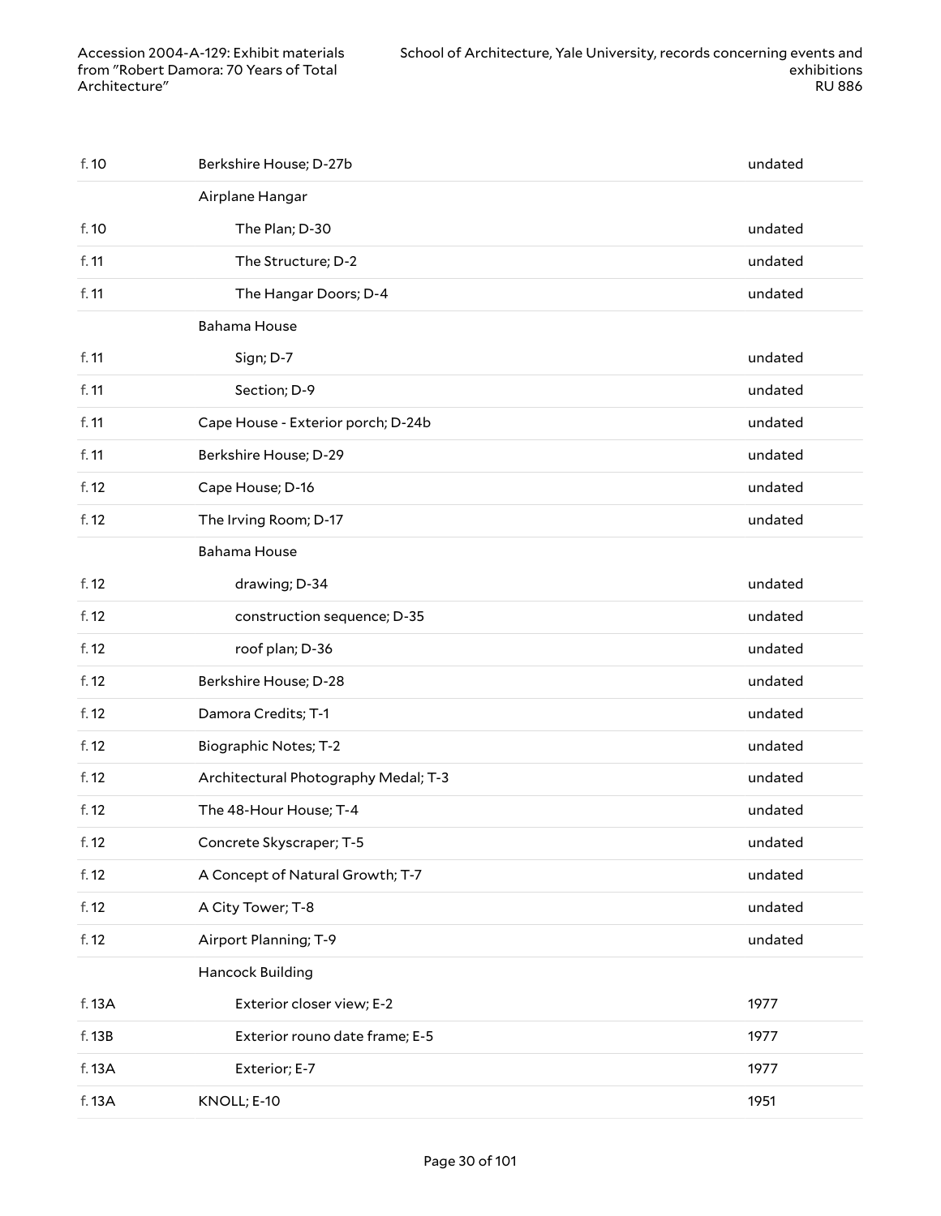| | | |
|---|---|---|
| f. 10 | Berkshire House; D-27b | undated |
| | Airplane Hangar | |
| f. 10 | The Plan; D-30 | undated |
| f. 11 | The Structure; D-2 | undated |
| f. 11 | The Hangar Doors; D-4 | undated |
| | Bahama House | |
| f. 11 | Sign; D-7 | undated |
| f. 11 | Section; D-9 | undated |
| f. 11 | Cape House - Exterior porch; D-24b | undated |
| f. 11 | Berkshire House; D-29 | undated |
| f. 12 | Cape House; D-16 | undated |
| f. 12 | The Irving Room; D-17 | undated |
| | Bahama House | |
| f. 12 | drawing; D-34 | undated |
| f. 12 | construction sequence; D-35 | undated |
| f. 12 | roof plan; D-36 | undated |
| f. 12 | Berkshire House; D-28 | undated |
| f. 12 | Damora Credits; T-1 | undated |
| f. 12 | Biographic Notes; T-2 | undated |
| f. 12 | Architectural Photography Medal; T-3 | undated |
| f. 12 | The 48-Hour House; T-4 | undated |
| f. 12 | Concrete Skyscraper; T-5 | undated |
| f. 12 | A Concept of Natural Growth; T-7 | undated |
| f. 12 | A City Tower; T-8 | undated |
| f. 12 | Airport Planning; T-9 | undated |
| | Hancock Building | |
| f. 13A | Exterior closer view; E-2 | 1977 |
| f. 13B | Exterior rouno date frame; E-5 | 1977 |
| f. 13A | Exterior; E-7 | 1977 |
| f. 13A | KNOLL; E-10 | 1951 |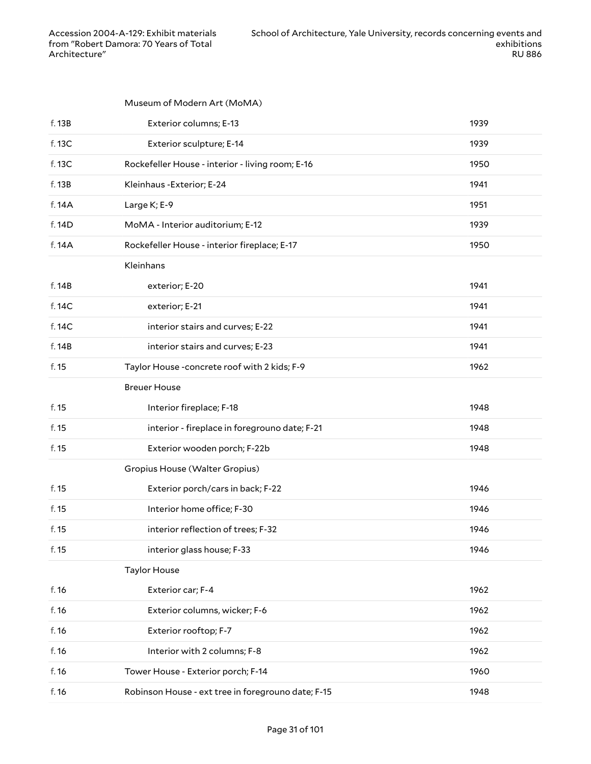| | | |
|---|---|---|
| | Museum of Modern Art (MoMA) | |
| f. 13B | Exterior columns; E-13 | 1939 |
| f. 13C | Exterior sculpture; E-14 | 1939 |
| f. 13C | Rockefeller House - interior - living room; E-16 | 1950 |
| f. 13B | Kleinhaus -Exterior; E-24 | 1941 |
| f. 14A | Large K; E-9 | 1951 |
| f. 14D | MoMA - Interior auditorium; E-12 | 1939 |
| f. 14A | Rockefeller House - interior fireplace; E-17 | 1950 |
| | Kleinhans | |
| f. 14B | exterior; E-20 | 1941 |
| f. 14C | exterior; E-21 | 1941 |
| f. 14C | interior stairs and curves; E-22 | 1941 |
| f. 14B | interior stairs and curves; E-23 | 1941 |
| f. 15 | Taylor House -concrete roof with 2 kids; F-9 | 1962 |
| | Breuer House | |
| f. 15 | Interior fireplace; F-18 | 1948 |
| f. 15 | interior - fireplace in foregrouno date; F-21 | 1948 |
| f. 15 | Exterior wooden porch; F-22b | 1948 |
| | Gropius House (Walter Gropius) | |
| f. 15 | Exterior porch/cars in back; F-22 | 1946 |
| f. 15 | Interior home office; F-30 | 1946 |
| f. 15 | interior reflection of trees; F-32 | 1946 |
| f. 15 | interior glass house; F-33 | 1946 |
| | Taylor House | |
| f. 16 | Exterior car; F-4 | 1962 |
| f. 16 | Exterior columns, wicker; F-6 | 1962 |
| f. 16 | Exterior rooftop; F-7 | 1962 |
| f. 16 | Interior with 2 columns; F-8 | 1962 |
| f. 16 | Tower House - Exterior porch; F-14 | 1960 |
| f. 16 | Robinson House - ext tree in foregrouno date; F-15 | 1948 |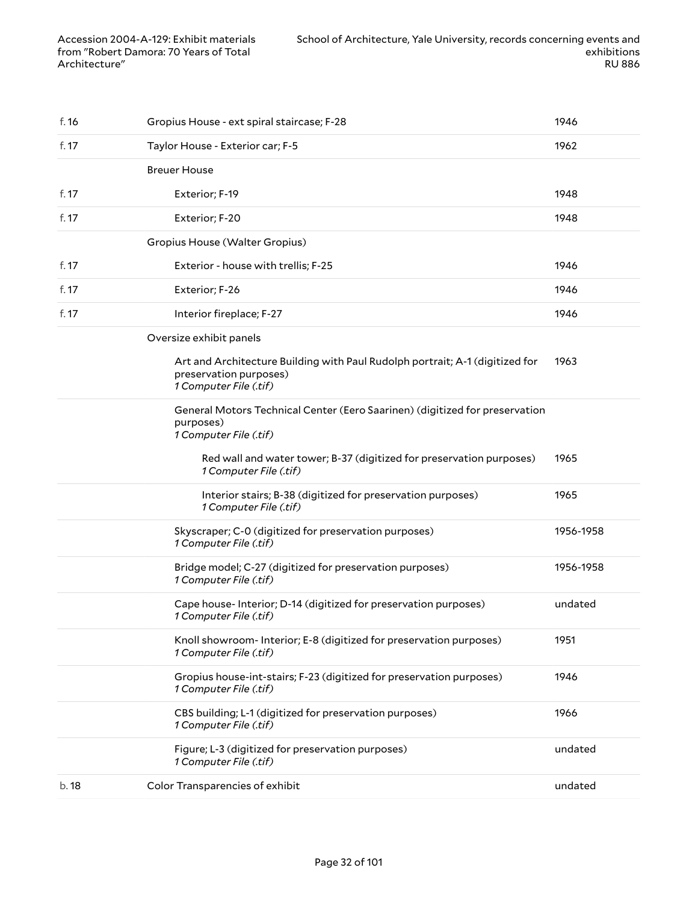| | | |
|---|---|---|
| f. 16 | Gropius House - ext spiral staircase; F-28 | 1946 |
| f. 17 | Taylor House - Exterior car; F-5 | 1962 |
| | Breuer House | |
| f. 17 | Exterior; F-19 | 1948 |
| f. 17 | Exterior; F-20 | 1948 |
| | Gropius House (Walter Gropius) | |
| f. 17 | Exterior - house with trellis; F-25 | 1946 |
| f. 17 | Exterior; F-26 | 1946 |
| f. 17 | Interior fireplace; F-27 | 1946 |
| | Oversize exhibit panels | |
| | Art and Architecture Building with Paul Rudolph portrait; A-1 (digitized for preservation purposes) *1 Computer File (.tif)* | 1963 |
| | General Motors Technical Center (Eero Saarinen) (digitized for preservation purposes) *1 Computer File (.tif)* | |
| | Red wall and water tower; B-37 (digitized for preservation purposes) *1 Computer File (.tif)* | 1965 |
| | Interior stairs; B-38 (digitized for preservation purposes) *1 Computer File (.tif)* | 1965 |
| | Skyscraper; C-0 (digitized for preservation purposes) *1 Computer File (.tif)* | 1956-1958 |
| | Bridge model; C-27 (digitized for preservation purposes) *1 Computer File (.tif)* | 1956-1958 |
| | Cape house- Interior; D-14 (digitized for preservation purposes) *1 Computer File (.tif)* | undated |
| | Knoll showroom- Interior; E-8 (digitized for preservation purposes) *1 Computer File (.tif)* | 1951 |
| | Gropius house-int-stairs; F-23 (digitized for preservation purposes) *1 Computer File (.tif)* | 1946 |
| | CBS building; L-1 (digitized for preservation purposes) *1 Computer File (.tif)* | 1966 |
| | Figure; L-3 (digitized for preservation purposes) *1 Computer File (.tif)* | undated |
| b. 18 | Color Transparencies of exhibit | undated |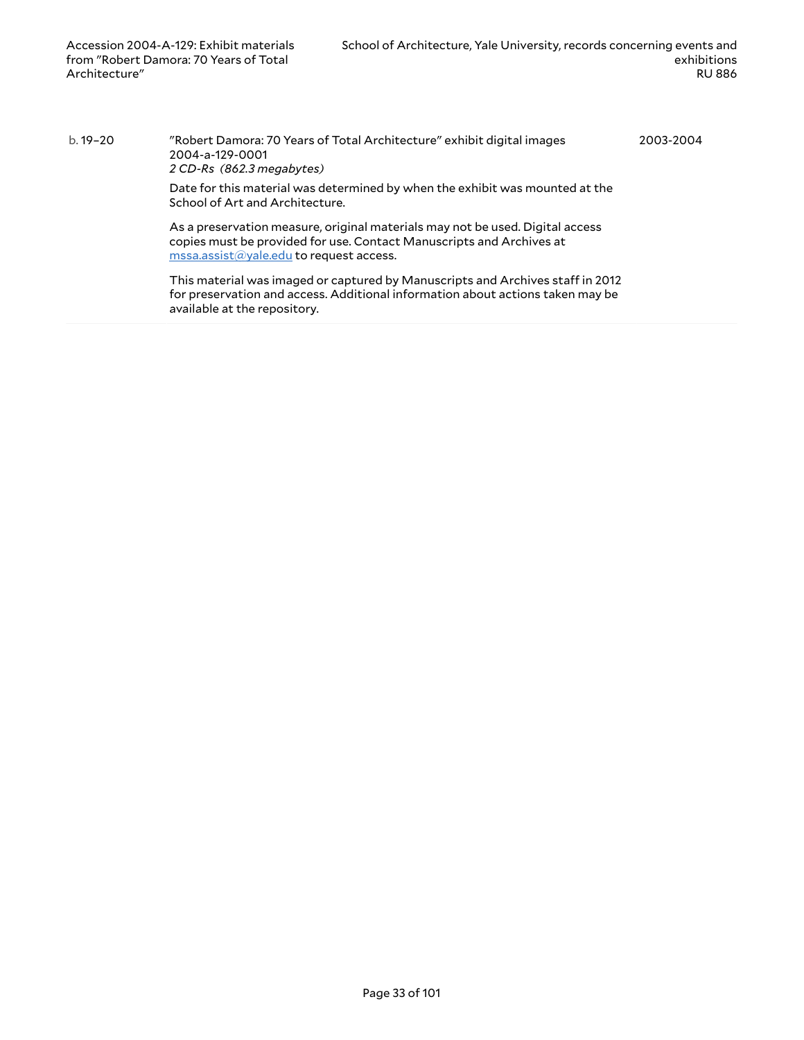| | | |
|---|---|---|
| b. 19–20 | "Robert Damora: 70 Years of Total Architecture" exhibit digital images<br>2004-a-129-0001<br>*2 CD-Rs (862.3 megabytes)*<br><br>Date for this material was determined by when the exhibit was mounted at the School of Art and Architecture.<br><br>As a preservation measure, original materials may not be used. Digital access copies must be provided for use. Contact Manuscripts and Archives at mssa.assist@yale.edu to request access.<br><br>This material was imaged or captured by Manuscripts and Archives staff in 2012 for preservation and access. Additional information about actions taken may be available at the repository. | 2003-2004 |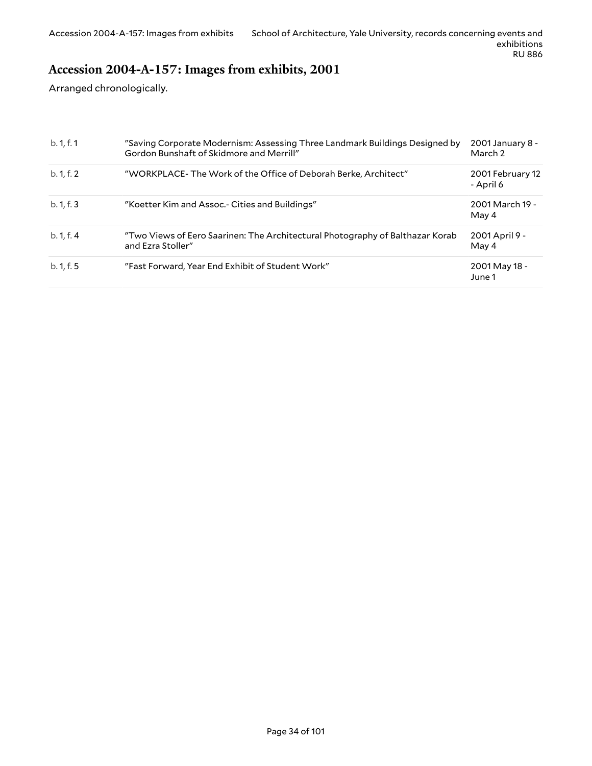## Accession 2004-A-157: Images from exhibits, 2001

Arranged chronologically.

| | | |
|---|---|---|
| b. 1, f. 1 | "Saving Corporate Modernism: Assessing Three Landmark Buildings Designed by Gordon Bunshaft of Skidmore and Merrill" | 2001 January 8 - March 2 |
| b. 1, f. 2 | "WORKPLACE- The Work of the Office of Deborah Berke, Architect" | 2001 February 12 - April 6 |
| b. 1, f. 3 | "Koetter Kim and Assoc.- Cities and Buildings" | 2001 March 19 - May 4 |
| b. 1, f. 4 | "Two Views of Eero Saarinen: The Architectural Photography of Balthazar Korab and Ezra Stoller" | 2001 April 9 - May 4 |
| b. 1, f. 5 | "Fast Forward, Year End Exhibit of Student Work" | 2001 May 18 - June 1 |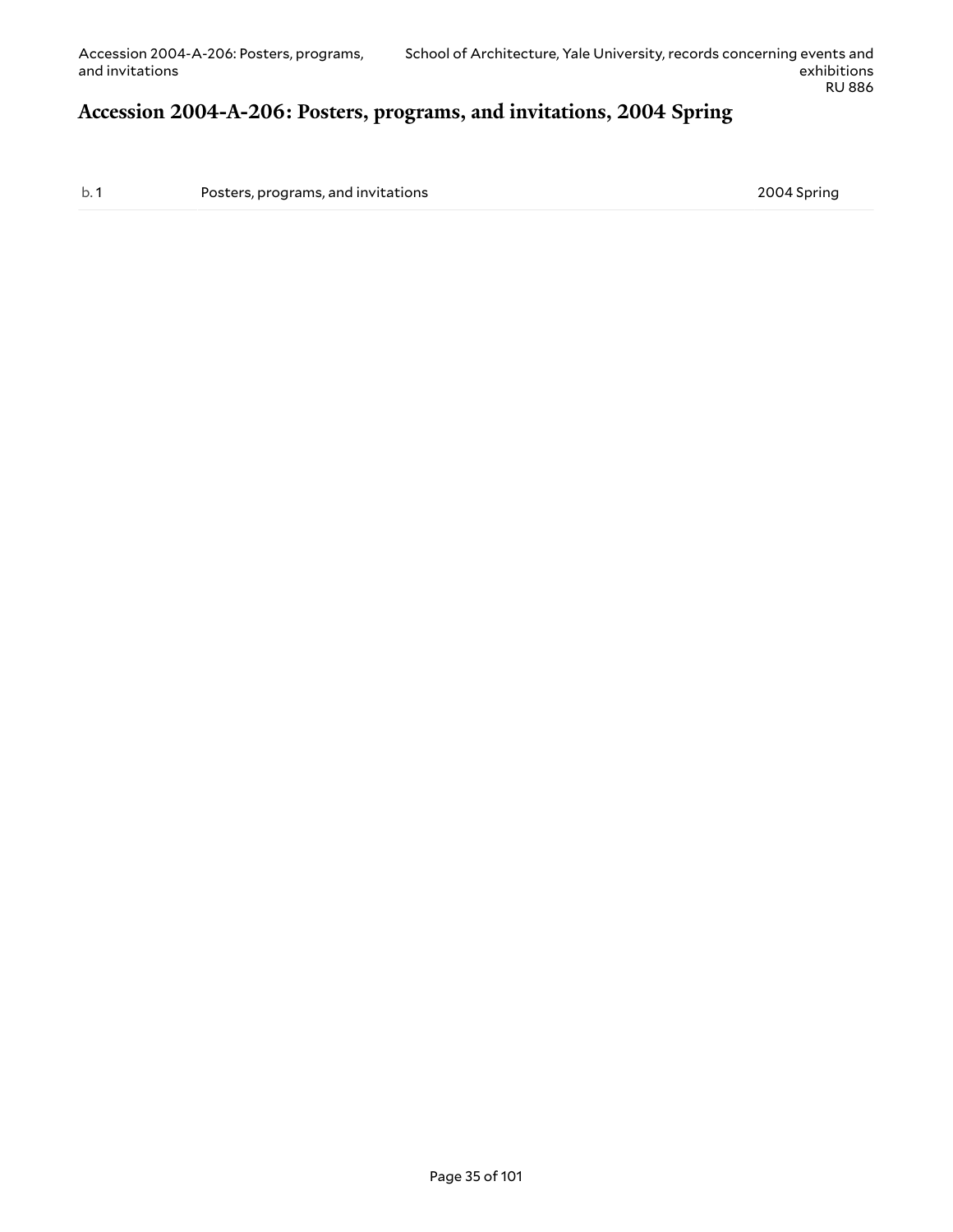## Accession 2004-A-206: Posters, programs, and invitations, 2004 Spring

| | | |
|---|---|---|
| b. 1 | Posters, programs, and invitations | 2004 Spring |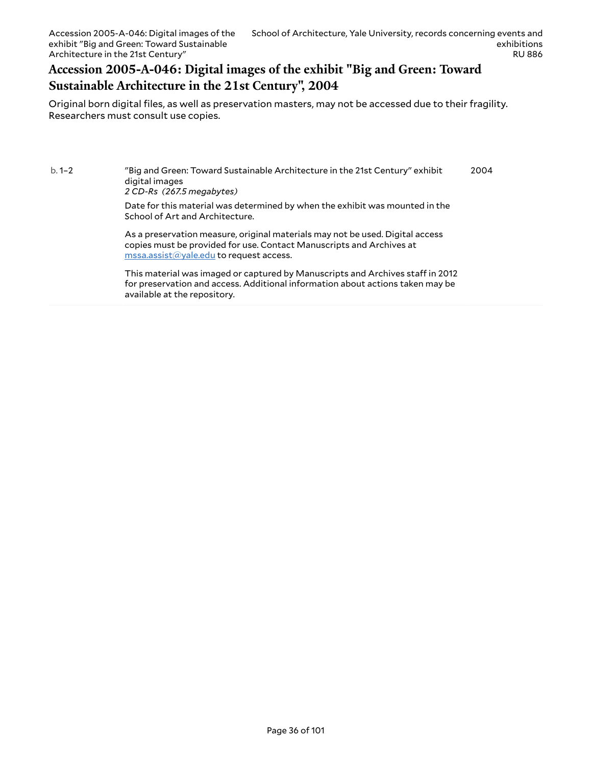## Accession 2005-A-046: Digital images of the exhibit "Big and Green: Toward Sustainable Architecture in the 21st Century", 2004

Original born digital files, as well as preservation masters, may not be accessed due to their fragility. Researchers must consult use copies.

| | | |
|---|---|---|
| b. 1–2 | "Big and Green: Toward Sustainable Architecture in the 21st Century" exhibit digital images<br>*2 CD-Rs (267.5 megabytes)*<br><br>Date for this material was determined by when the exhibit was mounted in the School of Art and Architecture.<br><br>As a preservation measure, original materials may not be used. Digital access copies must be provided for use. Contact Manuscripts and Archives at mssa.assist@yale.edu to request access.<br><br>This material was imaged or captured by Manuscripts and Archives staff in 2012 for preservation and access. Additional information about actions taken may be available at the repository. | 2004 |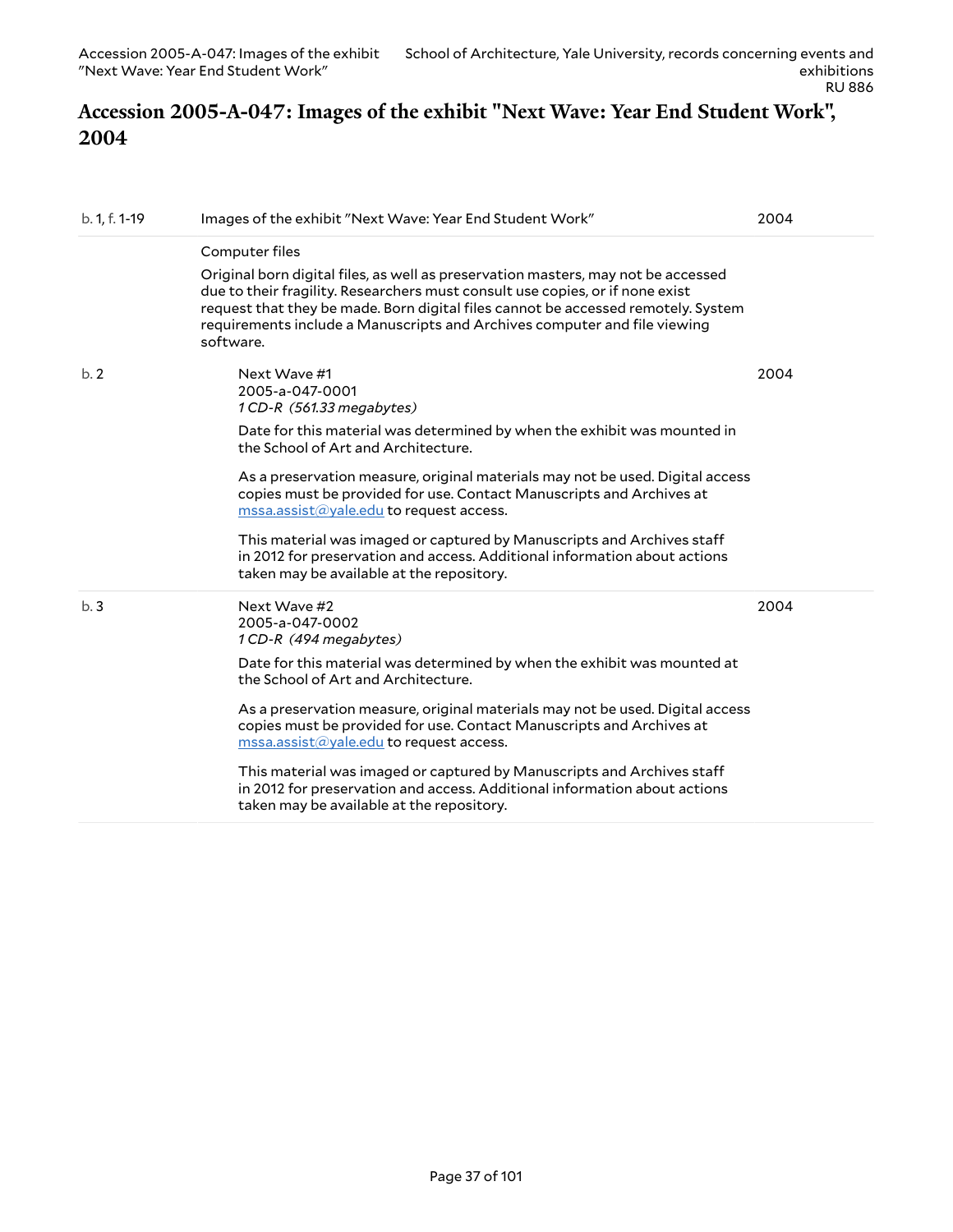# Accession 2005-A-047: Images of the exhibit "Next Wave: Year End Student Work", 2004

| | | |
|---|---|---|
| b. 1, f. 1-19 | Images of the exhibit "Next Wave: Year End Student Work" | 2004 |
| | Computer files<br><br>Original born digital files, as well as preservation masters, may not be accessed due to their fragility. Researchers must consult use copies, or if none exist request that they be made. Born digital files cannot be accessed remotely. System requirements include a Manuscripts and Archives computer and file viewing software. | |
| b. 2 | Next Wave #1<br>2005-a-047-0001<br>*1 CD-R (561.33 megabytes)*<br><br>Date for this material was determined by when the exhibit was mounted in the School of Art and Architecture.<br><br>As a preservation measure, original materials may not be used. Digital access copies must be provided for use. Contact Manuscripts and Archives at mssa.assist@yale.edu to request access.<br><br>This material was imaged or captured by Manuscripts and Archives staff in 2012 for preservation and access. Additional information about actions taken may be available at the repository. | 2004 |
| b. 3 | Next Wave #2<br>2005-a-047-0002<br>*1 CD-R (494 megabytes)*<br><br>Date for this material was determined by when the exhibit was mounted at the School of Art and Architecture.<br><br>As a preservation measure, original materials may not be used. Digital access copies must be provided for use. Contact Manuscripts and Archives at mssa.assist@yale.edu to request access.<br><br>This material was imaged or captured by Manuscripts and Archives staff in 2012 for preservation and access. Additional information about actions taken may be available at the repository. | 2004 |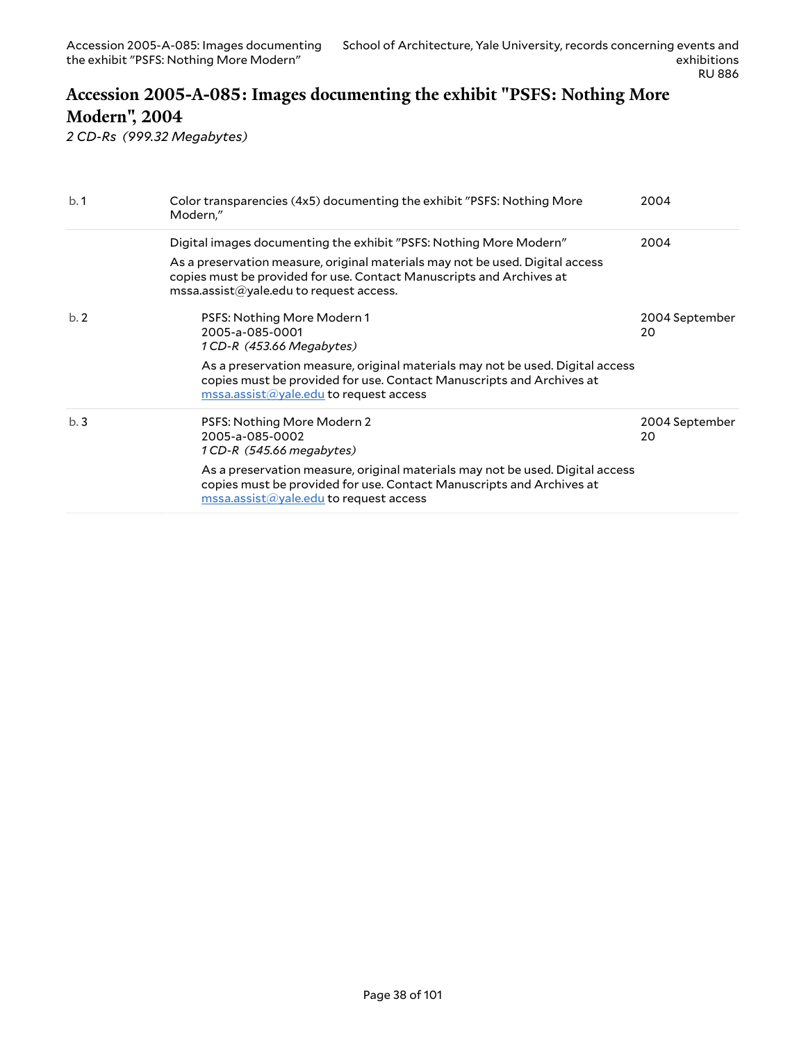# Accession 2005-A-085: Images documenting the exhibit "PSFS: Nothing More Modern", 2004

*2 CD-Rs (999.32 Megabytes)*

| | | |
|---|---|---|
| b. 1 | Color transparencies (4x5) documenting the exhibit "PSFS: Nothing More Modern," | 2004 |
| | Digital images documenting the exhibit "PSFS: Nothing More Modern"<br><br>As a preservation measure, original materials may not be used. Digital access copies must be provided for use. Contact Manuscripts and Archives at mssa.assist@yale.edu to request access. | 2004 |
| b. 2 | PSFS: Nothing More Modern 1<br>2005-a-085-0001<br>*1 CD-R (453.66 Megabytes)*<br><br>As a preservation measure, original materials may not be used. Digital access copies must be provided for use. Contact Manuscripts and Archives at mssa.assist@yale.edu to request access | 2004 September 20 |
| b. 3 | PSFS: Nothing More Modern 2<br>2005-a-085-0002<br>*1 CD-R (545.66 megabytes)*<br><br>As a preservation measure, original materials may not be used. Digital access copies must be provided for use. Contact Manuscripts and Archives at mssa.assist@yale.edu to request access | 2004 September 20 |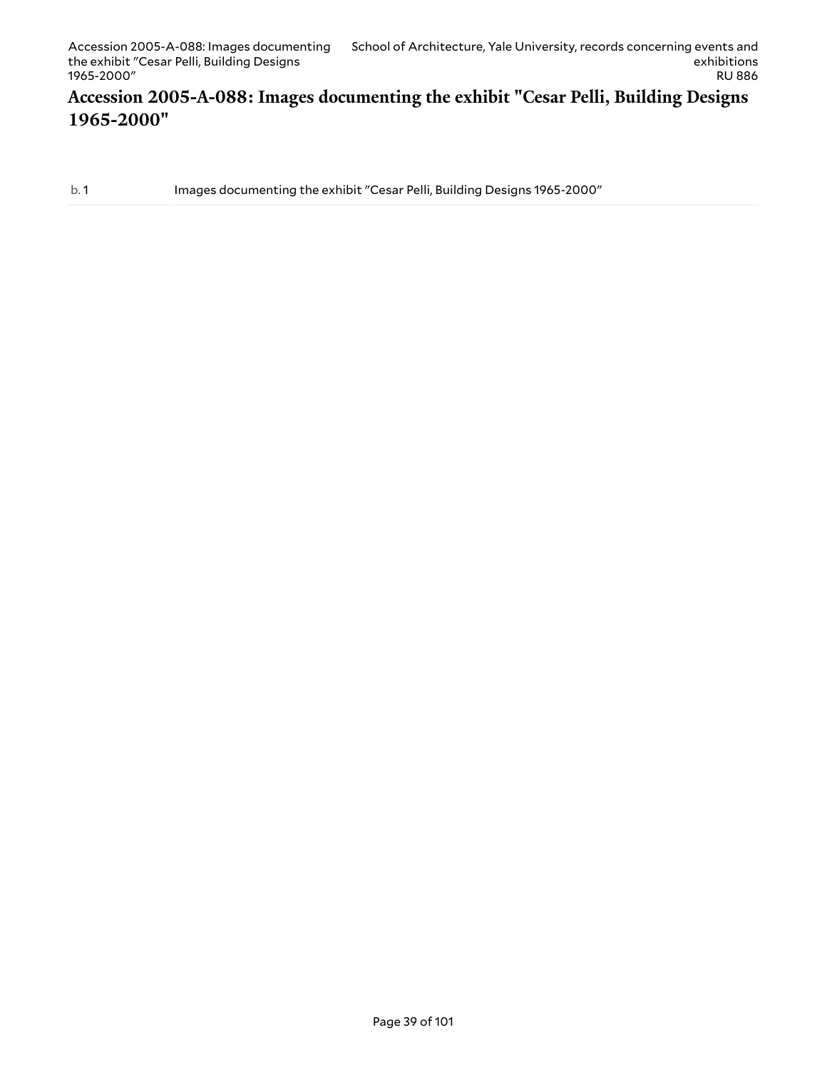## Accession 2005-A-088: Images documenting the exhibit "Cesar Pelli, Building Designs 1965-2000"

| | |
|---|---|
| b. 1 | Images documenting the exhibit "Cesar Pelli, Building Designs 1965-2000" |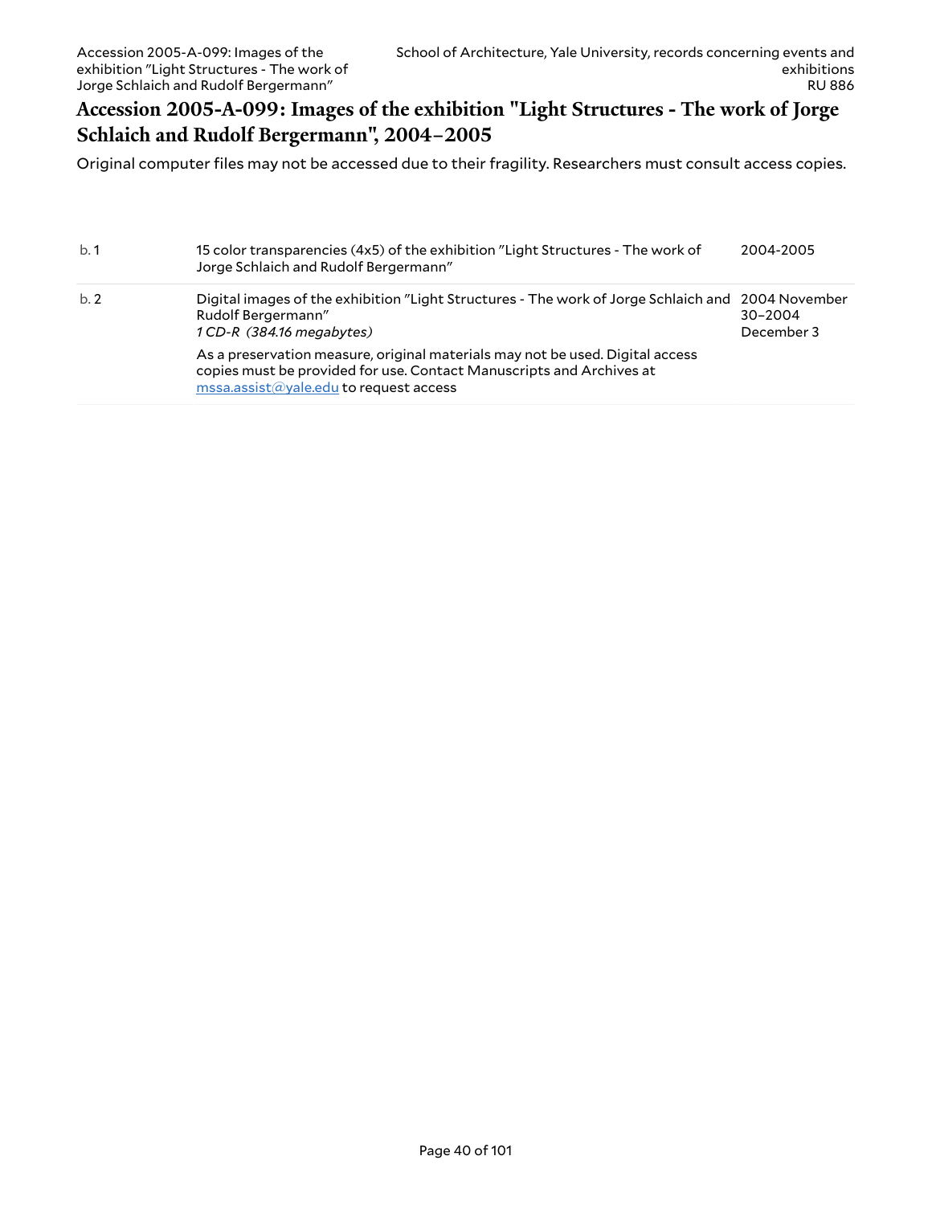## Accession 2005-A-099: Images of the exhibition "Light Structures - The work of Jorge Schlaich and Rudolf Bergermann", 2004–2005

Original computer files may not be accessed due to their fragility. Researchers must consult access copies.

| | | |
|---|---|---|
| b. 1 | 15 color transparencies (4x5) of the exhibition "Light Structures - The work of Jorge Schlaich and Rudolf Bergermann" | 2004-2005 |
| b. 2 | Digital images of the exhibition "Light Structures - The work of Jorge Schlaich and Rudolf Bergermann"<br>*1 CD-R (384.16 megabytes)*<br>As a preservation measure, original materials may not be used. Digital access copies must be provided for use. Contact Manuscripts and Archives at mssa.assist@yale.edu to request access | 2004 November 30–2004 December 3 |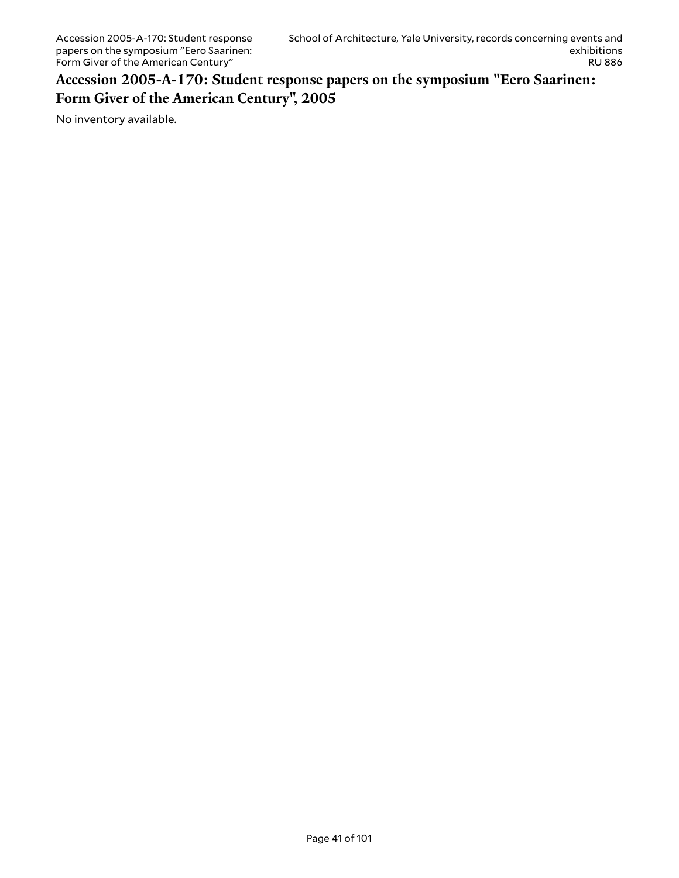## Accession 2005-A-170: Student response papers on the symposium "Eero Saarinen: Form Giver of the American Century", 2005

No inventory available.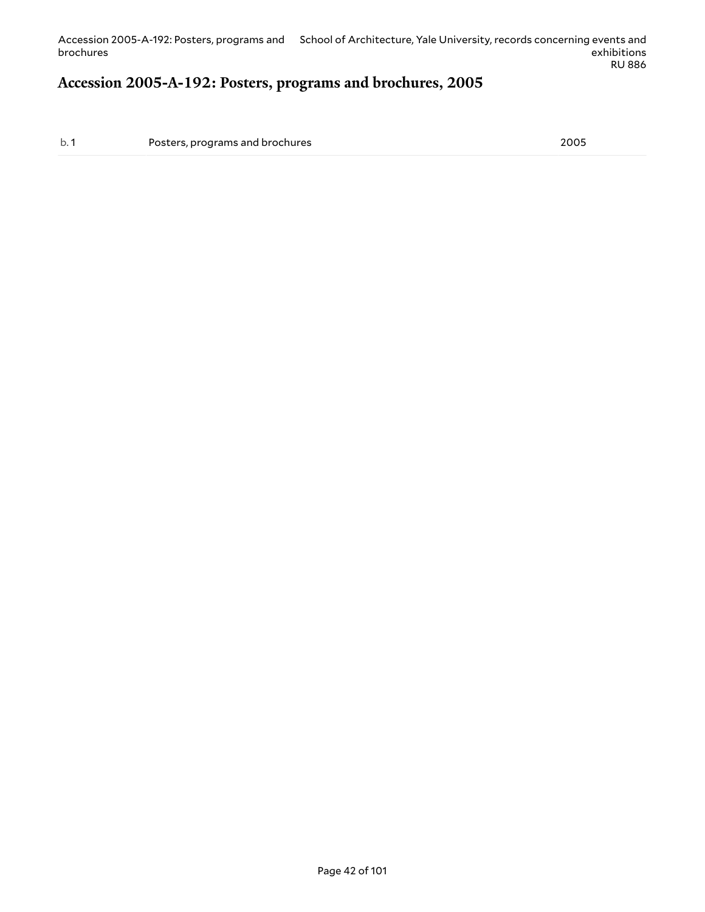## Accession 2005-A-192: Posters, programs and brochures, 2005

| | | |
|---|---|---|
| b. 1 | Posters, programs and brochures | 2005 |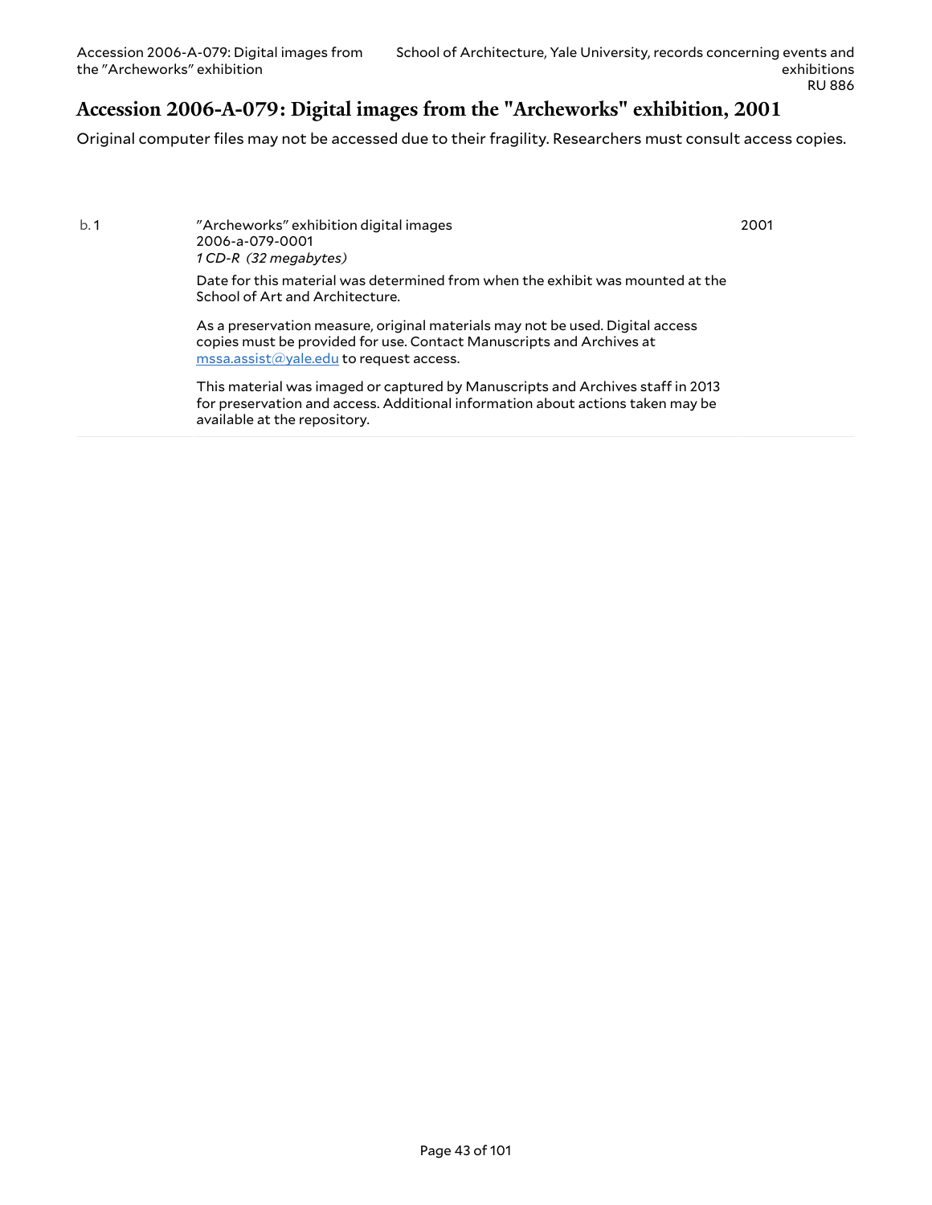# Accession 2006-A-079: Digital images from the "Archeworks" exhibition, 2001

Original computer files may not be accessed due to their fragility. Researchers must consult access copies.

| | | |
|---|---|---|
| b. 1 | "Archeworks" exhibition digital images<br>2006-a-079-0001<br>*1 CD-R (32 megabytes)*<br><br>Date for this material was determined from when the exhibit was mounted at the School of Art and Architecture.<br><br>As a preservation measure, original materials may not be used. Digital access copies must be provided for use. Contact Manuscripts and Archives at mssa.assist@yale.edu to request access.<br><br>This material was imaged or captured by Manuscripts and Archives staff in 2013 for preservation and access. Additional information about actions taken may be available at the repository. | 2001 |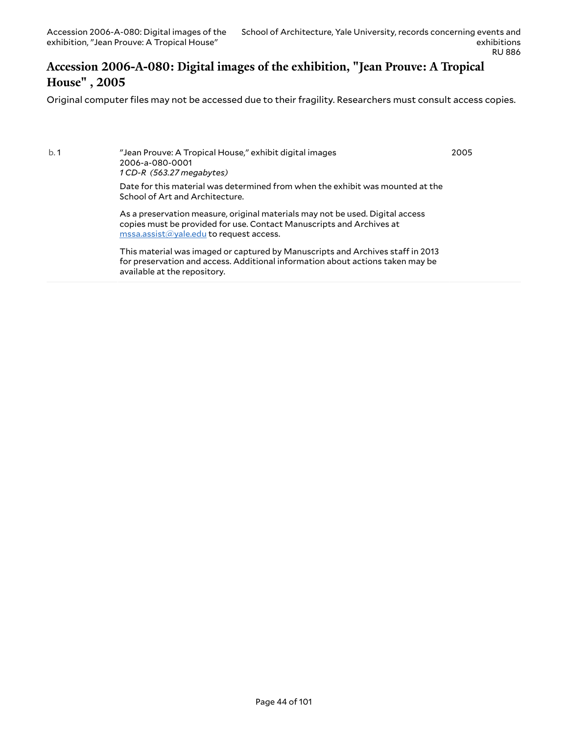## Accession 2006-A-080: Digital images of the exhibition, "Jean Prouve: A Tropical House" , 2005

Original computer files may not be accessed due to their fragility. Researchers must consult access copies.

| | | |
|---|---|---|
| b. 1 | "Jean Prouve: A Tropical House," exhibit digital images<br>2006-a-080-0001<br>*1 CD-R (563.27 megabytes)*<br><br>Date for this material was determined from when the exhibit was mounted at the School of Art and Architecture.<br><br>As a preservation measure, original materials may not be used. Digital access copies must be provided for use. Contact Manuscripts and Archives at mssa.assist@yale.edu to request access.<br><br>This material was imaged or captured by Manuscripts and Archives staff in 2013 for preservation and access. Additional information about actions taken may be available at the repository. | 2005 |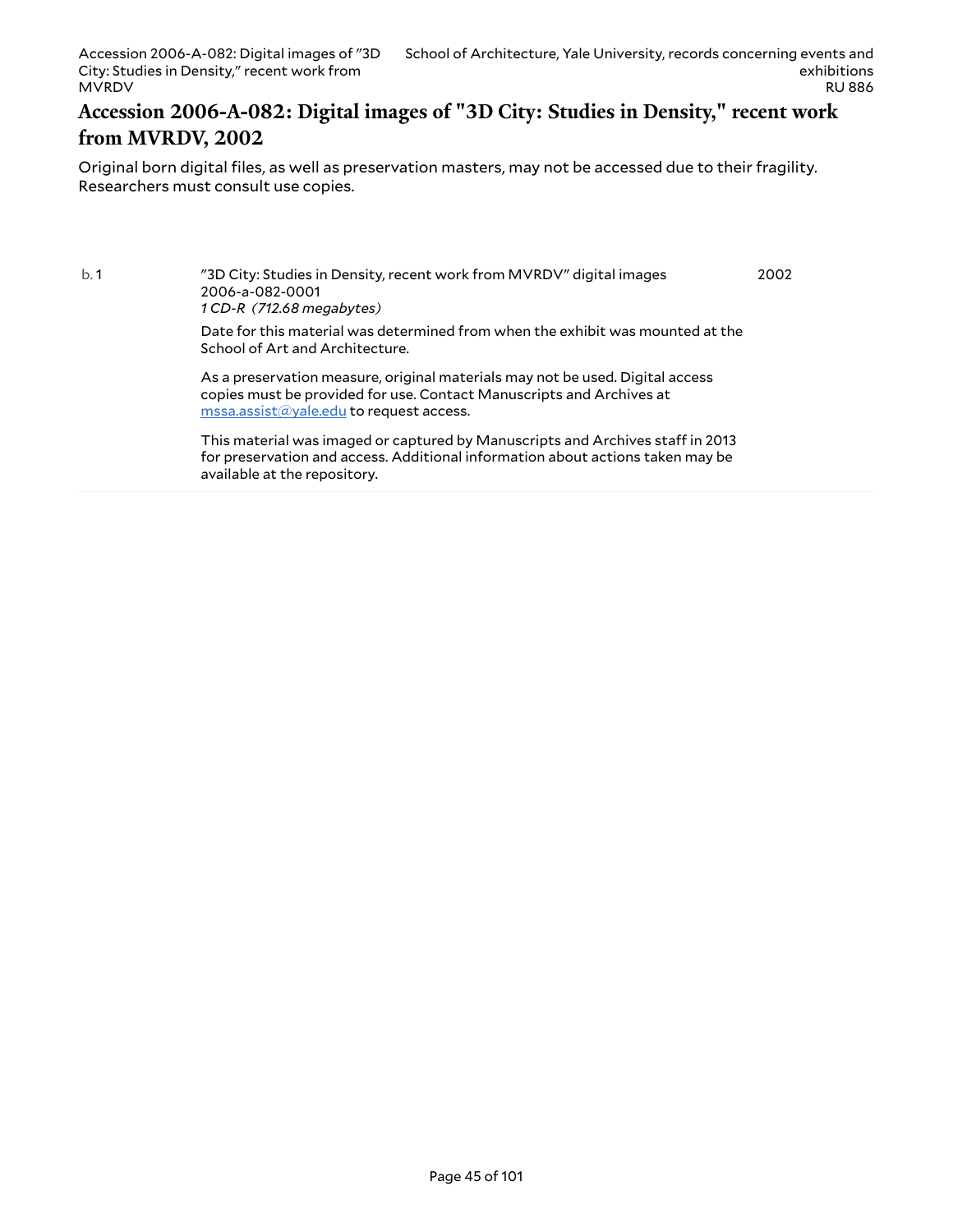## Accession 2006-A-082: Digital images of "3D City: Studies in Density," recent work from MVRDV, 2002

Original born digital files, as well as preservation masters, may not be accessed due to their fragility. Researchers must consult use copies.

| | | |
|---|---|---|
| b. 1 | "3D City: Studies in Density, recent work from MVRDV" digital images<br>2006-a-082-0001<br>*1 CD-R (712.68 megabytes)*<br><br>Date for this material was determined from when the exhibit was mounted at the School of Art and Architecture.<br><br>As a preservation measure, original materials may not be used. Digital access copies must be provided for use. Contact Manuscripts and Archives at mssa.assist@yale.edu to request access.<br><br>This material was imaged or captured by Manuscripts and Archives staff in 2013 for preservation and access. Additional information about actions taken may be available at the repository. | 2002 |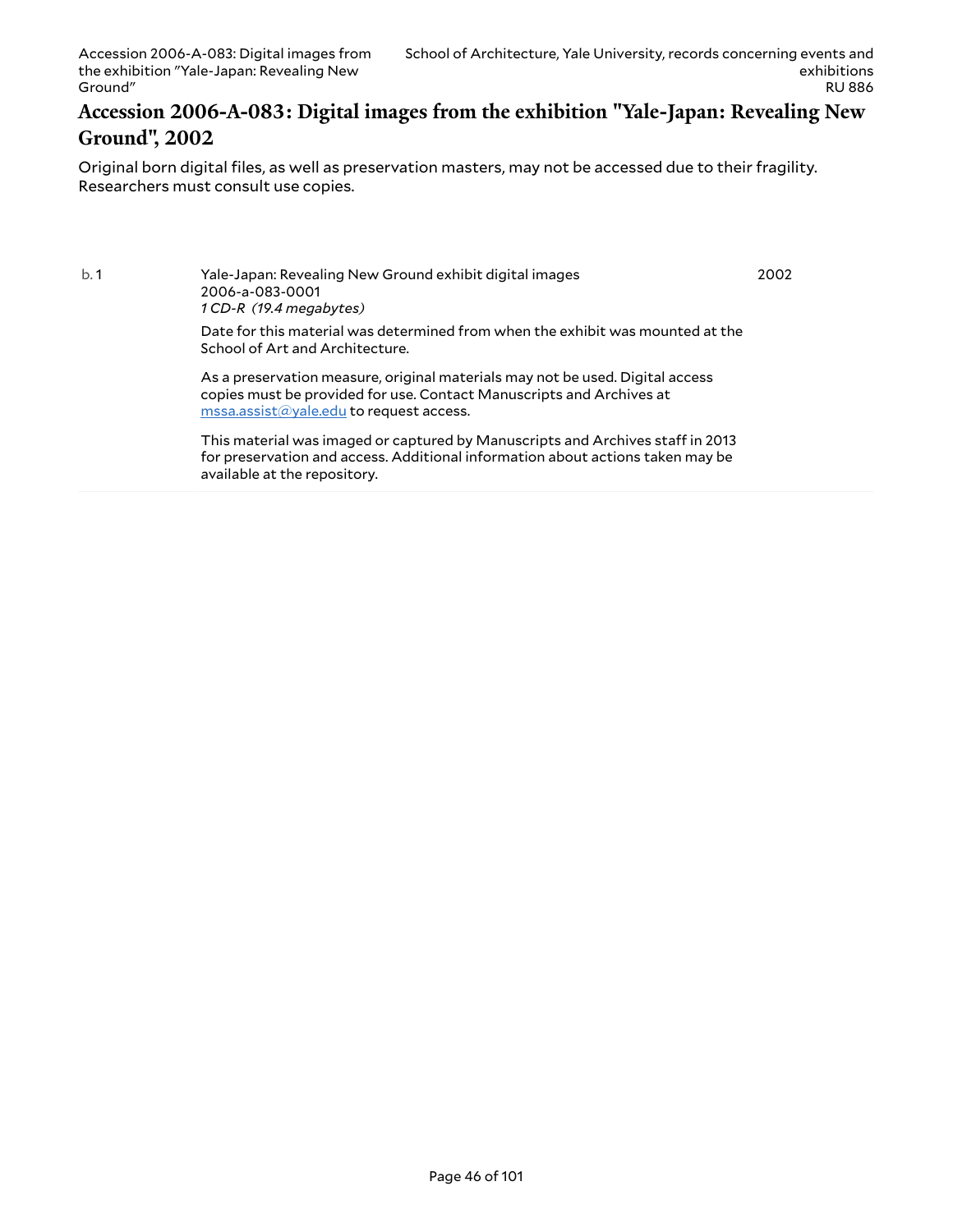## Accession 2006-A-083: Digital images from the exhibition "Yale-Japan: Revealing New Ground", 2002

Original born digital files, as well as preservation masters, may not be accessed due to their fragility. Researchers must consult use copies.

| | | |
|---|---|---|
| b. 1 | Yale-Japan: Revealing New Ground exhibit digital images<br>2006-a-083-0001<br>*1 CD-R (19.4 megabytes)*<br><br>Date for this material was determined from when the exhibit was mounted at the School of Art and Architecture.<br><br>As a preservation measure, original materials may not be used. Digital access copies must be provided for use. Contact Manuscripts and Archives at mssa.assist@yale.edu to request access.<br><br>This material was imaged or captured by Manuscripts and Archives staff in 2013 for preservation and access. Additional information about actions taken may be available at the repository. | 2002 |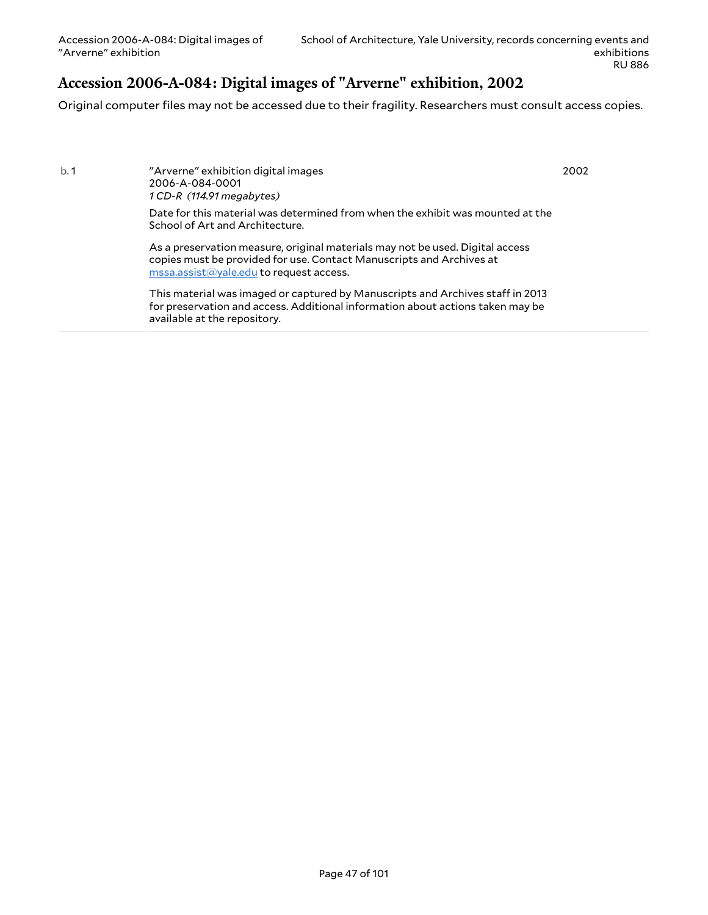## Accession 2006-A-084: Digital images of "Arverne" exhibition, 2002

Original computer files may not be accessed due to their fragility. Researchers must consult access copies.

| | | |
|---|---|---|
| b. 1 | "Arverne" exhibition digital images<br>2006-A-084-0001<br>*1 CD-R (114.91 megabytes)*<br><br>Date for this material was determined from when the exhibit was mounted at the School of Art and Architecture.<br><br>As a preservation measure, original materials may not be used. Digital access copies must be provided for use. Contact Manuscripts and Archives at mssa.assist@yale.edu to request access.<br><br>This material was imaged or captured by Manuscripts and Archives staff in 2013 for preservation and access. Additional information about actions taken may be available at the repository. | 2002 |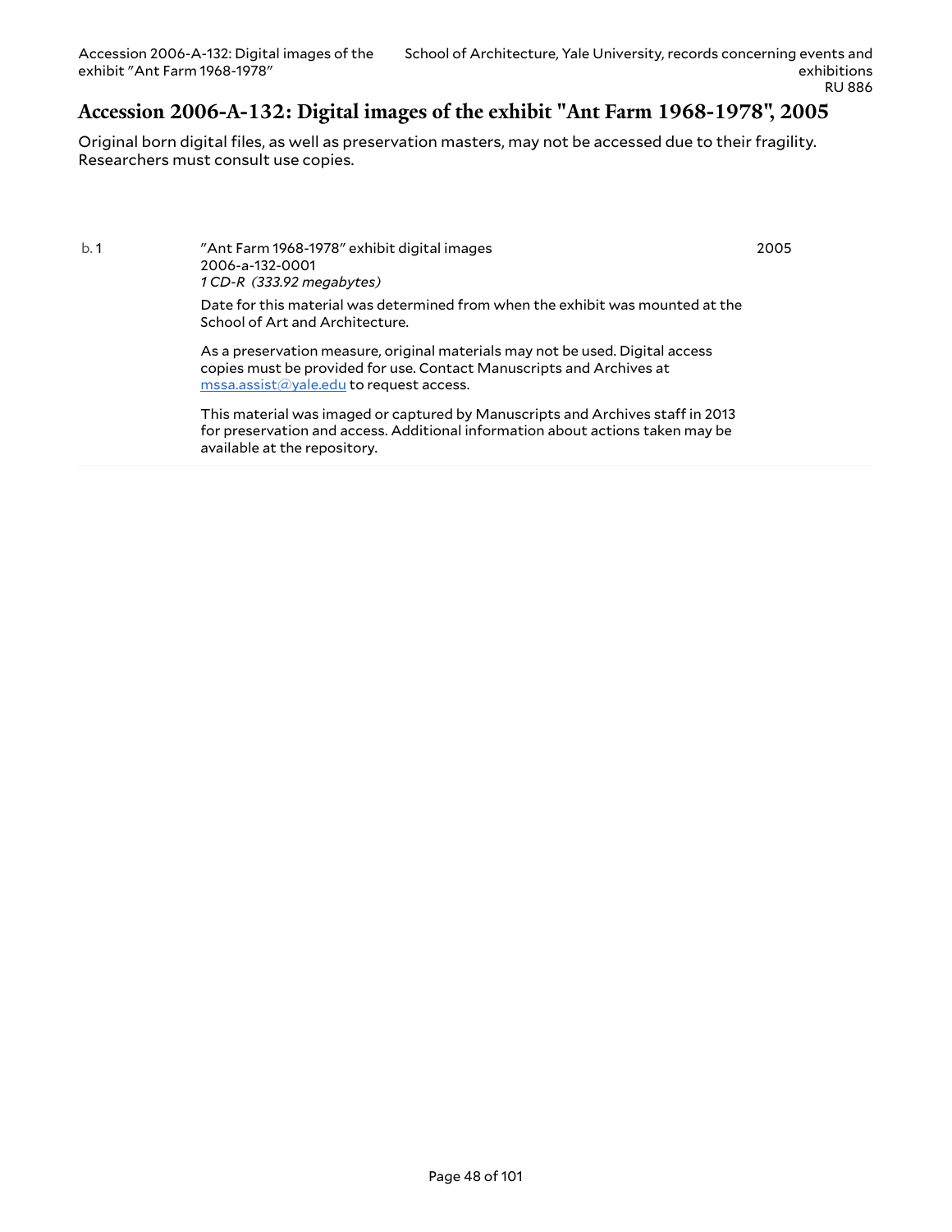# Accession 2006-A-132: Digital images of the exhibit "Ant Farm 1968-1978", 2005

Original born digital files, as well as preservation masters, may not be accessed due to their fragility. Researchers must consult use copies.

| | | |
|---|---|---|
| b. 1 | "Ant Farm 1968-1978" exhibit digital images<br>2006-a-132-0001<br>*1 CD-R (333.92 megabytes)*<br><br>Date for this material was determined from when the exhibit was mounted at the School of Art and Architecture.<br><br>As a preservation measure, original materials may not be used. Digital access copies must be provided for use. Contact Manuscripts and Archives at mssa.assist@yale.edu to request access.<br><br>This material was imaged or captured by Manuscripts and Archives staff in 2013 for preservation and access. Additional information about actions taken may be available at the repository. | 2005 |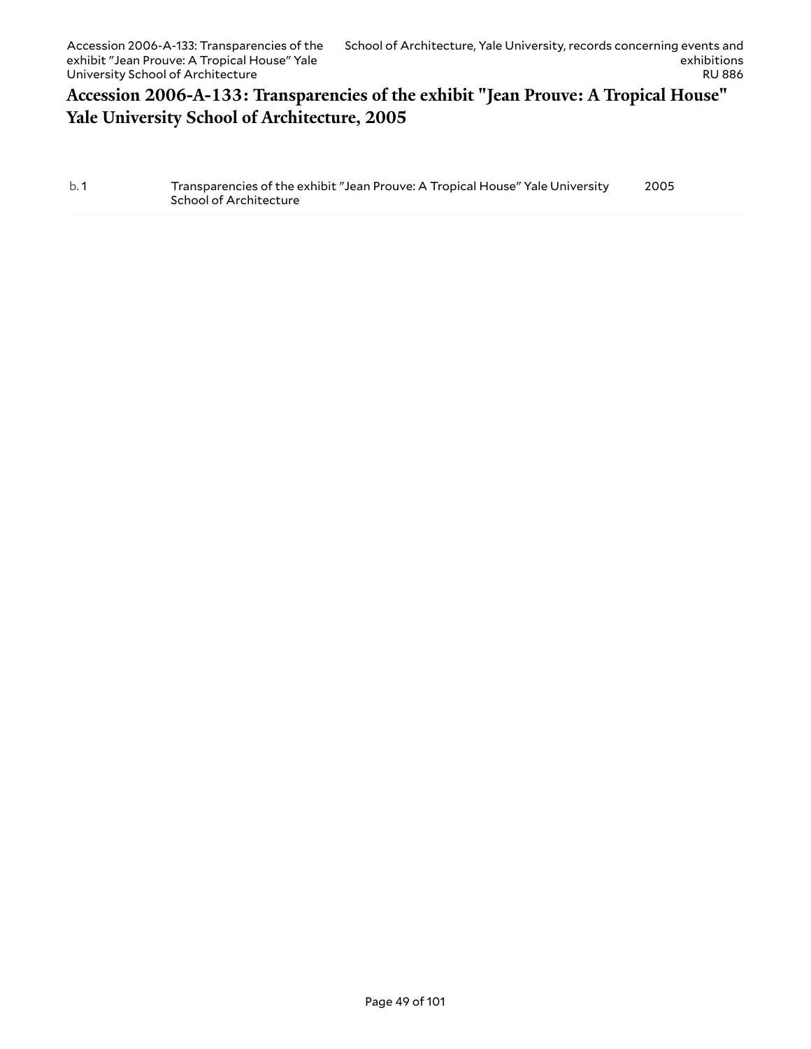# Accession 2006-A-133: Transparencies of the exhibit "Jean Prouve: A Tropical House" Yale University School of Architecture, 2005

| | | |
|---|---|---|
| b. 1 | Transparencies of the exhibit "Jean Prouve: A Tropical House" Yale University School of Architecture | 2005 |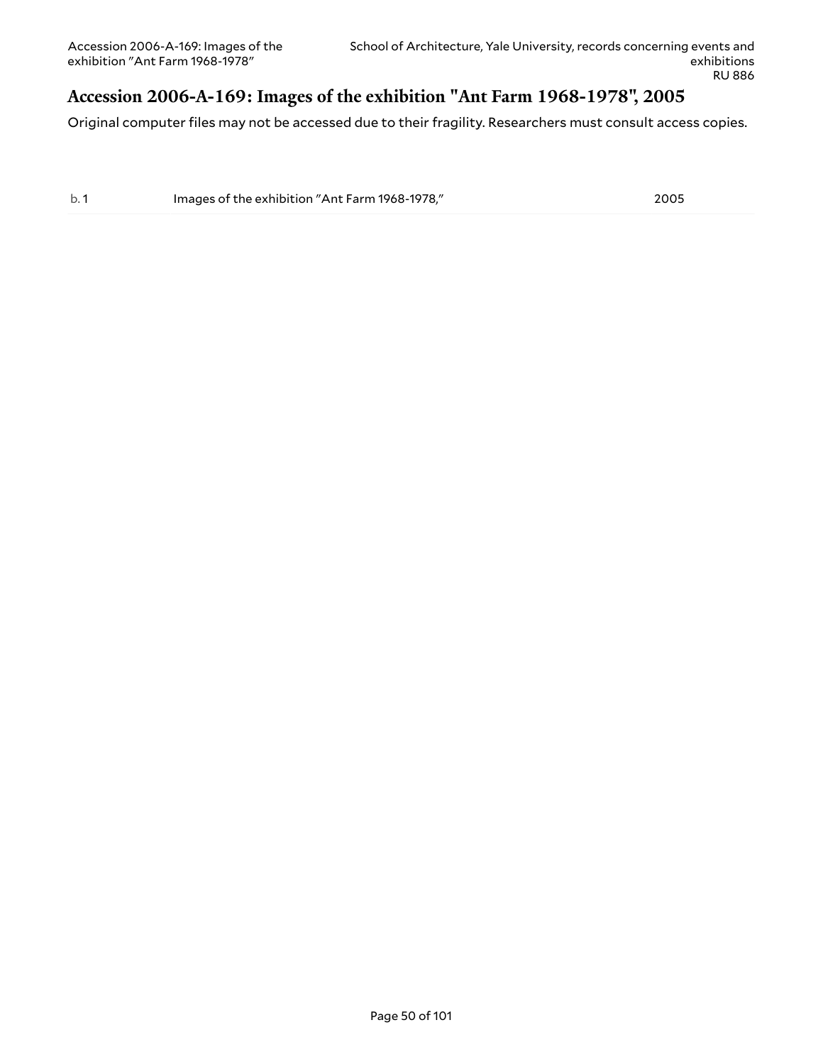## Accession 2006-A-169: Images of the exhibition "Ant Farm 1968-1978", 2005

Original computer files may not be accessed due to their fragility. Researchers must consult access copies.

| | | |
|---|---|---|
| b. 1 | Images of the exhibition "Ant Farm 1968-1978," | 2005 |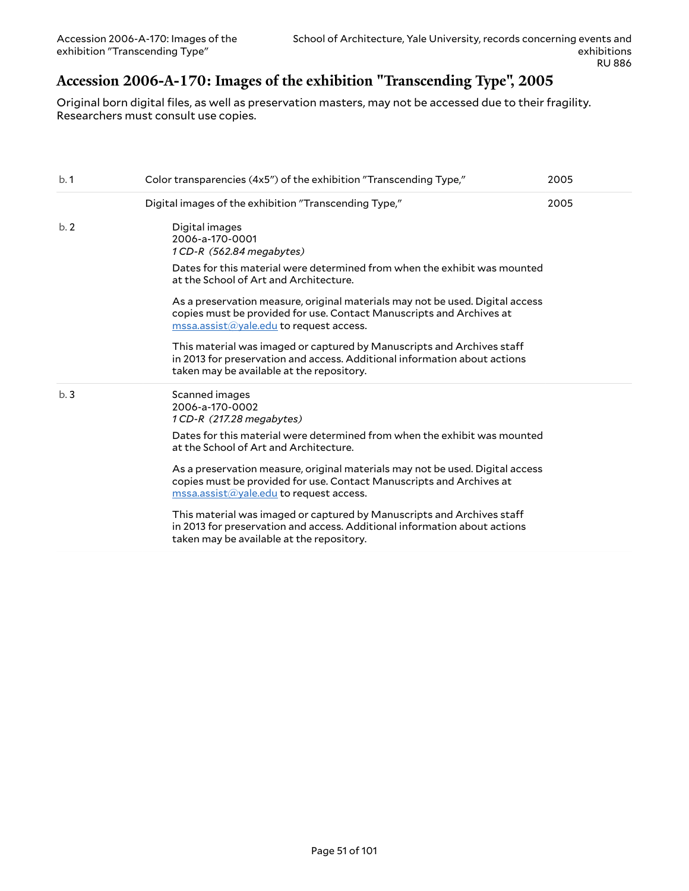# Accession 2006-A-170: Images of the exhibition "Transcending Type", 2005

Original born digital files, as well as preservation masters, may not be accessed due to their fragility. Researchers must consult use copies.

| | | |
|---|---|---|
| b. 1 | Color transparencies (4x5") of the exhibition "Transcending Type," | 2005 |
| | Digital images of the exhibition "Transcending Type," | 2005 |
| b. 2 | Digital images<br>2006-a-170-0001<br>*1 CD-R (562.84 megabytes)*<br><br>Dates for this material were determined from when the exhibit was mounted at the School of Art and Architecture.<br><br>As a preservation measure, original materials may not be used. Digital access copies must be provided for use. Contact Manuscripts and Archives at mssa.assist@yale.edu to request access.<br><br>This material was imaged or captured by Manuscripts and Archives staff in 2013 for preservation and access. Additional information about actions taken may be available at the repository. | |
| b. 3 | Scanned images<br>2006-a-170-0002<br>*1 CD-R (217.28 megabytes)*<br><br>Dates for this material were determined from when the exhibit was mounted at the School of Art and Architecture.<br><br>As a preservation measure, original materials may not be used. Digital access copies must be provided for use. Contact Manuscripts and Archives at mssa.assist@yale.edu to request access.<br><br>This material was imaged or captured by Manuscripts and Archives staff in 2013 for preservation and access. Additional information about actions taken may be available at the repository. | |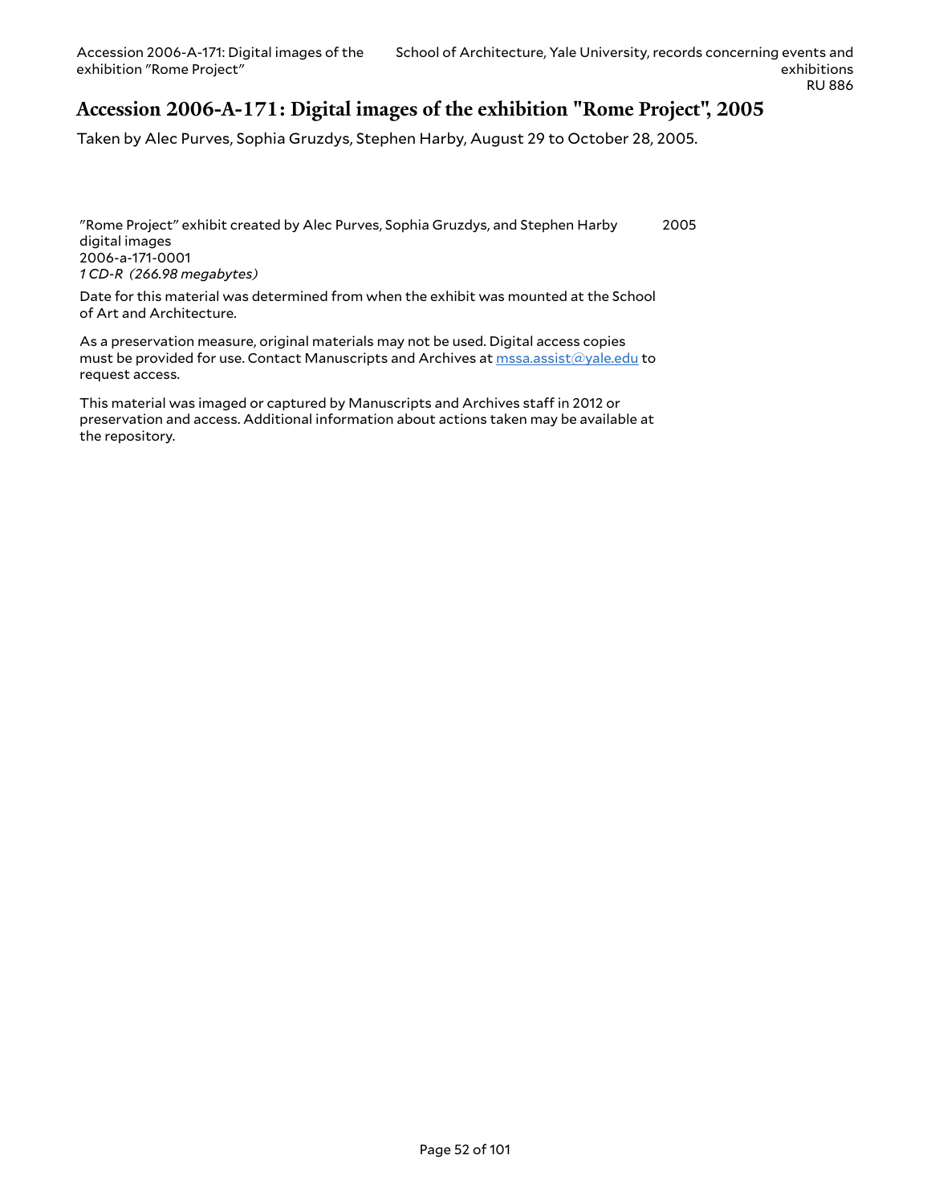## Accession 2006-A-171: Digital images of the exhibition "Rome Project", 2005

Taken by Alec Purves, Sophia Gruzdys, Stephen Harby, August 29 to October 28, 2005.

"Rome Project" exhibit created by Alec Purves, Sophia Gruzdys, and Stephen Harby digital images 2005
2006-a-171-0001
*1 CD-R (266.98 megabytes)*

Date for this material was determined from when the exhibit was mounted at the School of Art and Architecture.

As a preservation measure, original materials may not be used. Digital access copies must be provided for use. Contact Manuscripts and Archives at [mssa.assist@yale.edu](mailto:mssa.assist@yale.edu) to request access.

This material was imaged or captured by Manuscripts and Archives staff in 2012 or preservation and access. Additional information about actions taken may be available at the repository.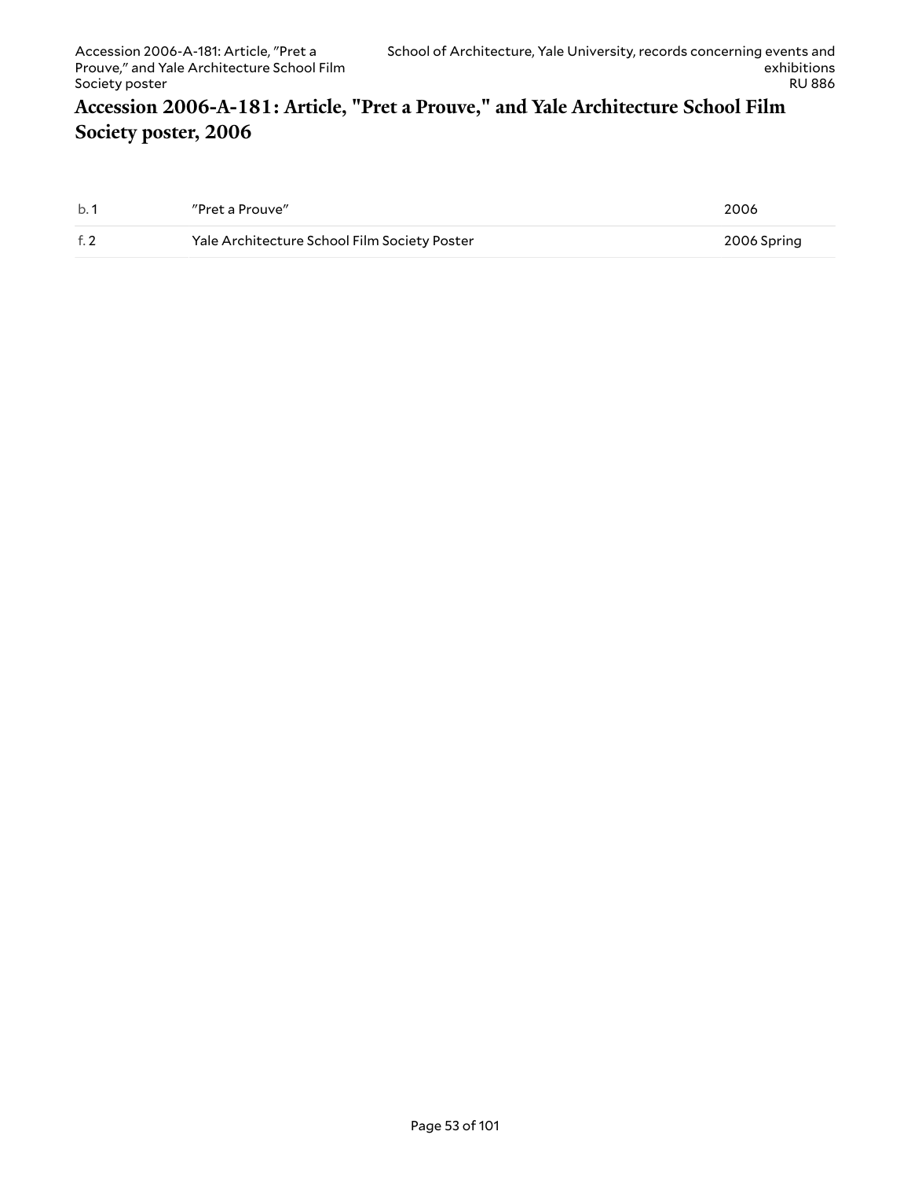## Accession 2006-A-181: Article, "Pret a Prouve," and Yale Architecture School Film Society poster, 2006

| | | |
|---|---|---|
| b. 1 | "Pret a Prouve" | 2006 |
| f. 2 | Yale Architecture School Film Society Poster | 2006 Spring |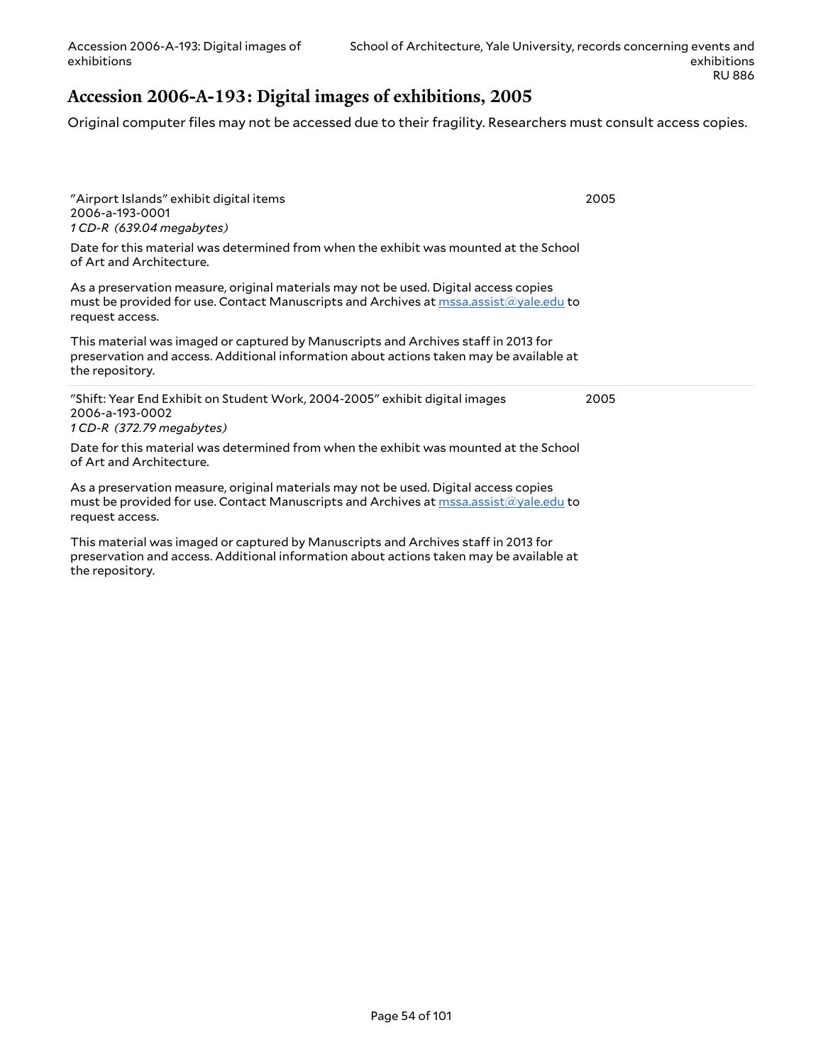## Accession 2006-A-193: Digital images of exhibitions, 2005

Original computer files may not be accessed due to their fragility. Researchers must consult access copies.

"Airport Islands" exhibit digital items — 2005
2006-a-193-0001
*1 CD-R (639.04 megabytes)*

Date for this material was determined from when the exhibit was mounted at the School of Art and Architecture.

As a preservation measure, original materials may not be used. Digital access copies must be provided for use. Contact Manuscripts and Archives at mssa.assist@yale.edu to request access.

This material was imaged or captured by Manuscripts and Archives staff in 2013 for preservation and access. Additional information about actions taken may be available at the repository.

"Shift: Year End Exhibit on Student Work, 2004-2005" exhibit digital images — 2005
2006-a-193-0002
*1 CD-R (372.79 megabytes)*

Date for this material was determined from when the exhibit was mounted at the School of Art and Architecture.

As a preservation measure, original materials may not be used. Digital access copies must be provided for use. Contact Manuscripts and Archives at mssa.assist@yale.edu to request access.

This material was imaged or captured by Manuscripts and Archives staff in 2013 for preservation and access. Additional information about actions taken may be available at the repository.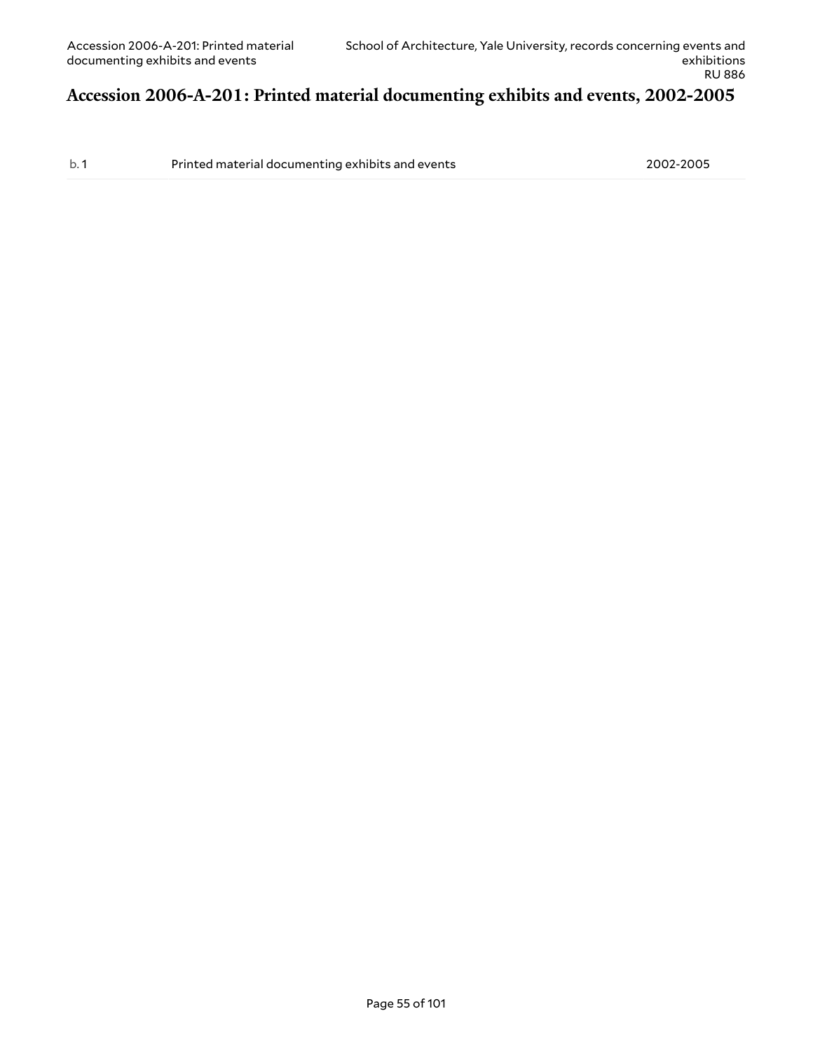# Accession 2006-A-201: Printed material documenting exhibits and events, 2002-2005

| | | |
|---|---|---|
| b. 1 | Printed material documenting exhibits and events | 2002-2005 |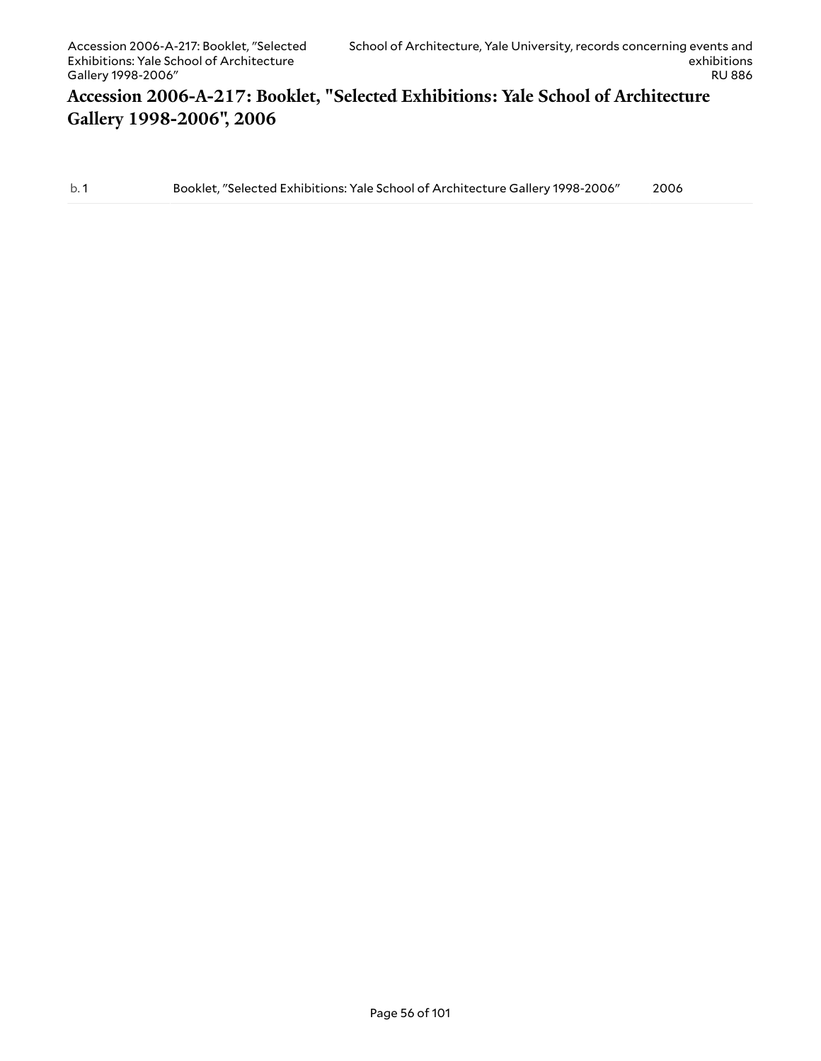## Accession 2006-A-217: Booklet, "Selected Exhibitions: Yale School of Architecture Gallery 1998-2006", 2006

| | | |
|---|---|---|
| b. 1 | Booklet, "Selected Exhibitions: Yale School of Architecture Gallery 1998-2006" | 2006 |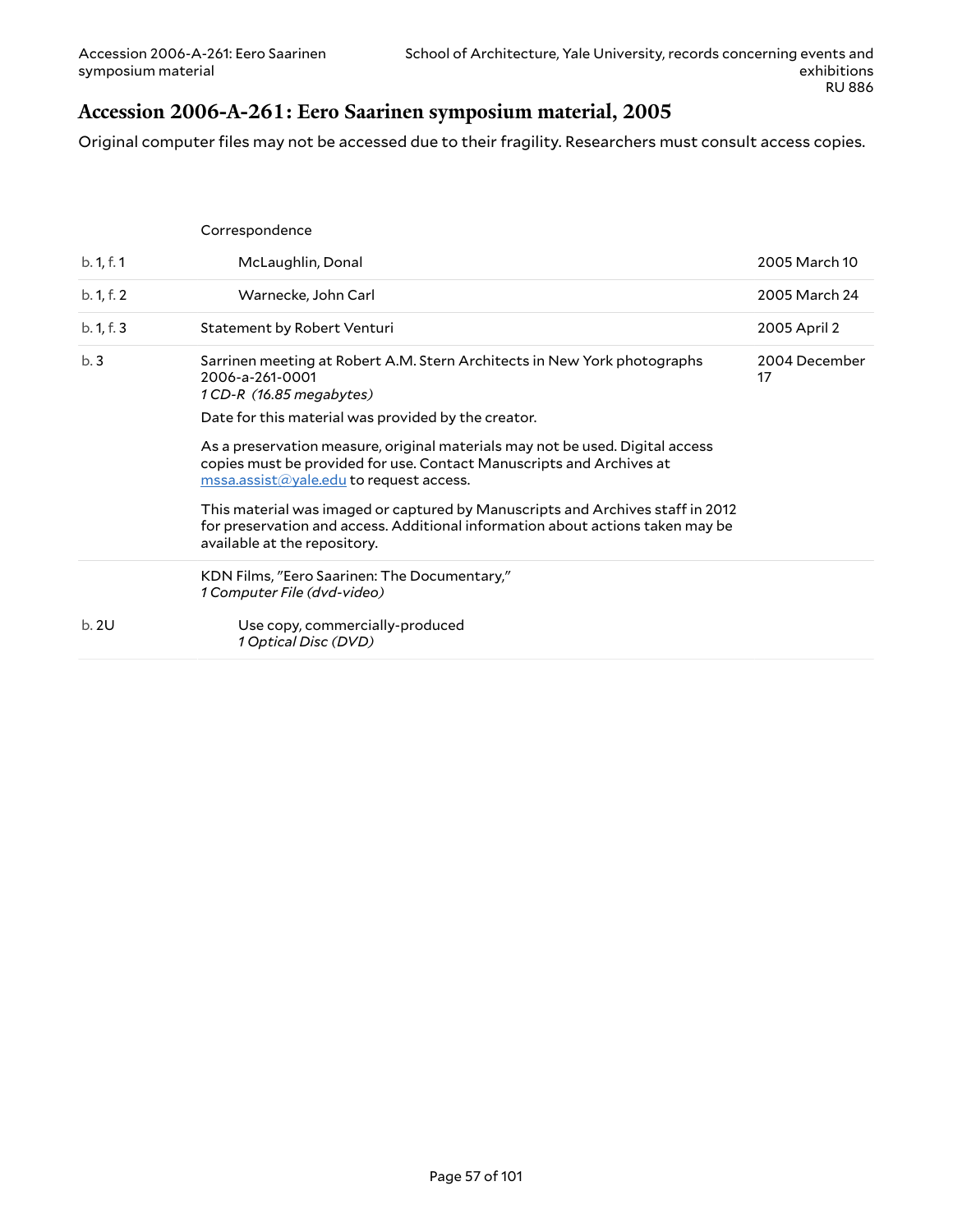## Accession 2006-A-261: Eero Saarinen symposium material, 2005

Original computer files may not be accessed due to their fragility. Researchers must consult access copies.

| | | |
|---|---|---|
| | Correspondence | |
| b. 1, f. 1 | McLaughlin, Donal | 2005 March 10 |
| b. 1, f. 2 | Warnecke, John Carl | 2005 March 24 |
| b. 1, f. 3 | Statement by Robert Venturi | 2005 April 2 |
| b. 3 | Sarrinen meeting at Robert A.M. Stern Architects in New York photographs 2006-a-261-0001<br>*1 CD-R (16.85 megabytes)*<br>Date for this material was provided by the creator.<br>As a preservation measure, original materials may not be used. Digital access copies must be provided for use. Contact Manuscripts and Archives at mssa.assist@yale.edu to request access.<br>This material was imaged or captured by Manuscripts and Archives staff in 2012 for preservation and access. Additional information about actions taken may be available at the repository. | 2004 December 17 |
| | KDN Films, "Eero Saarinen: The Documentary,"<br>*1 Computer File (dvd-video)* | |
| b. 2U | Use copy, commercially-produced<br>*1 Optical Disc (DVD)* | |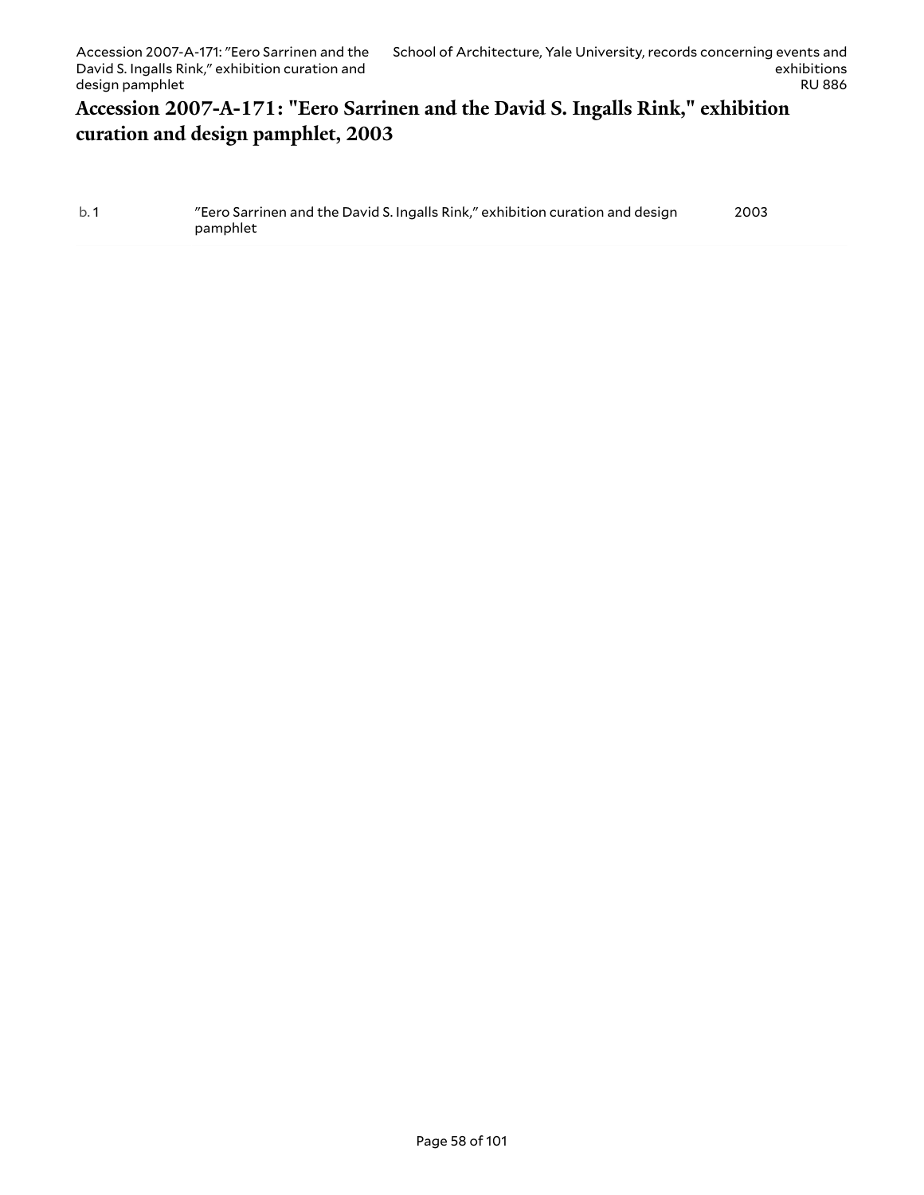# Accession 2007-A-171: "Eero Sarrinen and the David S. Ingalls Rink," exhibition curation and design pamphlet, 2003

| | | |
|---|---|---|
| b. 1 | "Eero Sarrinen and the David S. Ingalls Rink," exhibition curation and design pamphlet | 2003 |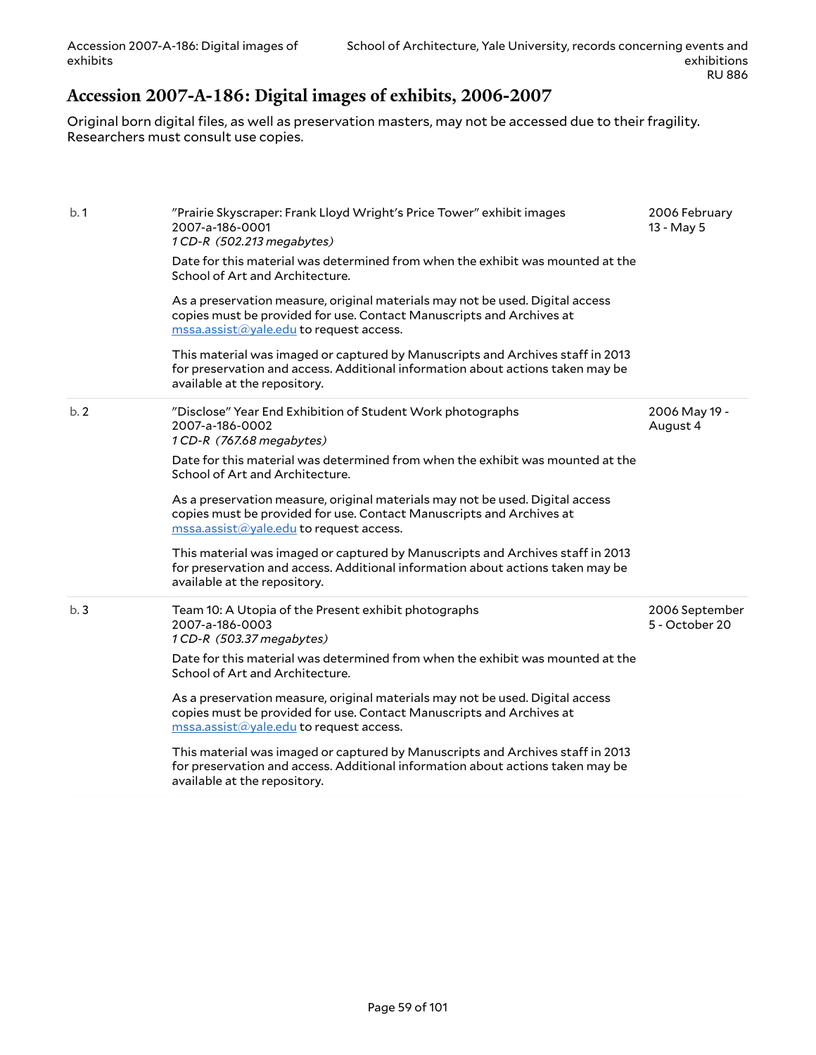## Accession 2007-A-186: Digital images of exhibits, 2006-2007

Original born digital files, as well as preservation masters, may not be accessed due to their fragility. Researchers must consult use copies.

| | | |
|---|---|---|
| b. 1 | "Prairie Skyscraper: Frank Lloyd Wright's Price Tower" exhibit images<br>2007-a-186-0001<br>*1 CD-R (502.213 megabytes)*<br><br>Date for this material was determined from when the exhibit was mounted at the School of Art and Architecture.<br><br>As a preservation measure, original materials may not be used. Digital access copies must be provided for use. Contact Manuscripts and Archives at mssa.assist@yale.edu to request access.<br><br>This material was imaged or captured by Manuscripts and Archives staff in 2013 for preservation and access. Additional information about actions taken may be available at the repository. | 2006 February 13 - May 5 |
| b. 2 | "Disclose" Year End Exhibition of Student Work photographs<br>2007-a-186-0002<br>*1 CD-R (767.68 megabytes)*<br><br>Date for this material was determined from when the exhibit was mounted at the School of Art and Architecture.<br><br>As a preservation measure, original materials may not be used. Digital access copies must be provided for use. Contact Manuscripts and Archives at mssa.assist@yale.edu to request access.<br><br>This material was imaged or captured by Manuscripts and Archives staff in 2013 for preservation and access. Additional information about actions taken may be available at the repository. | 2006 May 19 - August 4 |
| b. 3 | Team 10: A Utopia of the Present exhibit photographs<br>2007-a-186-0003<br>*1 CD-R (503.37 megabytes)*<br><br>Date for this material was determined from when the exhibit was mounted at the School of Art and Architecture.<br><br>As a preservation measure, original materials may not be used. Digital access copies must be provided for use. Contact Manuscripts and Archives at mssa.assist@yale.edu to request access.<br><br>This material was imaged or captured by Manuscripts and Archives staff in 2013 for preservation and access. Additional information about actions taken may be available at the repository. | 2006 September 5 - October 20 |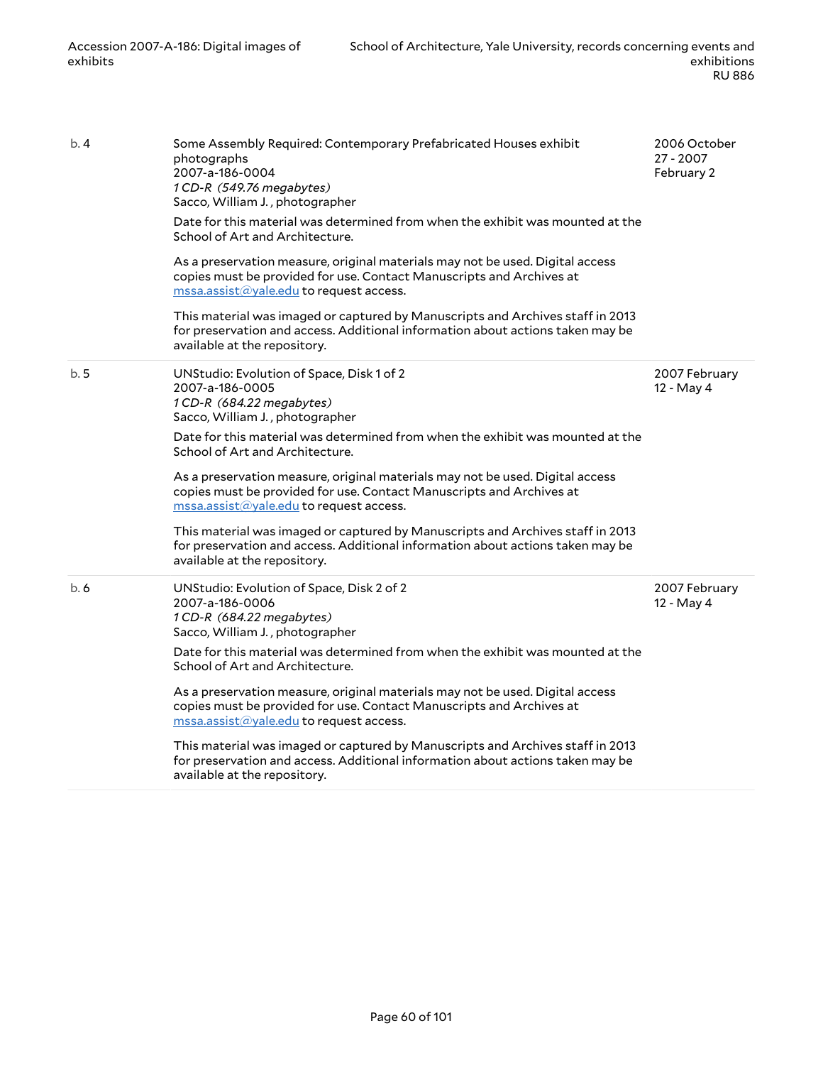| | | |
|---|---|---|
| b. 4 | Some Assembly Required: Contemporary Prefabricated Houses exhibit photographs<br>2007-a-186-0004<br>*1 CD-R (549.76 megabytes)*<br>Sacco, William J. , photographer<br><br>Date for this material was determined from when the exhibit was mounted at the School of Art and Architecture.<br><br>As a preservation measure, original materials may not be used. Digital access copies must be provided for use. Contact Manuscripts and Archives at mssa.assist@yale.edu to request access.<br><br>This material was imaged or captured by Manuscripts and Archives staff in 2013 for preservation and access. Additional information about actions taken may be available at the repository. | 2006 October 27 - 2007 February 2 |
| b. 5 | UNStudio: Evolution of Space, Disk 1 of 2<br>2007-a-186-0005<br>*1 CD-R (684.22 megabytes)*<br>Sacco, William J. , photographer<br><br>Date for this material was determined from when the exhibit was mounted at the School of Art and Architecture.<br><br>As a preservation measure, original materials may not be used. Digital access copies must be provided for use. Contact Manuscripts and Archives at mssa.assist@yale.edu to request access.<br><br>This material was imaged or captured by Manuscripts and Archives staff in 2013 for preservation and access. Additional information about actions taken may be available at the repository. | 2007 February 12 - May 4 |
| b. 6 | UNStudio: Evolution of Space, Disk 2 of 2<br>2007-a-186-0006<br>*1 CD-R (684.22 megabytes)*<br>Sacco, William J. , photographer<br><br>Date for this material was determined from when the exhibit was mounted at the School of Art and Architecture.<br><br>As a preservation measure, original materials may not be used. Digital access copies must be provided for use. Contact Manuscripts and Archives at mssa.assist@yale.edu to request access.<br><br>This material was imaged or captured by Manuscripts and Archives staff in 2013 for preservation and access. Additional information about actions taken may be available at the repository. | 2007 February 12 - May 4 |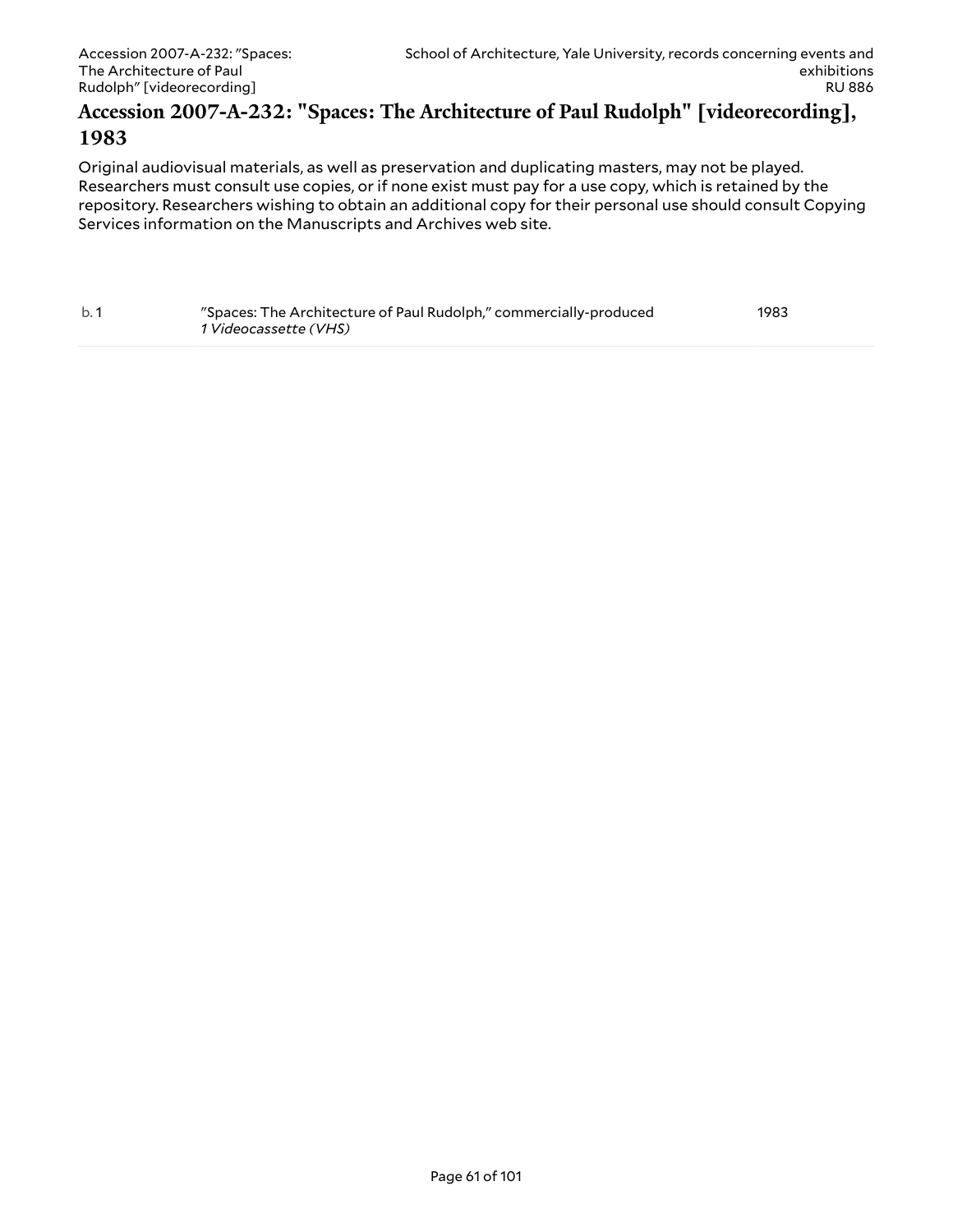## Accession 2007-A-232: "Spaces: The Architecture of Paul Rudolph" [videorecording], 1983

Original audiovisual materials, as well as preservation and duplicating masters, may not be played. Researchers must consult use copies, or if none exist must pay for a use copy, which is retained by the repository. Researchers wishing to obtain an additional copy for their personal use should consult Copying Services information on the Manuscripts and Archives web site.

| | | |
|---|---|---|
| b. 1 | "Spaces: The Architecture of Paul Rudolph," commercially-produced<br>*1 Videocassette (VHS)* | 1983 |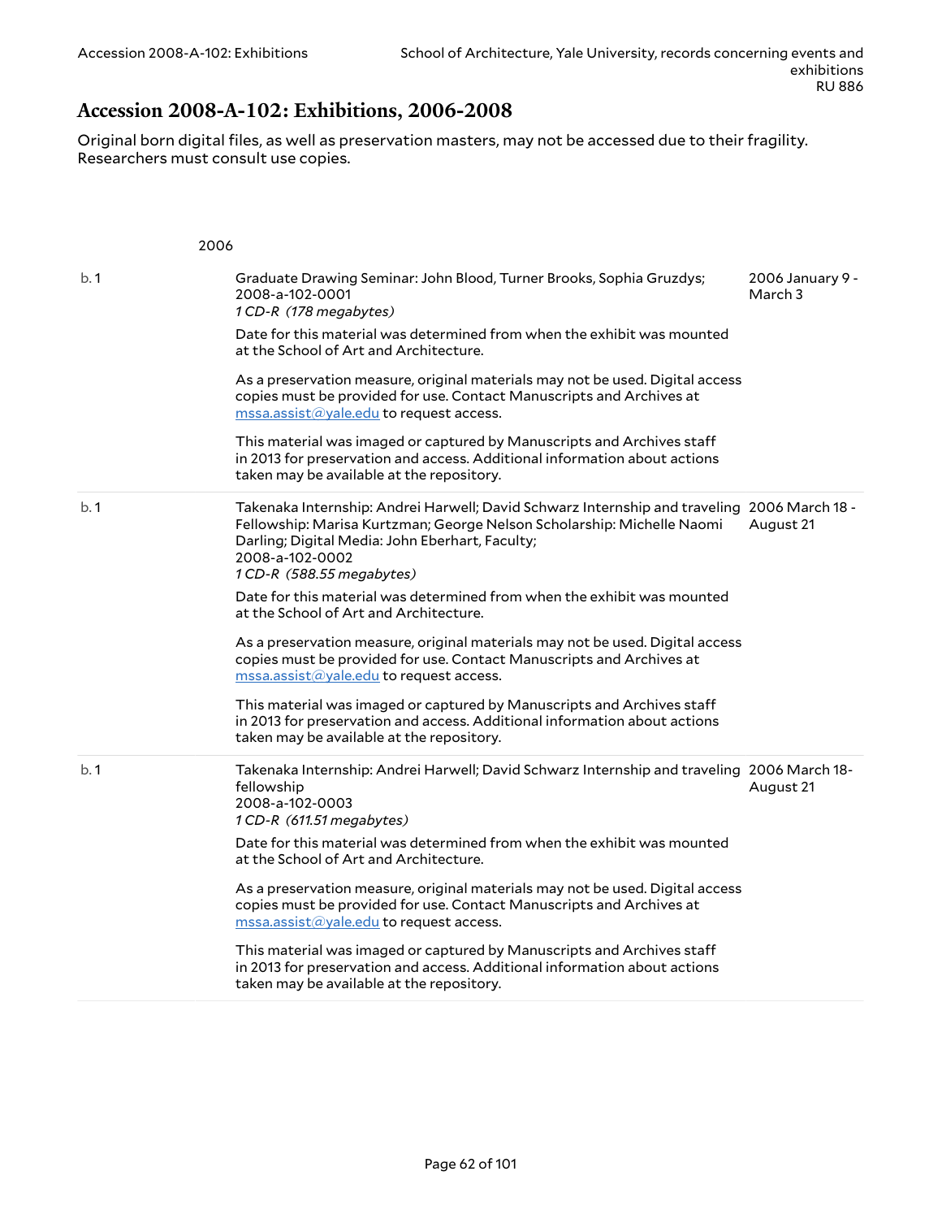## Accession 2008-A-102: Exhibitions, 2006-2008

Original born digital files, as well as preservation masters, may not be accessed due to their fragility. Researchers must consult use copies.

2006

| | | |
|---|---|---|
| b. 1 | Graduate Drawing Seminar: John Blood, Turner Brooks, Sophia Gruzdys; 2008-a-102-0001<br>*1 CD-R (178 megabytes)*<br><br>Date for this material was determined from when the exhibit was mounted at the School of Art and Architecture.<br><br>As a preservation measure, original materials may not be used. Digital access copies must be provided for use. Contact Manuscripts and Archives at mssa.assist@yale.edu to request access.<br><br>This material was imaged or captured by Manuscripts and Archives staff in 2013 for preservation and access. Additional information about actions taken may be available at the repository. | 2006 January 9 - March 3 |
| b. 1 | Takenaka Internship: Andrei Harwell; David Schwarz Internship and traveling Fellowship: Marisa Kurtzman; George Nelson Scholarship: Michelle Naomi Darling; Digital Media: John Eberhart, Faculty; 2008-a-102-0002<br>*1 CD-R (588.55 megabytes)*<br><br>Date for this material was determined from when the exhibit was mounted at the School of Art and Architecture.<br><br>As a preservation measure, original materials may not be used. Digital access copies must be provided for use. Contact Manuscripts and Archives at mssa.assist@yale.edu to request access.<br><br>This material was imaged or captured by Manuscripts and Archives staff in 2013 for preservation and access. Additional information about actions taken may be available at the repository. | 2006 March 18 - August 21 |
| b. 1 | Takenaka Internship: Andrei Harwell; David Schwarz Internship and traveling fellowship<br>2008-a-102-0003<br>*1 CD-R (611.51 megabytes)*<br><br>Date for this material was determined from when the exhibit was mounted at the School of Art and Architecture.<br><br>As a preservation measure, original materials may not be used. Digital access copies must be provided for use. Contact Manuscripts and Archives at mssa.assist@yale.edu to request access.<br><br>This material was imaged or captured by Manuscripts and Archives staff in 2013 for preservation and access. Additional information about actions taken may be available at the repository. | 2006 March 18- August 21 |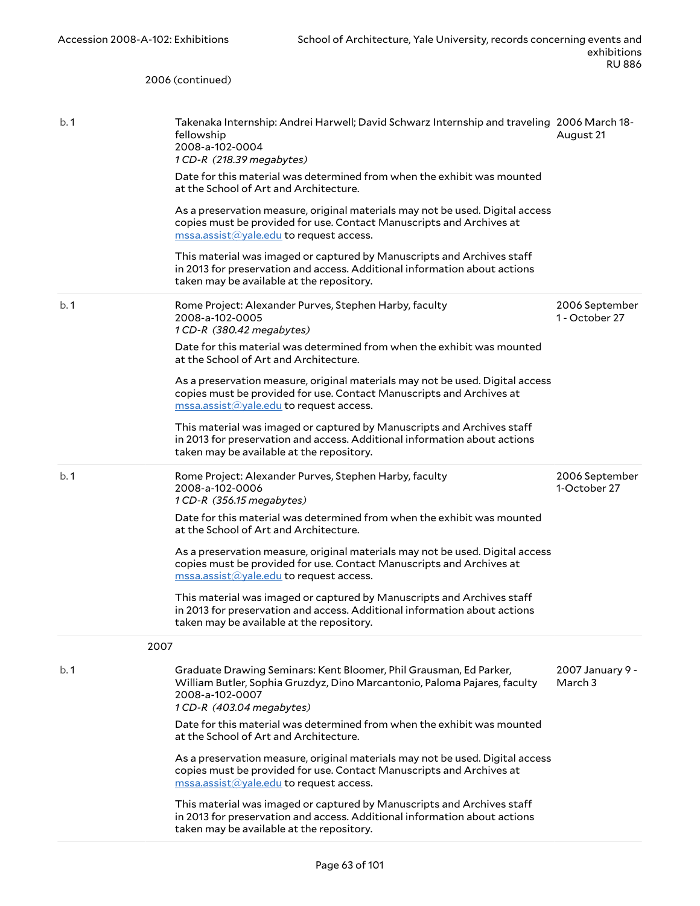2006 (continued)

b. 1

Takenaka Internship: Andrei Harwell; David Schwarz Internship and traveling fellowship
2008-a-102-0004
*1 CD-R (218.39 megabytes)*

2006 March 18-August 21

Date for this material was determined from when the exhibit was mounted at the School of Art and Architecture.

As a preservation measure, original materials may not be used. Digital access copies must be provided for use. Contact Manuscripts and Archives at mssa.assist@yale.edu to request access.

This material was imaged or captured by Manuscripts and Archives staff in 2013 for preservation and access. Additional information about actions taken may be available at the repository.

b. 1

Rome Project: Alexander Purves, Stephen Harby, faculty
2008-a-102-0005
*1 CD-R (380.42 megabytes)*

2006 September 1 - October 27

Date for this material was determined from when the exhibit was mounted at the School of Art and Architecture.

As a preservation measure, original materials may not be used. Digital access copies must be provided for use. Contact Manuscripts and Archives at mssa.assist@yale.edu to request access.

This material was imaged or captured by Manuscripts and Archives staff in 2013 for preservation and access. Additional information about actions taken may be available at the repository.

b. 1

Rome Project: Alexander Purves, Stephen Harby, faculty
2008-a-102-0006
*1 CD-R (356.15 megabytes)*

2006 September 1-October 27

Date for this material was determined from when the exhibit was mounted at the School of Art and Architecture.

As a preservation measure, original materials may not be used. Digital access copies must be provided for use. Contact Manuscripts and Archives at mssa.assist@yale.edu to request access.

This material was imaged or captured by Manuscripts and Archives staff in 2013 for preservation and access. Additional information about actions taken may be available at the repository.

2007

b. 1

Graduate Drawing Seminars: Kent Bloomer, Phil Grausman, Ed Parker, William Butler, Sophia Gruzdyz, Dino Marcantonio, Paloma Pajares, faculty
2008-a-102-0007
*1 CD-R (403.04 megabytes)*

2007 January 9 - March 3

Date for this material was determined from when the exhibit was mounted at the School of Art and Architecture.

As a preservation measure, original materials may not be used. Digital access copies must be provided for use. Contact Manuscripts and Archives at mssa.assist@yale.edu to request access.

This material was imaged or captured by Manuscripts and Archives staff in 2013 for preservation and access. Additional information about actions taken may be available at the repository.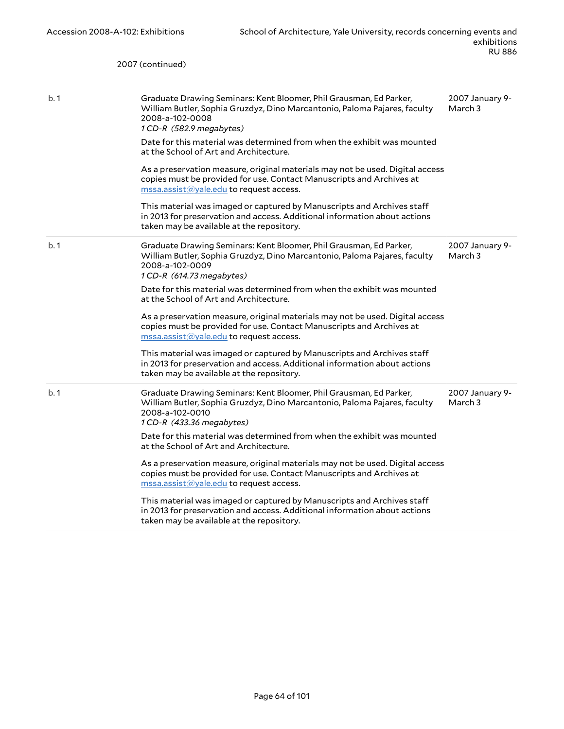2007 (continued)

| | | |
|---|---|---|
| b. 1 | Graduate Drawing Seminars: Kent Bloomer, Phil Grausman, Ed Parker, William Butler, Sophia Gruzdyz, Dino Marcantonio, Paloma Pajares, faculty<br>2008-a-102-0008<br>*1 CD-R (582.9 megabytes)*<br><br>Date for this material was determined from when the exhibit was mounted at the School of Art and Architecture.<br><br>As a preservation measure, original materials may not be used. Digital access copies must be provided for use. Contact Manuscripts and Archives at mssa.assist@yale.edu to request access.<br><br>This material was imaged or captured by Manuscripts and Archives staff in 2013 for preservation and access. Additional information about actions taken may be available at the repository. | 2007 January 9-March 3 |
| b. 1 | Graduate Drawing Seminars: Kent Bloomer, Phil Grausman, Ed Parker, William Butler, Sophia Gruzdyz, Dino Marcantonio, Paloma Pajares, faculty<br>2008-a-102-0009<br>*1 CD-R (614.73 megabytes)*<br><br>Date for this material was determined from when the exhibit was mounted at the School of Art and Architecture.<br><br>As a preservation measure, original materials may not be used. Digital access copies must be provided for use. Contact Manuscripts and Archives at mssa.assist@yale.edu to request access.<br><br>This material was imaged or captured by Manuscripts and Archives staff in 2013 for preservation and access. Additional information about actions taken may be available at the repository. | 2007 January 9-March 3 |
| b. 1 | Graduate Drawing Seminars: Kent Bloomer, Phil Grausman, Ed Parker, William Butler, Sophia Gruzdyz, Dino Marcantonio, Paloma Pajares, faculty<br>2008-a-102-0010<br>*1 CD-R (433.36 megabytes)*<br><br>Date for this material was determined from when the exhibit was mounted at the School of Art and Architecture.<br><br>As a preservation measure, original materials may not be used. Digital access copies must be provided for use. Contact Manuscripts and Archives at mssa.assist@yale.edu to request access.<br><br>This material was imaged or captured by Manuscripts and Archives staff in 2013 for preservation and access. Additional information about actions taken may be available at the repository. | 2007 January 9-March 3 |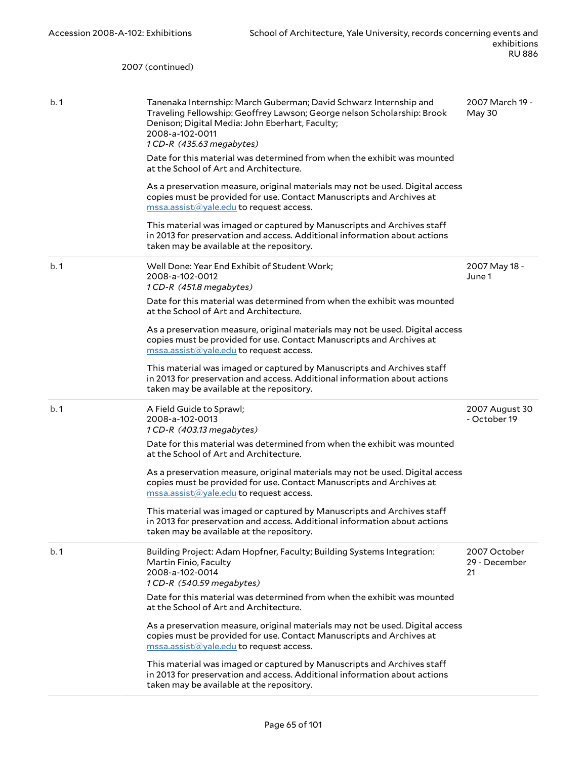2007 (continued)

| | | |
|---|---|---|
| b. 1 | Tanenaka Internship: March Guberman; David Schwarz Internship and Traveling Fellowship: Geoffrey Lawson; George nelson Scholarship: Brook Denison; Digital Media: John Eberhart, Faculty;<br>2008-a-102-0011<br>*1 CD-R (435.63 megabytes)*<br><br>Date for this material was determined from when the exhibit was mounted at the School of Art and Architecture.<br><br>As a preservation measure, original materials may not be used. Digital access copies must be provided for use. Contact Manuscripts and Archives at mssa.assist@yale.edu to request access.<br><br>This material was imaged or captured by Manuscripts and Archives staff in 2013 for preservation and access. Additional information about actions taken may be available at the repository. | 2007 March 19 - May 30 |
| b. 1 | Well Done: Year End Exhibit of Student Work;<br>2008-a-102-0012<br>*1 CD-R (451.8 megabytes)*<br><br>Date for this material was determined from when the exhibit was mounted at the School of Art and Architecture.<br><br>As a preservation measure, original materials may not be used. Digital access copies must be provided for use. Contact Manuscripts and Archives at mssa.assist@yale.edu to request access.<br><br>This material was imaged or captured by Manuscripts and Archives staff in 2013 for preservation and access. Additional information about actions taken may be available at the repository. | 2007 May 18 - June 1 |
| b. 1 | A Field Guide to Sprawl;<br>2008-a-102-0013<br>*1 CD-R (403.13 megabytes)*<br><br>Date for this material was determined from when the exhibit was mounted at the School of Art and Architecture.<br><br>As a preservation measure, original materials may not be used. Digital access copies must be provided for use. Contact Manuscripts and Archives at mssa.assist@yale.edu to request access.<br><br>This material was imaged or captured by Manuscripts and Archives staff in 2013 for preservation and access. Additional information about actions taken may be available at the repository. | 2007 August 30 - October 19 |
| b. 1 | Building Project: Adam Hopfner, Faculty; Building Systems Integration: Martin Finio, Faculty<br>2008-a-102-0014<br>*1 CD-R (540.59 megabytes)*<br><br>Date for this material was determined from when the exhibit was mounted at the School of Art and Architecture.<br><br>As a preservation measure, original materials may not be used. Digital access copies must be provided for use. Contact Manuscripts and Archives at mssa.assist@yale.edu to request access.<br><br>This material was imaged or captured by Manuscripts and Archives staff in 2013 for preservation and access. Additional information about actions taken may be available at the repository. | 2007 October 29 - December 21 |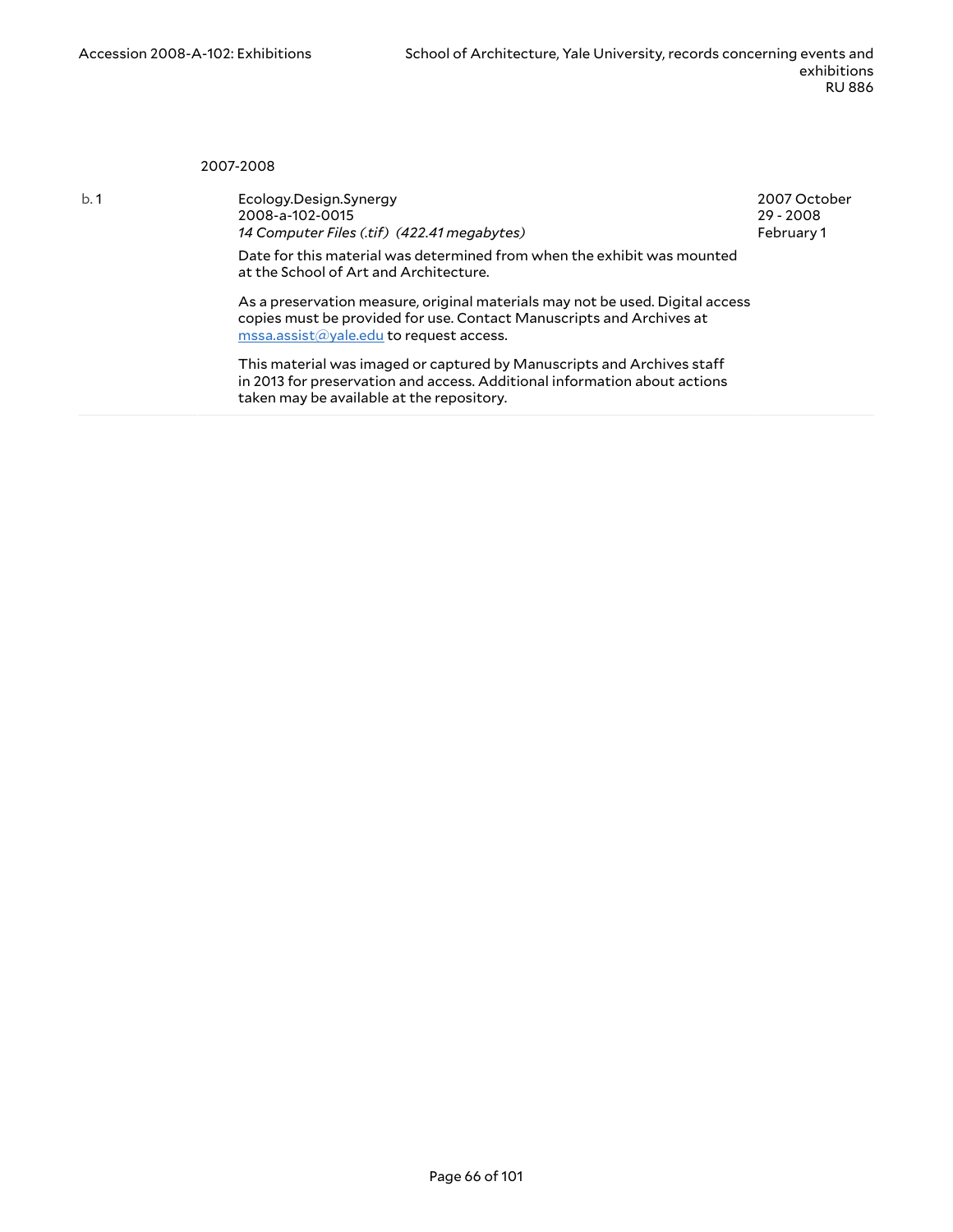2007-2008

| | | |
|---|---|---|
| b. 1 | Ecology.Design.Synergy<br>2008-a-102-0015<br>*14 Computer Files (.tif) (422.41 megabytes)*<br><br>Date for this material was determined from when the exhibit was mounted at the School of Art and Architecture.<br><br>As a preservation measure, original materials may not be used. Digital access copies must be provided for use. Contact Manuscripts and Archives at [mssa.assist@yale.edu](mailto:mssa.assist@yale.edu) to request access.<br><br>This material was imaged or captured by Manuscripts and Archives staff in 2013 for preservation and access. Additional information about actions taken may be available at the repository. | 2007 October 29 - 2008 February 1 |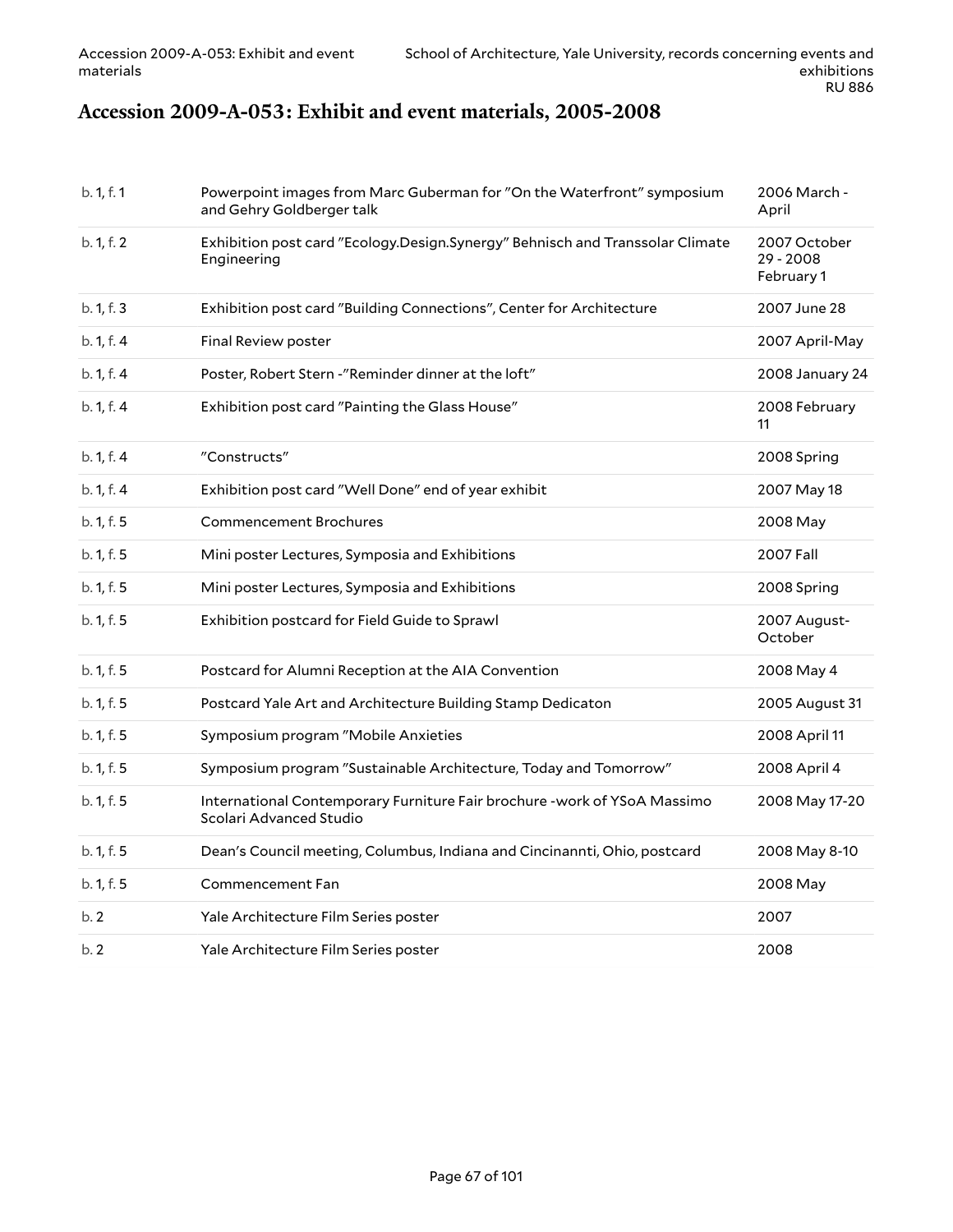## Accession 2009-A-053: Exhibit and event materials, 2005-2008

| | | |
|---|---|---|
| b. 1, f. 1 | Powerpoint images from Marc Guberman for "On the Waterfront" symposium and Gehry Goldberger talk | 2006 March - April |
| b. 1, f. 2 | Exhibition post card "Ecology.Design.Synergy" Behnisch and Transsolar Climate Engineering | 2007 October 29 - 2008 February 1 |
| b. 1, f. 3 | Exhibition post card "Building Connections", Center for Architecture | 2007 June 28 |
| b. 1, f. 4 | Final Review poster | 2007 April-May |
| b. 1, f. 4 | Poster, Robert Stern -"Reminder dinner at the loft" | 2008 January 24 |
| b. 1, f. 4 | Exhibition post card "Painting the Glass House" | 2008 February 11 |
| b. 1, f. 4 | "Constructs" | 2008 Spring |
| b. 1, f. 4 | Exhibition post card "Well Done" end of year exhibit | 2007 May 18 |
| b. 1, f. 5 | Commencement Brochures | 2008 May |
| b. 1, f. 5 | Mini poster Lectures, Symposia and Exhibitions | 2007 Fall |
| b. 1, f. 5 | Mini poster Lectures, Symposia and Exhibitions | 2008 Spring |
| b. 1, f. 5 | Exhibition postcard for Field Guide to Sprawl | 2007 August-October |
| b. 1, f. 5 | Postcard for Alumni Reception at the AIA Convention | 2008 May 4 |
| b. 1, f. 5 | Postcard Yale Art and Architecture Building Stamp Dedicaton | 2005 August 31 |
| b. 1, f. 5 | Symposium program "Mobile Anxieties | 2008 April 11 |
| b. 1, f. 5 | Symposium program "Sustainable Architecture, Today and Tomorrow" | 2008 April 4 |
| b. 1, f. 5 | International Contemporary Furniture Fair brochure -work of YSoA Massimo Scolari Advanced Studio | 2008 May 17-20 |
| b. 1, f. 5 | Dean's Council meeting, Columbus, Indiana and Cincinannti, Ohio, postcard | 2008 May 8-10 |
| b. 1, f. 5 | Commencement Fan | 2008 May |
| b. 2 | Yale Architecture Film Series poster | 2007 |
| b. 2 | Yale Architecture Film Series poster | 2008 |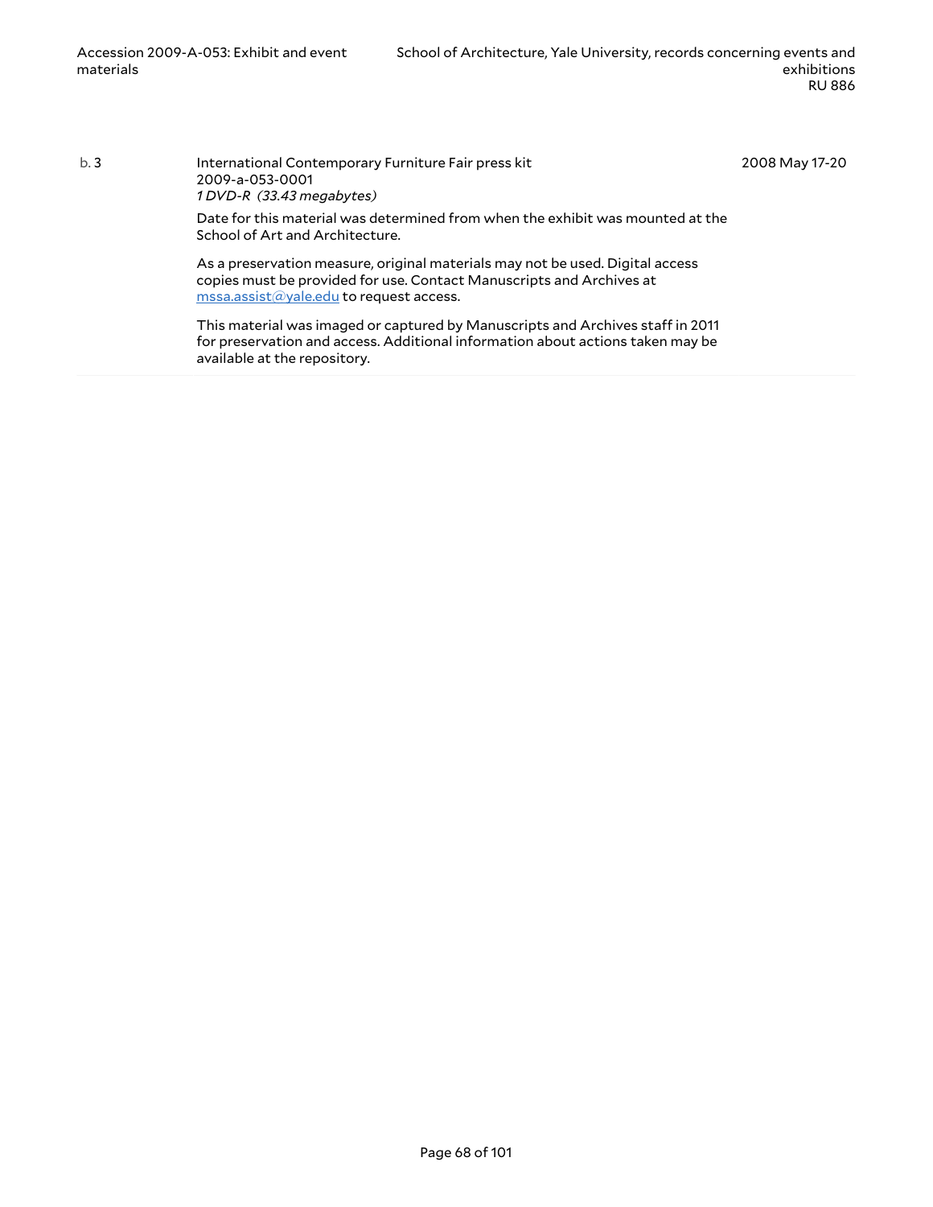| | | |
|---|---|---|
| b. 3 | International Contemporary Furniture Fair press kit<br>2009-a-053-0001<br>*1 DVD-R (33.43 megabytes)*<br><br>Date for this material was determined from when the exhibit was mounted at the School of Art and Architecture.<br><br>As a preservation measure, original materials may not be used. Digital access copies must be provided for use. Contact Manuscripts and Archives at mssa.assist@yale.edu to request access.<br><br>This material was imaged or captured by Manuscripts and Archives staff in 2011 for preservation and access. Additional information about actions taken may be available at the repository. | 2008 May 17-20 |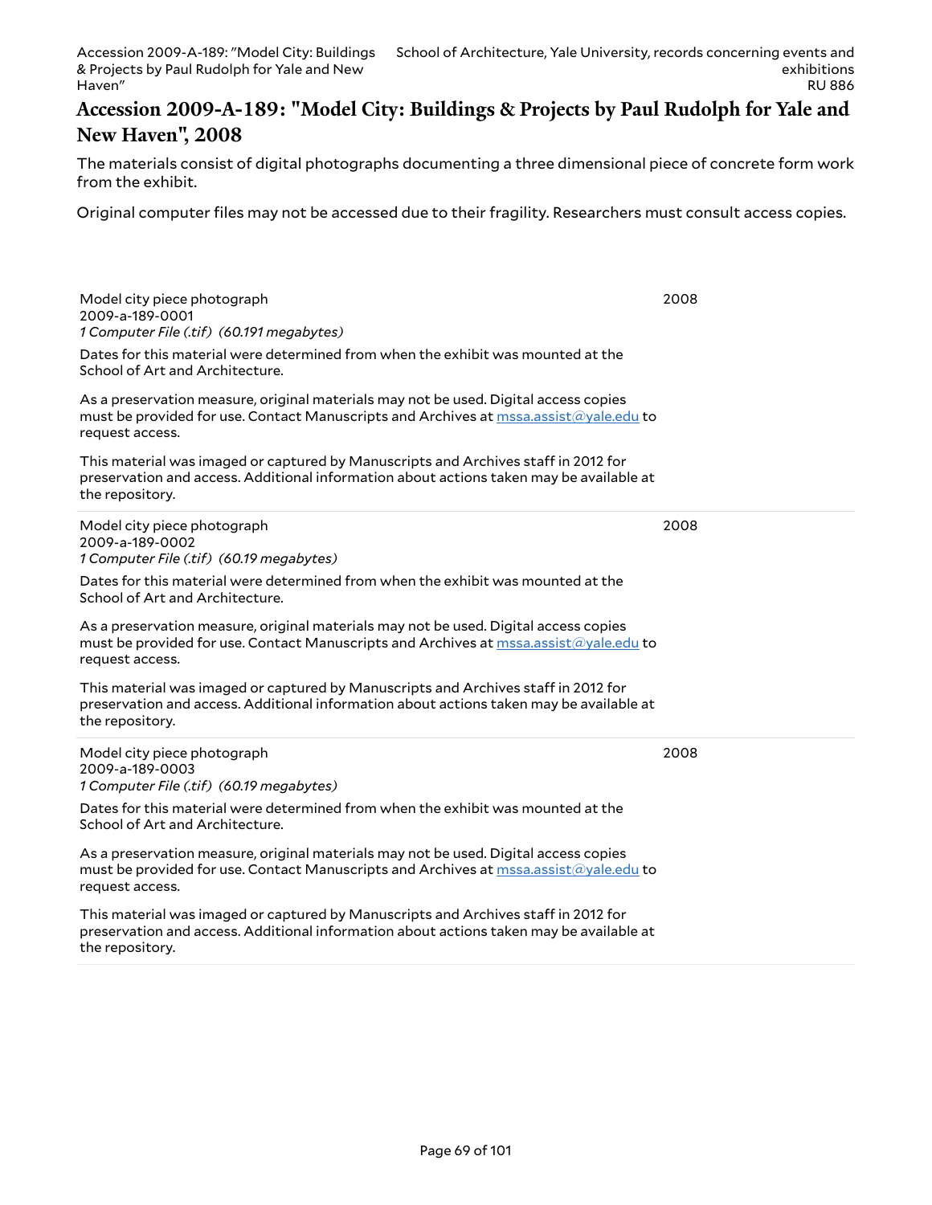# Accession 2009-A-189: "Model City: Buildings & Projects by Paul Rudolph for Yale and New Haven", 2008

The materials consist of digital photographs documenting a three dimensional piece of concrete form work from the exhibit.

Original computer files may not be accessed due to their fragility. Researchers must consult access copies.

Model city piece photograph
2009-a-189-0001
*1 Computer File (.tif) (60.191 megabytes)*

2008

Dates for this material were determined from when the exhibit was mounted at the School of Art and Architecture.

As a preservation measure, original materials may not be used. Digital access copies must be provided for use. Contact Manuscripts and Archives at mssa.assist@yale.edu to request access.

This material was imaged or captured by Manuscripts and Archives staff in 2012 for preservation and access. Additional information about actions taken may be available at the repository.

Model city piece photograph
2009-a-189-0002
*1 Computer File (.tif) (60.19 megabytes)*

2008

Dates for this material were determined from when the exhibit was mounted at the School of Art and Architecture.

As a preservation measure, original materials may not be used. Digital access copies must be provided for use. Contact Manuscripts and Archives at mssa.assist@yale.edu to request access.

This material was imaged or captured by Manuscripts and Archives staff in 2012 for preservation and access. Additional information about actions taken may be available at the repository.

Model city piece photograph
2009-a-189-0003
*1 Computer File (.tif) (60.19 megabytes)*

2008

Dates for this material were determined from when the exhibit was mounted at the School of Art and Architecture.

As a preservation measure, original materials may not be used. Digital access copies must be provided for use. Contact Manuscripts and Archives at mssa.assist@yale.edu to request access.

This material was imaged or captured by Manuscripts and Archives staff in 2012 for preservation and access. Additional information about actions taken may be available at the repository.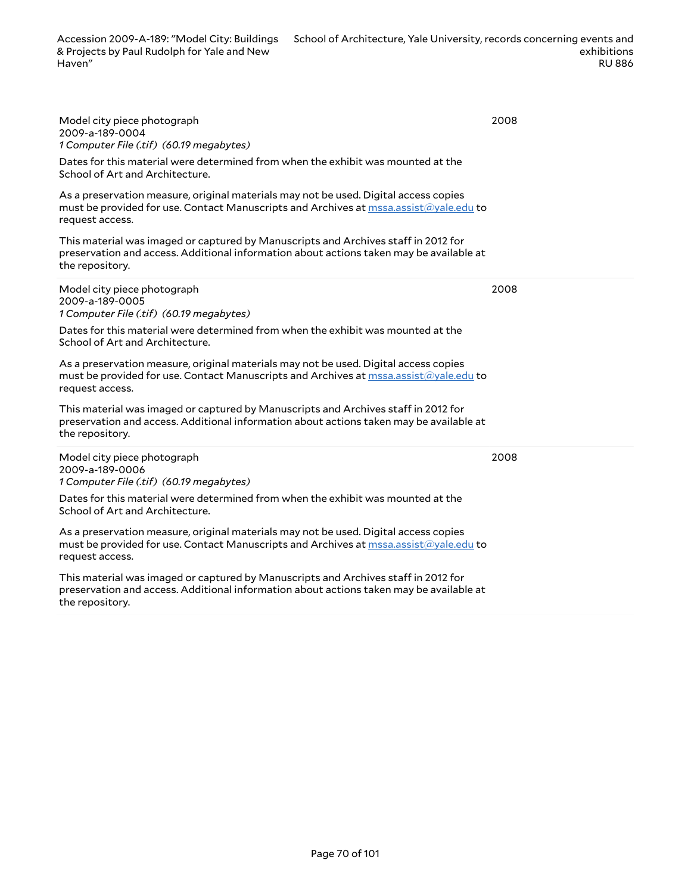Model city piece photograph
2009-a-189-0004
*1 Computer File (.tif) (60.19 megabytes)*

2008

Dates for this material were determined from when the exhibit was mounted at the School of Art and Architecture.

As a preservation measure, original materials may not be used. Digital access copies must be provided for use. Contact Manuscripts and Archives at [mssa.assist@yale.edu](mailto:mssa.assist@yale.edu) to request access.

This material was imaged or captured by Manuscripts and Archives staff in 2012 for preservation and access. Additional information about actions taken may be available at the repository.

---

Model city piece photograph
2009-a-189-0005
*1 Computer File (.tif) (60.19 megabytes)*

2008

Dates for this material were determined from when the exhibit was mounted at the School of Art and Architecture.

As a preservation measure, original materials may not be used. Digital access copies must be provided for use. Contact Manuscripts and Archives at [mssa.assist@yale.edu](mailto:mssa.assist@yale.edu) to request access.

This material was imaged or captured by Manuscripts and Archives staff in 2012 for preservation and access. Additional information about actions taken may be available at the repository.

---

Model city piece photograph
2009-a-189-0006
*1 Computer File (.tif) (60.19 megabytes)*

2008

Dates for this material were determined from when the exhibit was mounted at the School of Art and Architecture.

As a preservation measure, original materials may not be used. Digital access copies must be provided for use. Contact Manuscripts and Archives at [mssa.assist@yale.edu](mailto:mssa.assist@yale.edu) to request access.

This material was imaged or captured by Manuscripts and Archives staff in 2012 for preservation and access. Additional information about actions taken may be available at the repository.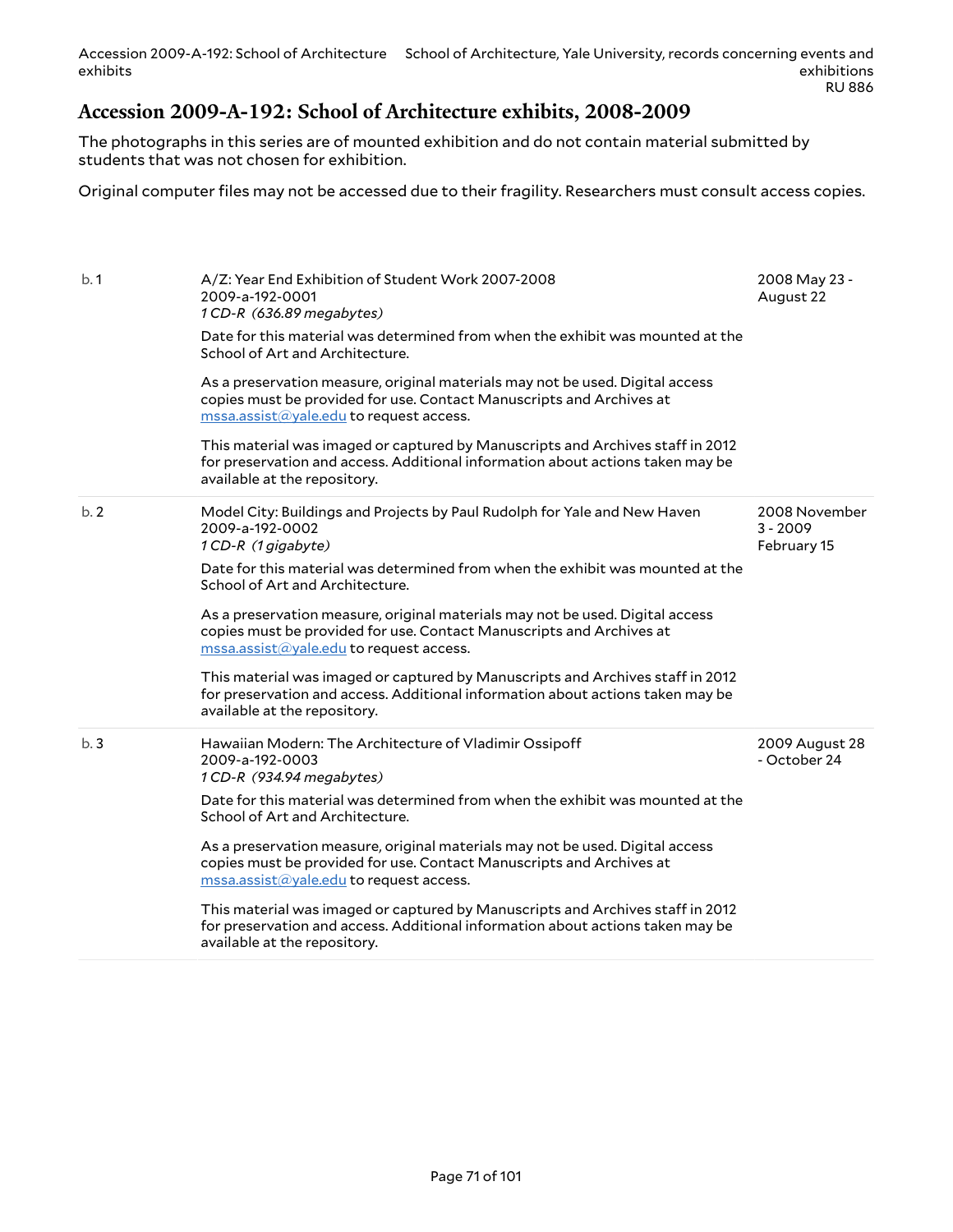## Accession 2009-A-192: School of Architecture exhibits, 2008-2009

The photographs in this series are of mounted exhibition and do not contain material submitted by students that was not chosen for exhibition.

Original computer files may not be accessed due to their fragility. Researchers must consult access copies.

| | | |
|---|---|---|
| b. 1 | A/Z: Year End Exhibition of Student Work 2007-2008<br>2009-a-192-0001<br>*1 CD-R (636.89 megabytes)*<br><br>Date for this material was determined from when the exhibit was mounted at the School of Art and Architecture.<br><br>As a preservation measure, original materials may not be used. Digital access copies must be provided for use. Contact Manuscripts and Archives at mssa.assist@yale.edu to request access.<br><br>This material was imaged or captured by Manuscripts and Archives staff in 2012 for preservation and access. Additional information about actions taken may be available at the repository. | 2008 May 23 - August 22 |
| b. 2 | Model City: Buildings and Projects by Paul Rudolph for Yale and New Haven<br>2009-a-192-0002<br>*1 CD-R (1 gigabyte)*<br><br>Date for this material was determined from when the exhibit was mounted at the School of Art and Architecture.<br><br>As a preservation measure, original materials may not be used. Digital access copies must be provided for use. Contact Manuscripts and Archives at mssa.assist@yale.edu to request access.<br><br>This material was imaged or captured by Manuscripts and Archives staff in 2012 for preservation and access. Additional information about actions taken may be available at the repository. | 2008 November 3 - 2009 February 15 |
| b. 3 | Hawaiian Modern: The Architecture of Vladimir Ossipoff<br>2009-a-192-0003<br>*1 CD-R (934.94 megabytes)*<br><br>Date for this material was determined from when the exhibit was mounted at the School of Art and Architecture.<br><br>As a preservation measure, original materials may not be used. Digital access copies must be provided for use. Contact Manuscripts and Archives at mssa.assist@yale.edu to request access.<br><br>This material was imaged or captured by Manuscripts and Archives staff in 2012 for preservation and access. Additional information about actions taken may be available at the repository. | 2009 August 28 - October 24 |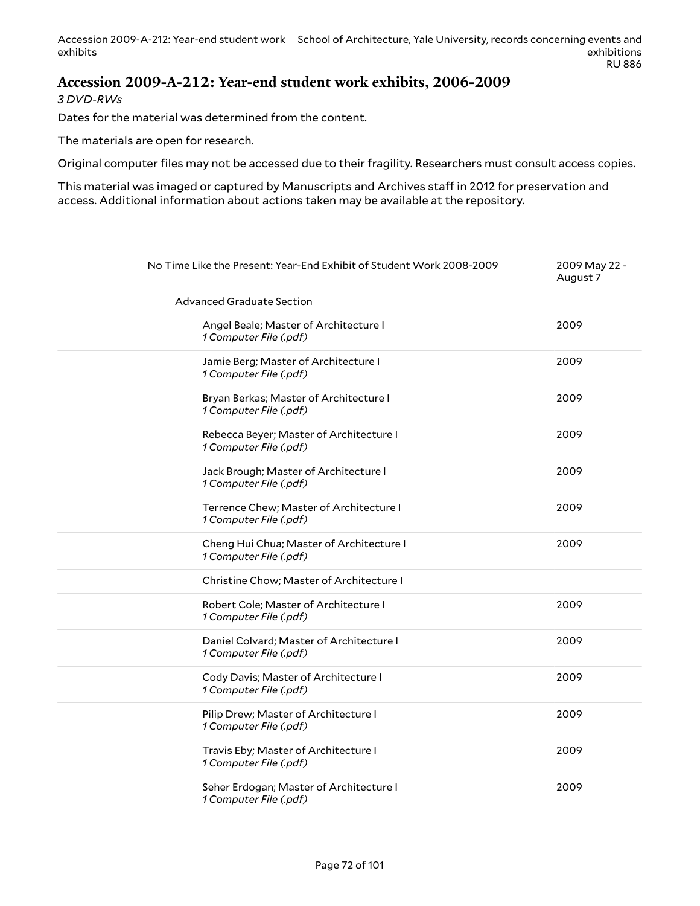## Accession 2009-A-212: Year-end student work exhibits, 2006-2009

*3 DVD-RWs*

Dates for the material was determined from the content.

The materials are open for research.

Original computer files may not be accessed due to their fragility. Researchers must consult access copies.

This material was imaged or captured by Manuscripts and Archives staff in 2012 for preservation and access. Additional information about actions taken may be available at the repository.

| | | |
|---|---|---|
| No Time Like the Present: Year-End Exhibit of Student Work 2008-2009 | | 2009 May 22 - August 7 |
| Advanced Graduate Section | | |
| | Angel Beale; Master of Architecture I *1 Computer File (.pdf)* | 2009 |
| | Jamie Berg; Master of Architecture I *1 Computer File (.pdf)* | 2009 |
| | Bryan Berkas; Master of Architecture I *1 Computer File (.pdf)* | 2009 |
| | Rebecca Beyer; Master of Architecture I *1 Computer File (.pdf)* | 2009 |
| | Jack Brough; Master of Architecture I *1 Computer File (.pdf)* | 2009 |
| | Terrence Chew; Master of Architecture I *1 Computer File (.pdf)* | 2009 |
| | Cheng Hui Chua; Master of Architecture I *1 Computer File (.pdf)* | 2009 |
| | Christine Chow; Master of Architecture I | |
| | Robert Cole; Master of Architecture I *1 Computer File (.pdf)* | 2009 |
| | Daniel Colvard; Master of Architecture I *1 Computer File (.pdf)* | 2009 |
| | Cody Davis; Master of Architecture I *1 Computer File (.pdf)* | 2009 |
| | Pilip Drew; Master of Architecture I *1 Computer File (.pdf)* | 2009 |
| | Travis Eby; Master of Architecture I *1 Computer File (.pdf)* | 2009 |
| | Seher Erdogan; Master of Architecture I *1 Computer File (.pdf)* | 2009 |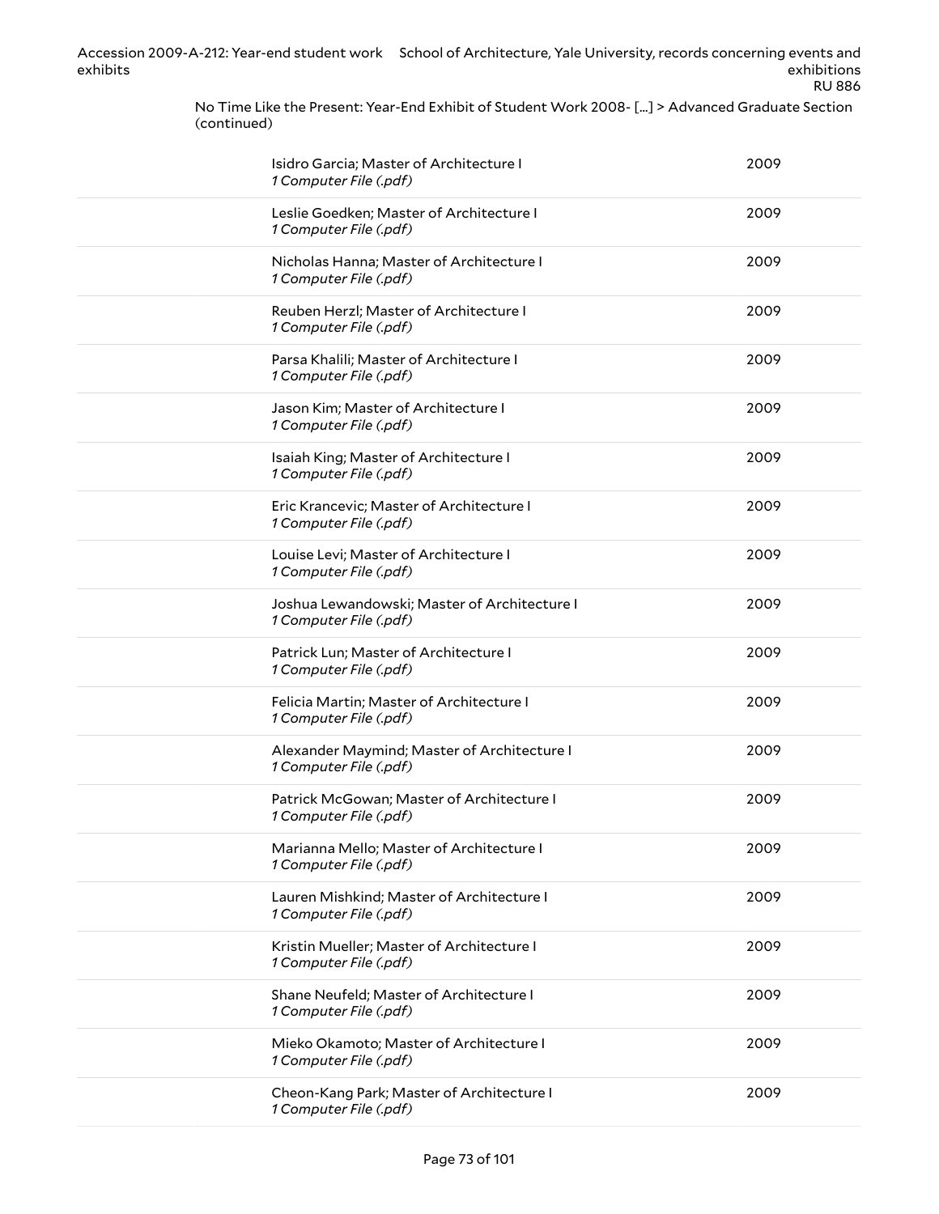No Time Like the Present: Year-End Exhibit of Student Work 2008- [...] > Advanced Graduate Section (continued)

| | |
|---|---|
| Isidro Garcia; Master of Architecture I<br>*1 Computer File (.pdf)* | 2009 |
| Leslie Goedken; Master of Architecture I<br>*1 Computer File (.pdf)* | 2009 |
| Nicholas Hanna; Master of Architecture I<br>*1 Computer File (.pdf)* | 2009 |
| Reuben Herzl; Master of Architecture I<br>*1 Computer File (.pdf)* | 2009 |
| Parsa Khalili; Master of Architecture I<br>*1 Computer File (.pdf)* | 2009 |
| Jason Kim; Master of Architecture I<br>*1 Computer File (.pdf)* | 2009 |
| Isaiah King; Master of Architecture I<br>*1 Computer File (.pdf)* | 2009 |
| Eric Krancevic; Master of Architecture I<br>*1 Computer File (.pdf)* | 2009 |
| Louise Levi; Master of Architecture I<br>*1 Computer File (.pdf)* | 2009 |
| Joshua Lewandowski; Master of Architecture I<br>*1 Computer File (.pdf)* | 2009 |
| Patrick Lun; Master of Architecture I<br>*1 Computer File (.pdf)* | 2009 |
| Felicia Martin; Master of Architecture I<br>*1 Computer File (.pdf)* | 2009 |
| Alexander Maymind; Master of Architecture I<br>*1 Computer File (.pdf)* | 2009 |
| Patrick McGowan; Master of Architecture I<br>*1 Computer File (.pdf)* | 2009 |
| Marianna Mello; Master of Architecture I<br>*1 Computer File (.pdf)* | 2009 |
| Lauren Mishkind; Master of Architecture I<br>*1 Computer File (.pdf)* | 2009 |
| Kristin Mueller; Master of Architecture I<br>*1 Computer File (.pdf)* | 2009 |
| Shane Neufeld; Master of Architecture I<br>*1 Computer File (.pdf)* | 2009 |
| Mieko Okamoto; Master of Architecture I<br>*1 Computer File (.pdf)* | 2009 |
| Cheon-Kang Park; Master of Architecture I<br>*1 Computer File (.pdf)* | 2009 |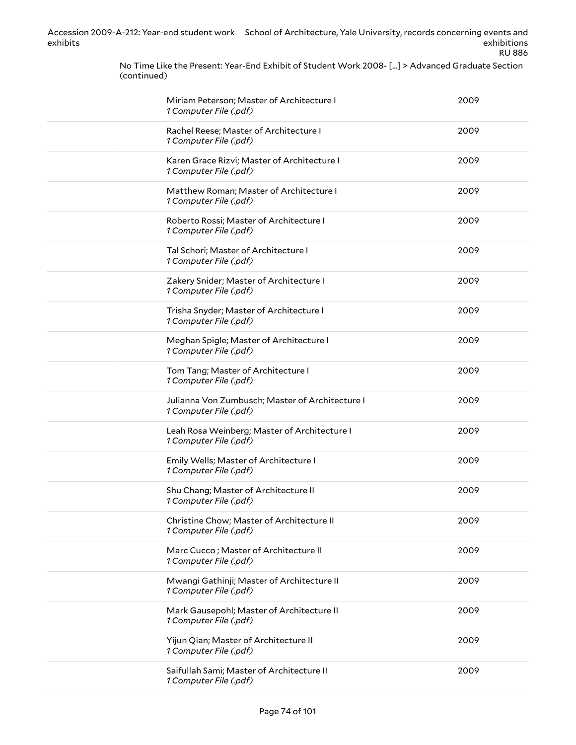No Time Like the Present: Year-End Exhibit of Student Work 2008- [...] > Advanced Graduate Section (continued)

| Item | Date |
| --- | --- |
| Miriam Peterson; Master of Architecture I<br>*1 Computer File (.pdf)* | 2009 |
| Rachel Reese; Master of Architecture I<br>*1 Computer File (.pdf)* | 2009 |
| Karen Grace Rizvi; Master of Architecture I<br>*1 Computer File (.pdf)* | 2009 |
| Matthew Roman; Master of Architecture I<br>*1 Computer File (.pdf)* | 2009 |
| Roberto Rossi; Master of Architecture I<br>*1 Computer File (.pdf)* | 2009 |
| Tal Schori; Master of Architecture I<br>*1 Computer File (.pdf)* | 2009 |
| Zakery Snider; Master of Architecture I<br>*1 Computer File (.pdf)* | 2009 |
| Trisha Snyder; Master of Architecture I<br>*1 Computer File (.pdf)* | 2009 |
| Meghan Spigle; Master of Architecture I<br>*1 Computer File (.pdf)* | 2009 |
| Tom Tang; Master of Architecture I<br>*1 Computer File (.pdf)* | 2009 |
| Julianna Von Zumbusch; Master of Architecture I<br>*1 Computer File (.pdf)* | 2009 |
| Leah Rosa Weinberg; Master of Architecture I<br>*1 Computer File (.pdf)* | 2009 |
| Emily Wells; Master of Architecture I<br>*1 Computer File (.pdf)* | 2009 |
| Shu Chang; Master of Architecture II<br>*1 Computer File (.pdf)* | 2009 |
| Christine Chow; Master of Architecture II<br>*1 Computer File (.pdf)* | 2009 |
| Marc Cucco ; Master of Architecture II<br>*1 Computer File (.pdf)* | 2009 |
| Mwangi Gathinji; Master of Architecture II<br>*1 Computer File (.pdf)* | 2009 |
| Mark Gausepohl; Master of Architecture II<br>*1 Computer File (.pdf)* | 2009 |
| Yijun Qian; Master of Architecture II<br>*1 Computer File (.pdf)* | 2009 |
| Saifullah Sami; Master of Architecture II<br>*1 Computer File (.pdf)* | 2009 |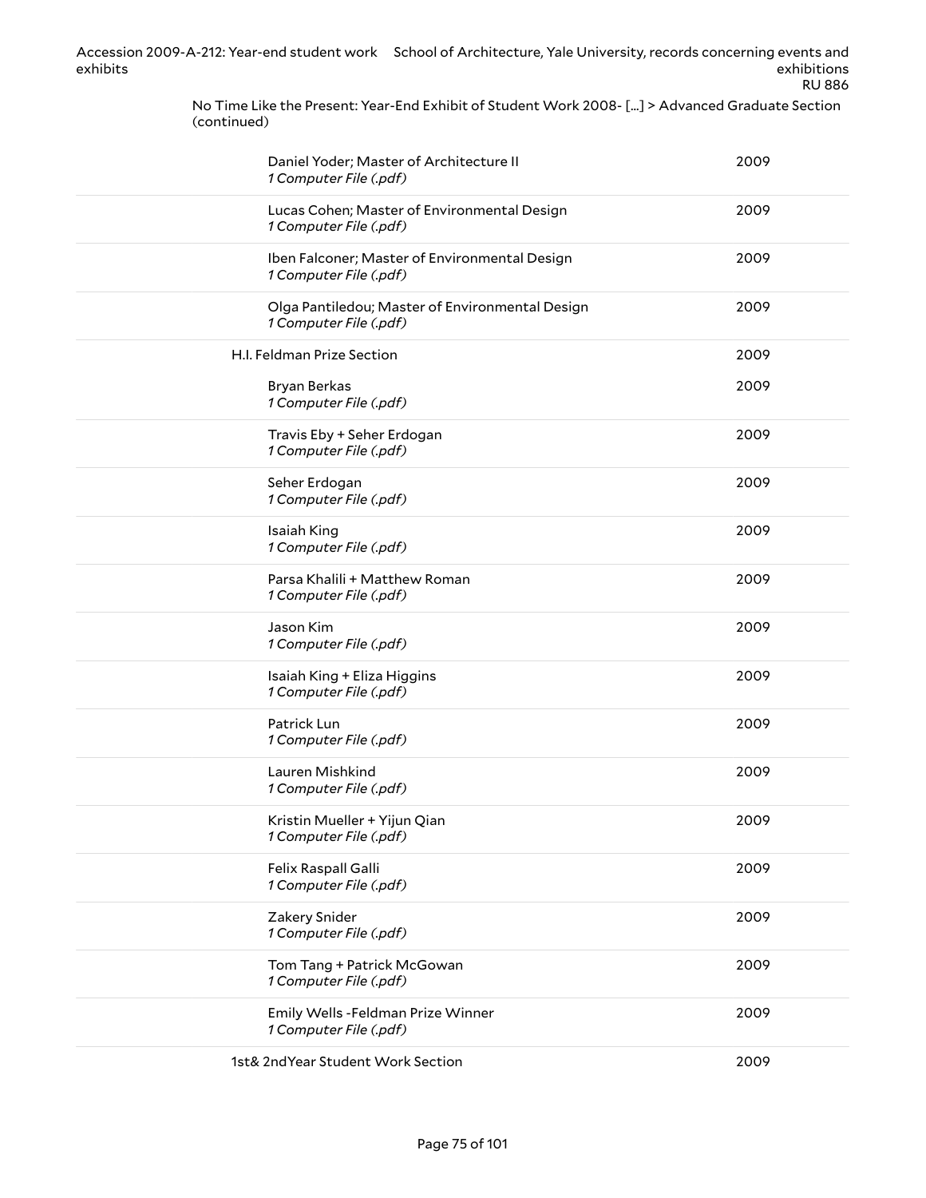No Time Like the Present: Year-End Exhibit of Student Work 2008- [...] > Advanced Graduate Section (continued)

| | Title | Date |
|---|---|---|
| | Daniel Yoder; Master of Architecture II<br>*1 Computer File (.pdf)* | 2009 |
| | Lucas Cohen; Master of Environmental Design<br>*1 Computer File (.pdf)* | 2009 |
| | Iben Falconer; Master of Environmental Design<br>*1 Computer File (.pdf)* | 2009 |
| | Olga Pantiledou; Master of Environmental Design<br>*1 Computer File (.pdf)* | 2009 |
| | H.I. Feldman Prize Section | 2009 |
| | Bryan Berkas<br>*1 Computer File (.pdf)* | 2009 |
| | Travis Eby + Seher Erdogan<br>*1 Computer File (.pdf)* | 2009 |
| | Seher Erdogan<br>*1 Computer File (.pdf)* | 2009 |
| | Isaiah King<br>*1 Computer File (.pdf)* | 2009 |
| | Parsa Khalili + Matthew Roman<br>*1 Computer File (.pdf)* | 2009 |
| | Jason Kim<br>*1 Computer File (.pdf)* | 2009 |
| | Isaiah King + Eliza Higgins<br>*1 Computer File (.pdf)* | 2009 |
| | Patrick Lun<br>*1 Computer File (.pdf)* | 2009 |
| | Lauren Mishkind<br>*1 Computer File (.pdf)* | 2009 |
| | Kristin Mueller + Yijun Qian<br>*1 Computer File (.pdf)* | 2009 |
| | Felix Raspall Galli<br>*1 Computer File (.pdf)* | 2009 |
| | Zakery Snider<br>*1 Computer File (.pdf)* | 2009 |
| | Tom Tang + Patrick McGowan<br>*1 Computer File (.pdf)* | 2009 |
| | Emily Wells -Feldman Prize Winner<br>*1 Computer File (.pdf)* | 2009 |
| | 1st& 2ndYear Student Work Section | 2009 |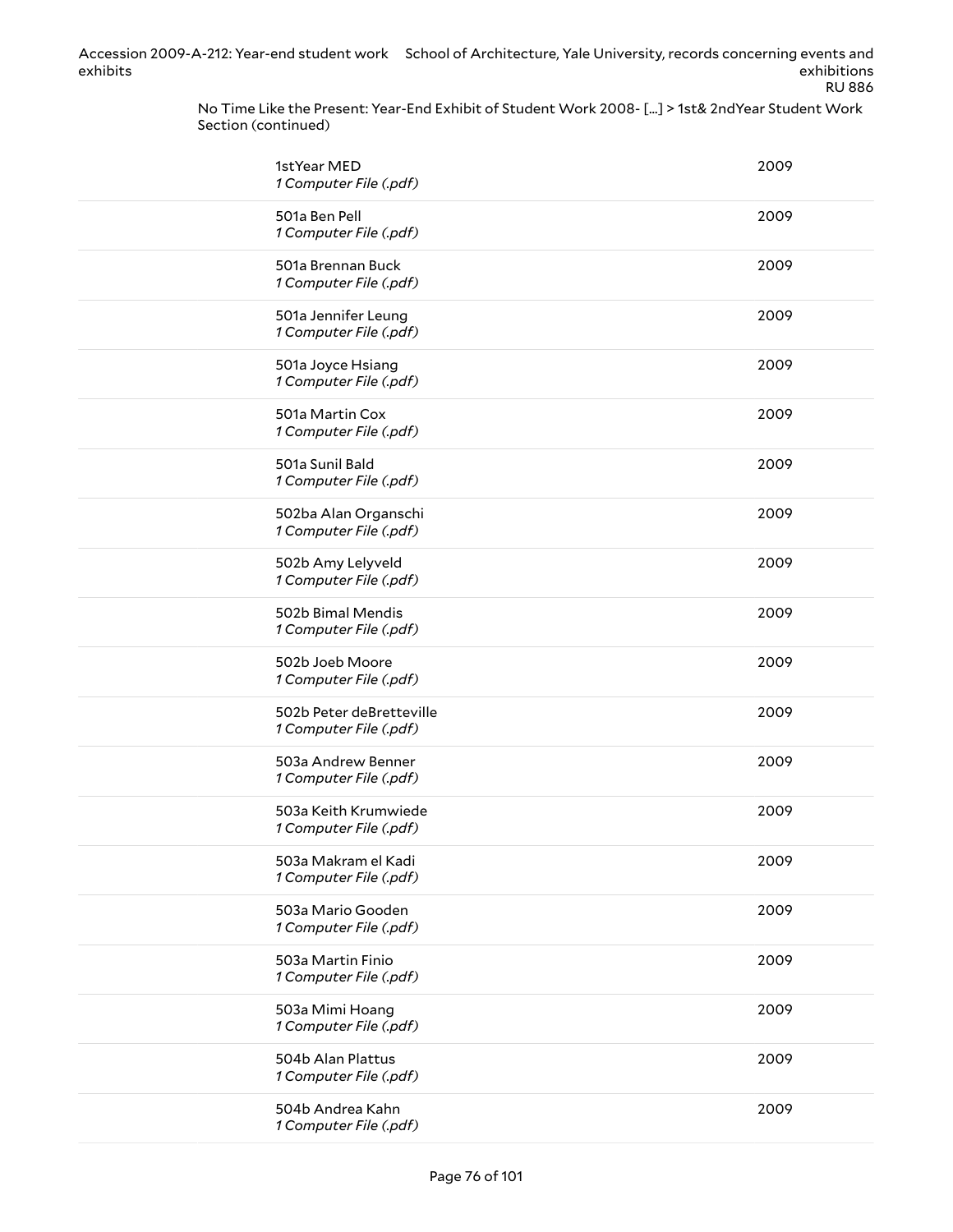No Time Like the Present: Year-End Exhibit of Student Work 2008- [...] > 1st& 2ndYear Student Work Section (continued)

| | |
|---|---|
| 1stYear MED<br>*1 Computer File (.pdf)* | 2009 |
| 501a Ben Pell<br>*1 Computer File (.pdf)* | 2009 |
| 501a Brennan Buck<br>*1 Computer File (.pdf)* | 2009 |
| 501a Jennifer Leung<br>*1 Computer File (.pdf)* | 2009 |
| 501a Joyce Hsiang<br>*1 Computer File (.pdf)* | 2009 |
| 501a Martin Cox<br>*1 Computer File (.pdf)* | 2009 |
| 501a Sunil Bald<br>*1 Computer File (.pdf)* | 2009 |
| 502ba Alan Organschi<br>*1 Computer File (.pdf)* | 2009 |
| 502b Amy Lelyveld<br>*1 Computer File (.pdf)* | 2009 |
| 502b Bimal Mendis<br>*1 Computer File (.pdf)* | 2009 |
| 502b Joeb Moore<br>*1 Computer File (.pdf)* | 2009 |
| 502b Peter deBretteville<br>*1 Computer File (.pdf)* | 2009 |
| 503a Andrew Benner<br>*1 Computer File (.pdf)* | 2009 |
| 503a Keith Krumwiede<br>*1 Computer File (.pdf)* | 2009 |
| 503a Makram el Kadi<br>*1 Computer File (.pdf)* | 2009 |
| 503a Mario Gooden<br>*1 Computer File (.pdf)* | 2009 |
| 503a Martin Finio<br>*1 Computer File (.pdf)* | 2009 |
| 503a Mimi Hoang<br>*1 Computer File (.pdf)* | 2009 |
| 504b Alan Plattus<br>*1 Computer File (.pdf)* | 2009 |
| 504b Andrea Kahn<br>*1 Computer File (.pdf)* | 2009 |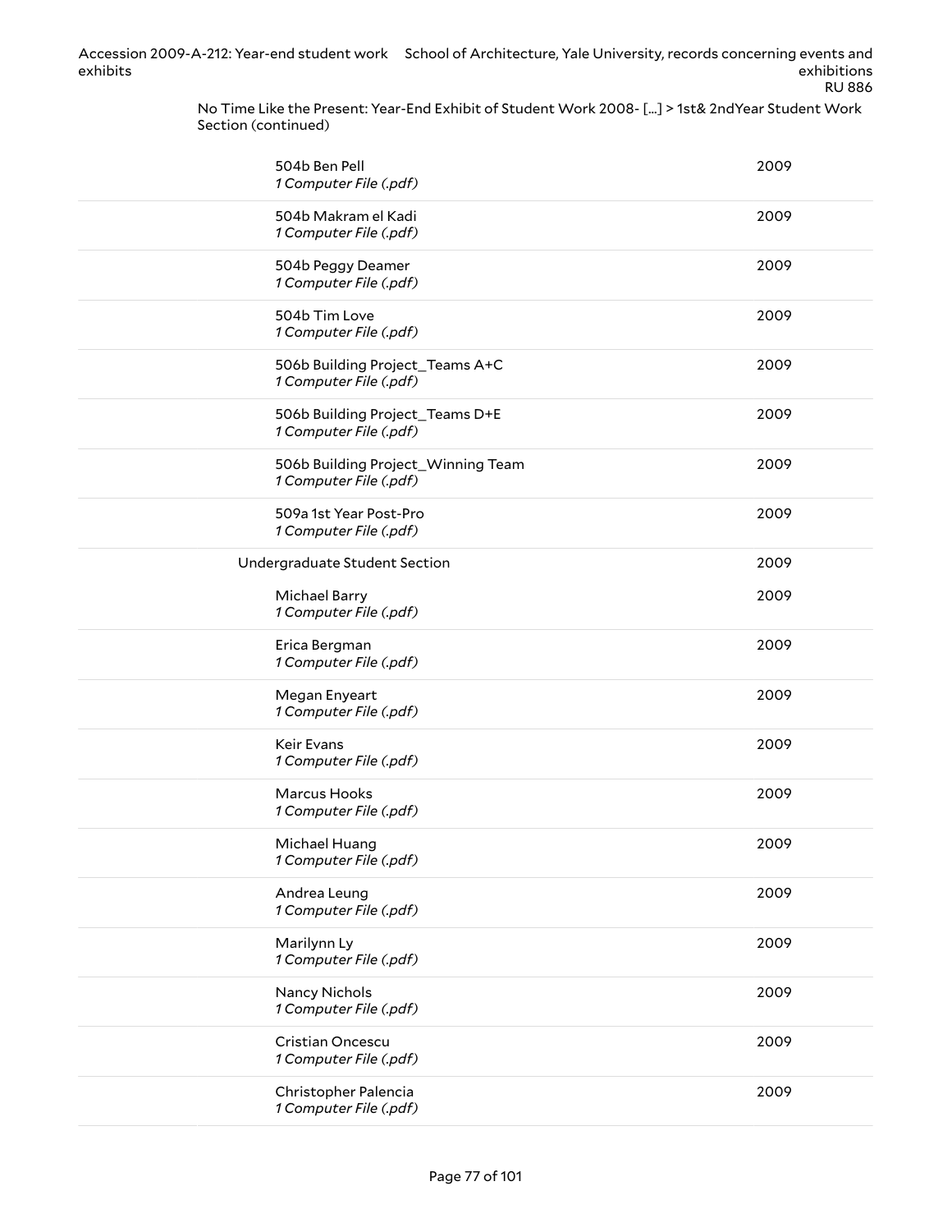No Time Like the Present: Year-End Exhibit of Student Work 2008- [...] > 1st& 2ndYear Student Work Section (continued)

| | |
|---|---|
| 504b Ben Pell<br>*1 Computer File (.pdf)* | 2009 |
| 504b Makram el Kadi<br>*1 Computer File (.pdf)* | 2009 |
| 504b Peggy Deamer<br>*1 Computer File (.pdf)* | 2009 |
| 504b Tim Love<br>*1 Computer File (.pdf)* | 2009 |
| 506b Building Project_Teams A+C<br>*1 Computer File (.pdf)* | 2009 |
| 506b Building Project_Teams D+E<br>*1 Computer File (.pdf)* | 2009 |
| 506b Building Project_Winning Team<br>*1 Computer File (.pdf)* | 2009 |
| 509a 1st Year Post-Pro<br>*1 Computer File (.pdf)* | 2009 |
| Undergraduate Student Section | 2009 |
| Michael Barry<br>*1 Computer File (.pdf)* | 2009 |
| Erica Bergman<br>*1 Computer File (.pdf)* | 2009 |
| Megan Enyeart<br>*1 Computer File (.pdf)* | 2009 |
| Keir Evans<br>*1 Computer File (.pdf)* | 2009 |
| Marcus Hooks<br>*1 Computer File (.pdf)* | 2009 |
| Michael Huang<br>*1 Computer File (.pdf)* | 2009 |
| Andrea Leung<br>*1 Computer File (.pdf)* | 2009 |
| Marilynn Ly<br>*1 Computer File (.pdf)* | 2009 |
| Nancy Nichols<br>*1 Computer File (.pdf)* | 2009 |
| Cristian Oncescu<br>*1 Computer File (.pdf)* | 2009 |
| Christopher Palencia<br>*1 Computer File (.pdf)* | 2009 |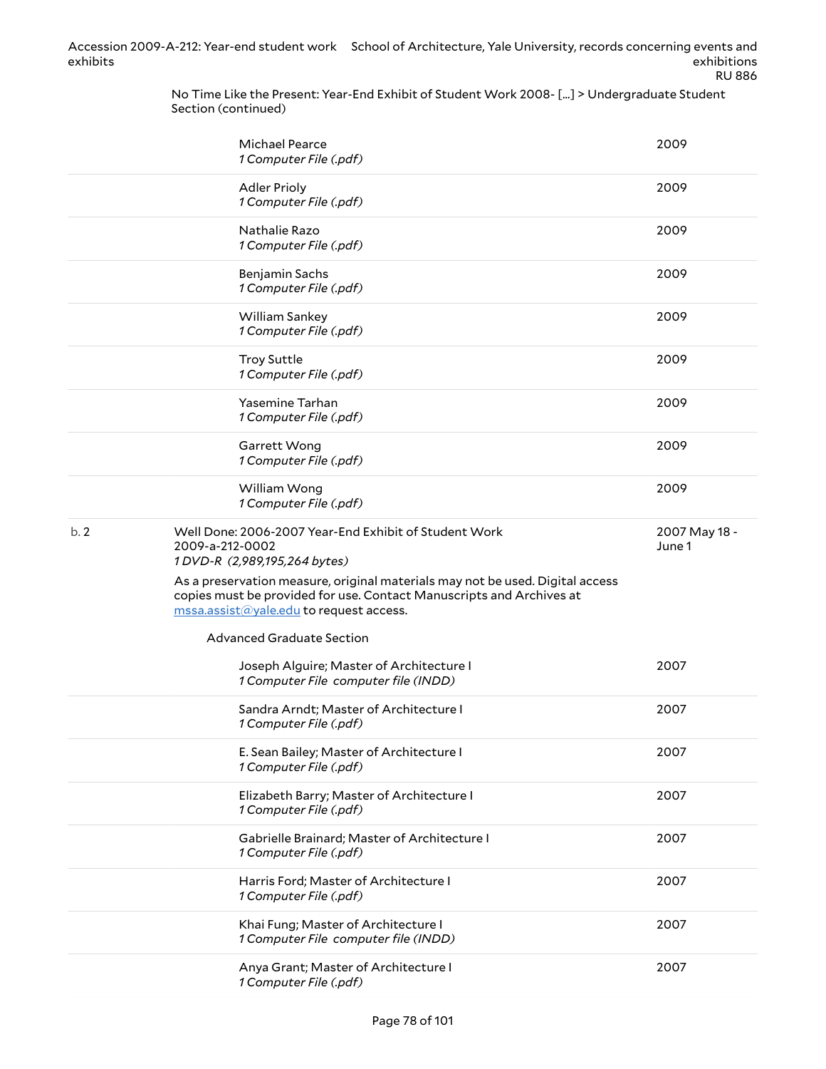No Time Like the Present: Year-End Exhibit of Student Work 2008- [...] > Undergraduate Student Section (continued)

| | | |
|---|---|---|
| | Michael Pearce<br>*1 Computer File (.pdf)* | 2009 |
| | Adler Prioly<br>*1 Computer File (.pdf)* | 2009 |
| | Nathalie Razo<br>*1 Computer File (.pdf)* | 2009 |
| | Benjamin Sachs<br>*1 Computer File (.pdf)* | 2009 |
| | William Sankey<br>*1 Computer File (.pdf)* | 2009 |
| | Troy Suttle<br>*1 Computer File (.pdf)* | 2009 |
| | Yasemine Tarhan<br>*1 Computer File (.pdf)* | 2009 |
| | Garrett Wong<br>*1 Computer File (.pdf)* | 2009 |
| | William Wong<br>*1 Computer File (.pdf)* | 2009 |
| b. 2 | Well Done: 2006-2007 Year-End Exhibit of Student Work<br>2009-a-212-0002<br>*1 DVD-R (2,989,195,264 bytes)*<br>As a preservation measure, original materials may not be used. Digital access copies must be provided for use. Contact Manuscripts and Archives at mssa.assist@yale.edu to request access. | 2007 May 18 - June 1 |

Advanced Graduate Section

| | | |
|---|---|---|
| | Joseph Alguire; Master of Architecture I<br>*1 Computer File computer file (INDD)* | 2007 |
| | Sandra Arndt; Master of Architecture I<br>*1 Computer File (.pdf)* | 2007 |
| | E. Sean Bailey; Master of Architecture I<br>*1 Computer File (.pdf)* | 2007 |
| | Elizabeth Barry; Master of Architecture I<br>*1 Computer File (.pdf)* | 2007 |
| | Gabrielle Brainard; Master of Architecture I<br>*1 Computer File (.pdf)* | 2007 |
| | Harris Ford; Master of Architecture I<br>*1 Computer File (.pdf)* | 2007 |
| | Khai Fung; Master of Architecture I<br>*1 Computer File computer file (INDD)* | 2007 |
| | Anya Grant; Master of Architecture I<br>*1 Computer File (.pdf)* | 2007 |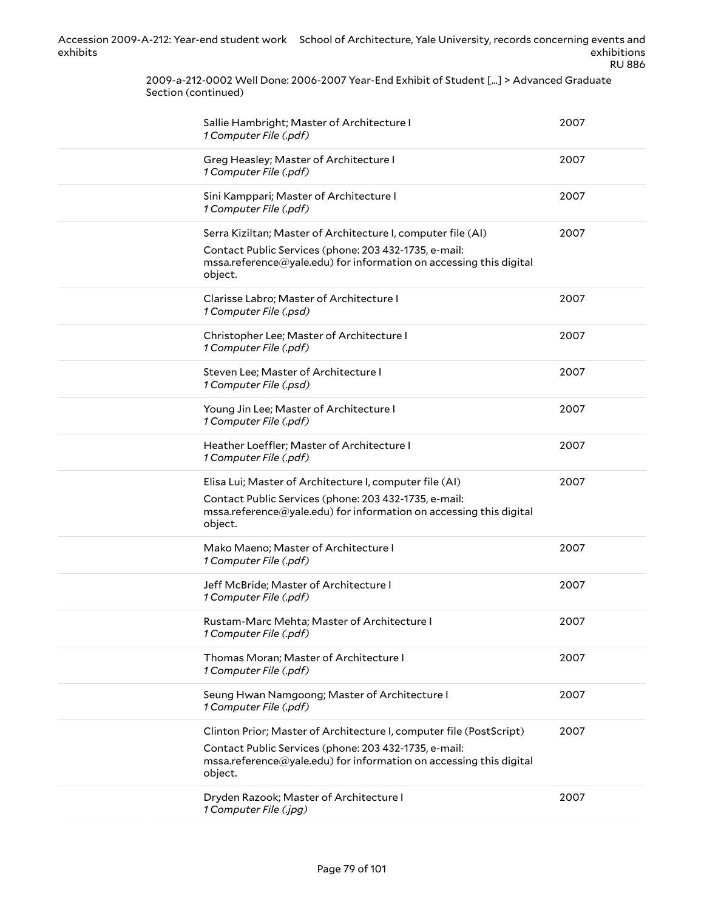2009-a-212-0002 Well Done: 2006-2007 Year-End Exhibit of Student [...] > Advanced Graduate Section (continued)

| | |
|---|---|
| Sallie Hambright; Master of Architecture I<br>*1 Computer File (.pdf)* | 2007 |
| Greg Heasley; Master of Architecture I<br>*1 Computer File (.pdf)* | 2007 |
| Sini Kamppari; Master of Architecture I<br>*1 Computer File (.pdf)* | 2007 |
| Serra Kiziltan; Master of Architecture I, computer file (AI)<br>Contact Public Services (phone: 203 432-1735, e-mail: mssa.reference@yale.edu) for information on accessing this digital object. | 2007 |
| Clarisse Labro; Master of Architecture I<br>*1 Computer File (.psd)* | 2007 |
| Christopher Lee; Master of Architecture I<br>*1 Computer File (.pdf)* | 2007 |
| Steven Lee; Master of Architecture I<br>*1 Computer File (.psd)* | 2007 |
| Young Jin Lee; Master of Architecture I<br>*1 Computer File (.pdf)* | 2007 |
| Heather Loeffler; Master of Architecture I<br>*1 Computer File (.pdf)* | 2007 |
| Elisa Lui; Master of Architecture I, computer file (AI)<br>Contact Public Services (phone: 203 432-1735, e-mail: mssa.reference@yale.edu) for information on accessing this digital object. | 2007 |
| Mako Maeno; Master of Architecture I<br>*1 Computer File (.pdf)* | 2007 |
| Jeff McBride; Master of Architecture I<br>*1 Computer File (.pdf)* | 2007 |
| Rustam-Marc Mehta; Master of Architecture I<br>*1 Computer File (.pdf)* | 2007 |
| Thomas Moran; Master of Architecture I<br>*1 Computer File (.pdf)* | 2007 |
| Seung Hwan Namgoong; Master of Architecture I<br>*1 Computer File (.pdf)* | 2007 |
| Clinton Prior; Master of Architecture I, computer file (PostScript)<br>Contact Public Services (phone: 203 432-1735, e-mail: mssa.reference@yale.edu) for information on accessing this digital object. | 2007 |
| Dryden Razook; Master of Architecture I<br>*1 Computer File (.jpg)* | 2007 |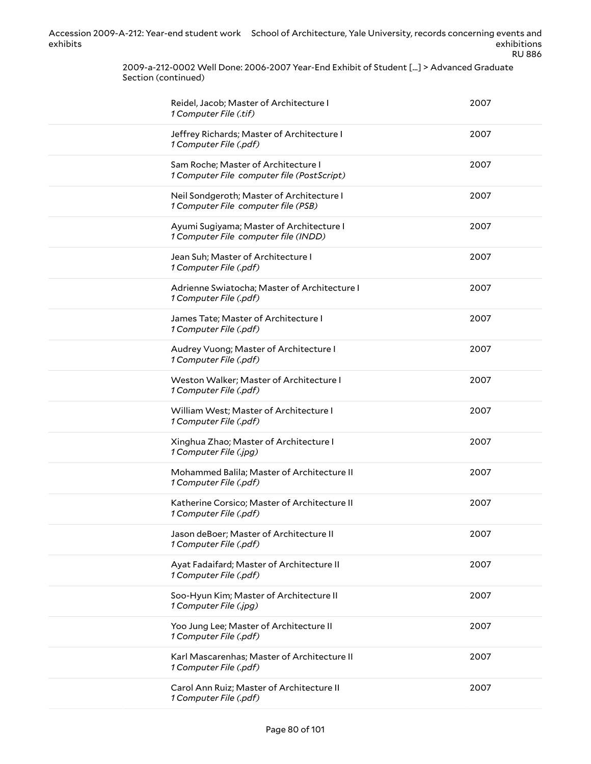2009-a-212-0002 Well Done: 2006-2007 Year-End Exhibit of Student [...] > Advanced Graduate Section (continued)

| | |
|---|---|
| Reidel, Jacob; Master of Architecture I<br>*1 Computer File (.tif)* | 2007 |
| Jeffrey Richards; Master of Architecture I<br>*1 Computer File (.pdf)* | 2007 |
| Sam Roche; Master of Architecture I<br>*1 Computer File computer file (PostScript)* | 2007 |
| Neil Sondgeroth; Master of Architecture I<br>*1 Computer File computer file (PSB)* | 2007 |
| Ayumi Sugiyama; Master of Architecture I<br>*1 Computer File computer file (INDD)* | 2007 |
| Jean Suh; Master of Architecture I<br>*1 Computer File (.pdf)* | 2007 |
| Adrienne Swiatocha; Master of Architecture I<br>*1 Computer File (.pdf)* | 2007 |
| James Tate; Master of Architecture I<br>*1 Computer File (.pdf)* | 2007 |
| Audrey Vuong; Master of Architecture I<br>*1 Computer File (.pdf)* | 2007 |
| Weston Walker; Master of Architecture I<br>*1 Computer File (.pdf)* | 2007 |
| William West; Master of Architecture I<br>*1 Computer File (.pdf)* | 2007 |
| Xinghua Zhao; Master of Architecture I<br>*1 Computer File (.jpg)* | 2007 |
| Mohammed Balila; Master of Architecture II<br>*1 Computer File (.pdf)* | 2007 |
| Katherine Corsico; Master of Architecture II<br>*1 Computer File (.pdf)* | 2007 |
| Jason deBoer; Master of Architecture II<br>*1 Computer File (.pdf)* | 2007 |
| Ayat Fadaifard; Master of Architecture II<br>*1 Computer File (.pdf)* | 2007 |
| Soo-Hyun Kim; Master of Architecture II<br>*1 Computer File (.jpg)* | 2007 |
| Yoo Jung Lee; Master of Architecture II<br>*1 Computer File (.pdf)* | 2007 |
| Karl Mascarenhas; Master of Architecture II<br>*1 Computer File (.pdf)* | 2007 |
| Carol Ann Ruiz; Master of Architecture II<br>*1 Computer File (.pdf)* | 2007 |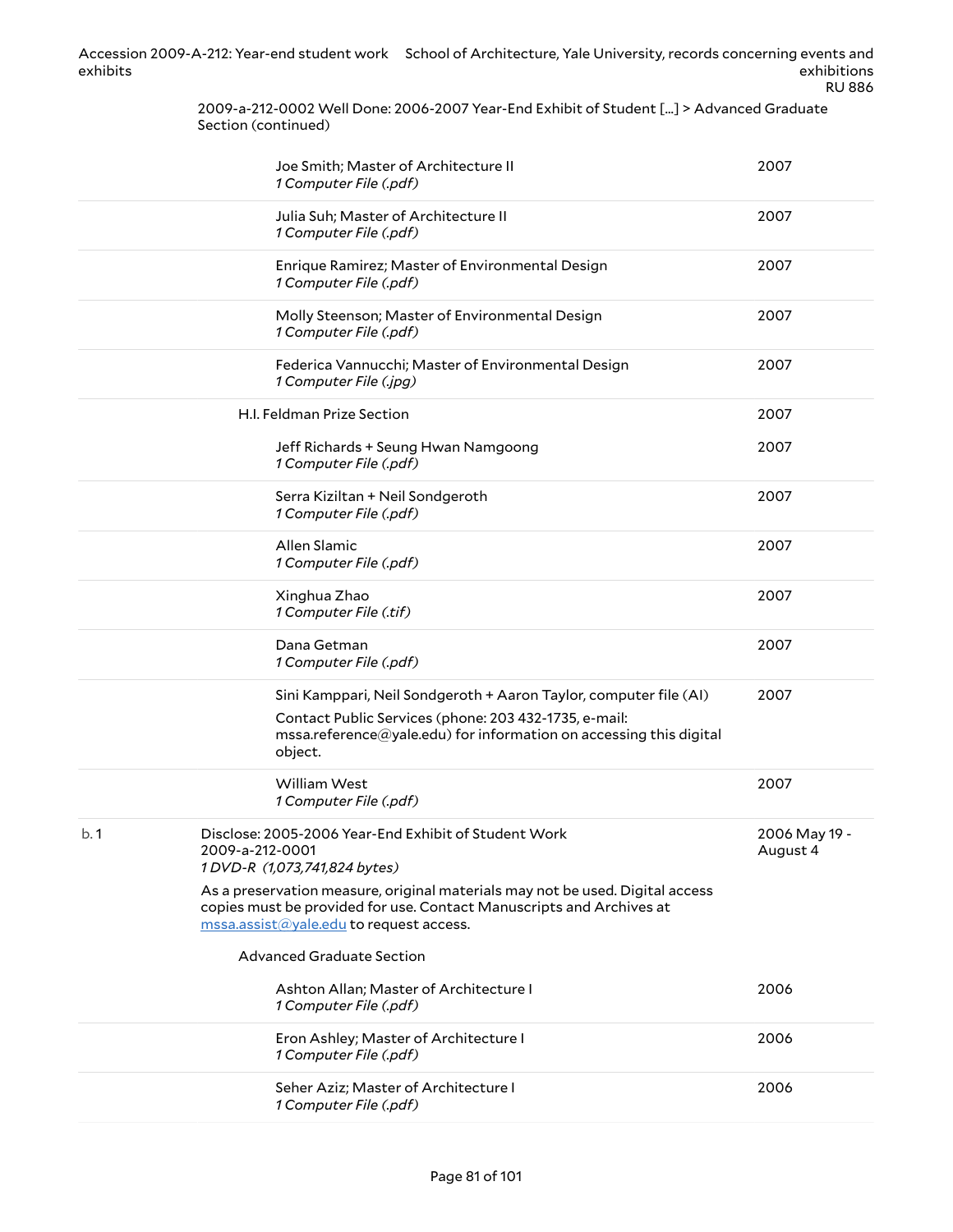2009-a-212-0002 Well Done: 2006-2007 Year-End Exhibit of Student [...] > Advanced Graduate Section (continued)

| | | |
|---|---|---|
| | Joe Smith; Master of Architecture II<br>*1 Computer File (.pdf)* | 2007 |
| | Julia Suh; Master of Architecture II<br>*1 Computer File (.pdf)* | 2007 |
| | Enrique Ramirez; Master of Environmental Design<br>*1 Computer File (.pdf)* | 2007 |
| | Molly Steenson; Master of Environmental Design<br>*1 Computer File (.pdf)* | 2007 |
| | Federica Vannucchi; Master of Environmental Design<br>*1 Computer File (.jpg)* | 2007 |
| | H.I. Feldman Prize Section | 2007 |
| | Jeff Richards + Seung Hwan Namgoong<br>*1 Computer File (.pdf)* | 2007 |
| | Serra Kiziltan + Neil Sondgeroth<br>*1 Computer File (.pdf)* | 2007 |
| | Allen Slamic<br>*1 Computer File (.pdf)* | 2007 |
| | Xinghua Zhao<br>*1 Computer File (.tif)* | 2007 |
| | Dana Getman<br>*1 Computer File (.pdf)* | 2007 |
| | Sini Kamppari, Neil Sondgeroth + Aaron Taylor, computer file (AI)<br>Contact Public Services (phone: 203 432-1735, e-mail: mssa.reference@yale.edu) for information on accessing this digital object. | 2007 |
| | William West<br>*1 Computer File (.pdf)* | 2007 |
| b. 1 | Disclose: 2005-2006 Year-End Exhibit of Student Work<br>2009-a-212-0001<br>*1 DVD-R (1,073,741,824 bytes)*<br>As a preservation measure, original materials may not be used. Digital access copies must be provided for use. Contact Manuscripts and Archives at mssa.assist@yale.edu to request access. | 2006 May 19 - August 4 |
| | Advanced Graduate Section | |
| | Ashton Allan; Master of Architecture I<br>*1 Computer File (.pdf)* | 2006 |
| | Eron Ashley; Master of Architecture I<br>*1 Computer File (.pdf)* | 2006 |
| | Seher Aziz; Master of Architecture I<br>*1 Computer File (.pdf)* | 2006 |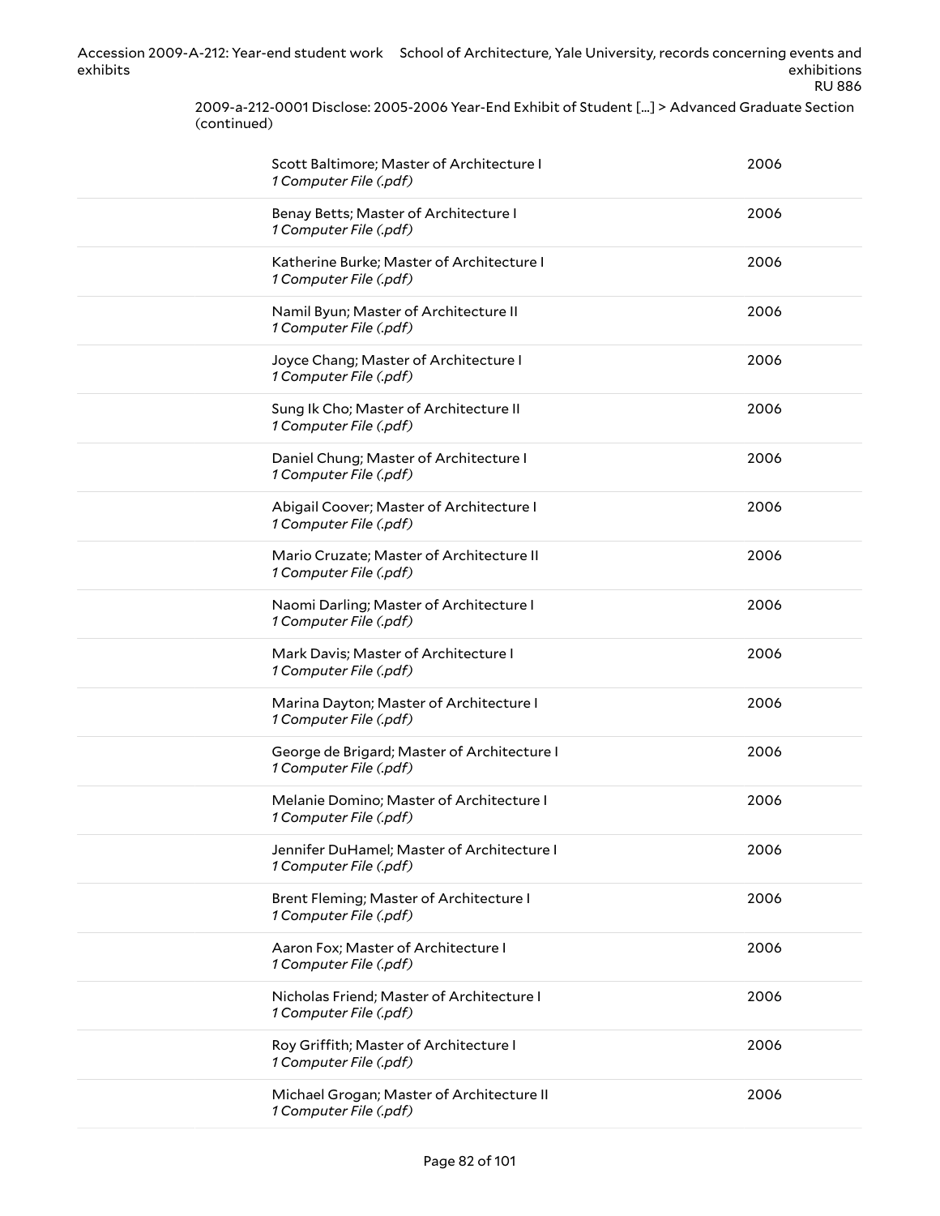2009-a-212-0001 Disclose: 2005-2006 Year-End Exhibit of Student [...] > Advanced Graduate Section (continued)

| | |
|---|---|
| Scott Baltimore; Master of Architecture I<br>*1 Computer File (.pdf)* | 2006 |
| Benay Betts; Master of Architecture I<br>*1 Computer File (.pdf)* | 2006 |
| Katherine Burke; Master of Architecture I<br>*1 Computer File (.pdf)* | 2006 |
| Namil Byun; Master of Architecture II<br>*1 Computer File (.pdf)* | 2006 |
| Joyce Chang; Master of Architecture I<br>*1 Computer File (.pdf)* | 2006 |
| Sung Ik Cho; Master of Architecture II<br>*1 Computer File (.pdf)* | 2006 |
| Daniel Chung; Master of Architecture I<br>*1 Computer File (.pdf)* | 2006 |
| Abigail Coover; Master of Architecture I<br>*1 Computer File (.pdf)* | 2006 |
| Mario Cruzate; Master of Architecture II<br>*1 Computer File (.pdf)* | 2006 |
| Naomi Darling; Master of Architecture I<br>*1 Computer File (.pdf)* | 2006 |
| Mark Davis; Master of Architecture I<br>*1 Computer File (.pdf)* | 2006 |
| Marina Dayton; Master of Architecture I<br>*1 Computer File (.pdf)* | 2006 |
| George de Brigard; Master of Architecture I<br>*1 Computer File (.pdf)* | 2006 |
| Melanie Domino; Master of Architecture I<br>*1 Computer File (.pdf)* | 2006 |
| Jennifer DuHamel; Master of Architecture I<br>*1 Computer File (.pdf)* | 2006 |
| Brent Fleming; Master of Architecture I<br>*1 Computer File (.pdf)* | 2006 |
| Aaron Fox; Master of Architecture I<br>*1 Computer File (.pdf)* | 2006 |
| Nicholas Friend; Master of Architecture I<br>*1 Computer File (.pdf)* | 2006 |
| Roy Griffith; Master of Architecture I<br>*1 Computer File (.pdf)* | 2006 |
| Michael Grogan; Master of Architecture II<br>*1 Computer File (.pdf)* | 2006 |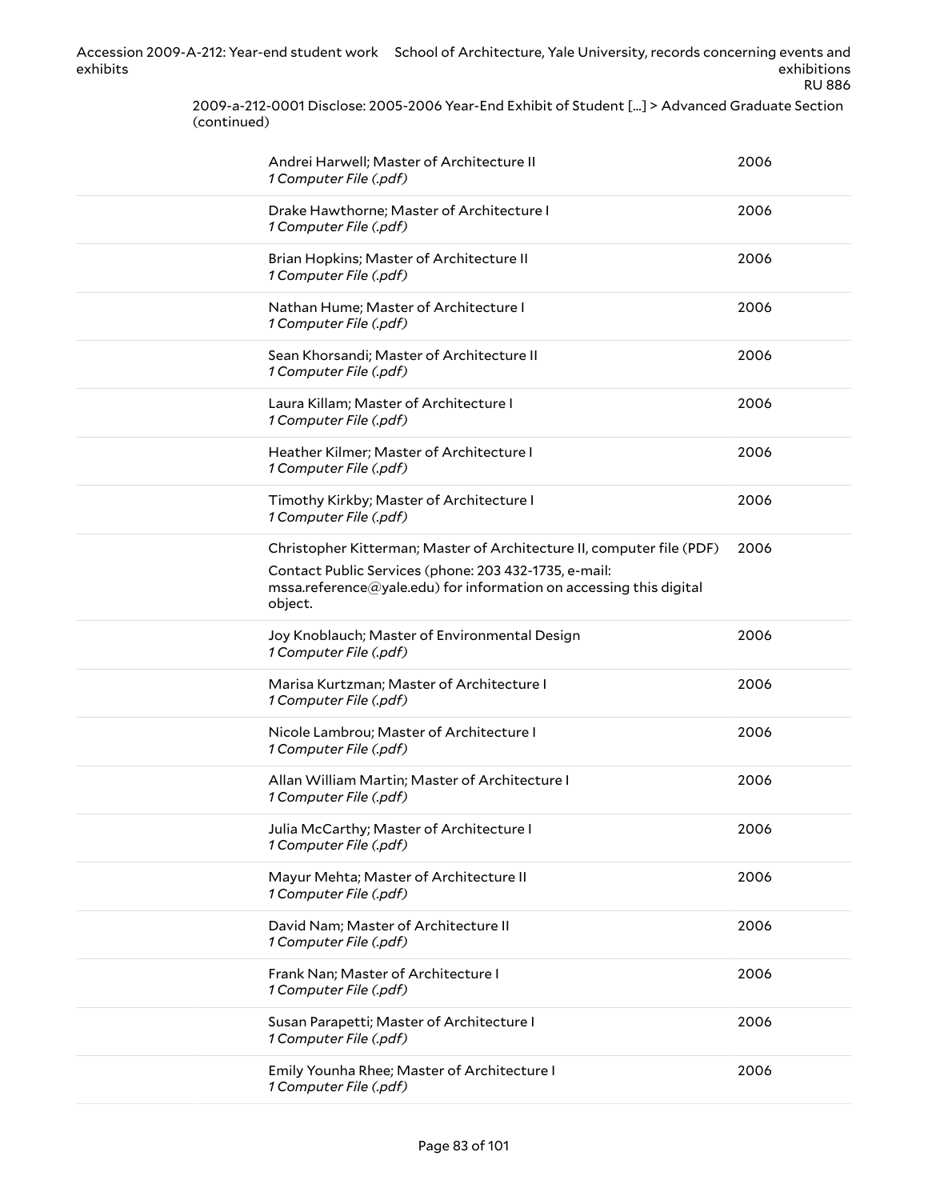2009-a-212-0001 Disclose: 2005-2006 Year-End Exhibit of Student [...] > Advanced Graduate Section (continued)

| | |
|---|---|
| Andrei Harwell; Master of Architecture II<br>*1 Computer File (.pdf)* | 2006 |
| Drake Hawthorne; Master of Architecture I<br>*1 Computer File (.pdf)* | 2006 |
| Brian Hopkins; Master of Architecture II<br>*1 Computer File (.pdf)* | 2006 |
| Nathan Hume; Master of Architecture I<br>*1 Computer File (.pdf)* | 2006 |
| Sean Khorsandi; Master of Architecture II<br>*1 Computer File (.pdf)* | 2006 |
| Laura Killam; Master of Architecture I<br>*1 Computer File (.pdf)* | 2006 |
| Heather Kilmer; Master of Architecture I<br>*1 Computer File (.pdf)* | 2006 |
| Timothy Kirkby; Master of Architecture I<br>*1 Computer File (.pdf)* | 2006 |
| Christopher Kitterman; Master of Architecture II, computer file (PDF)<br>Contact Public Services (phone: 203 432-1735, e-mail: mssa.reference@yale.edu) for information on accessing this digital object. | 2006 |
| Joy Knoblauch; Master of Environmental Design<br>*1 Computer File (.pdf)* | 2006 |
| Marisa Kurtzman; Master of Architecture I<br>*1 Computer File (.pdf)* | 2006 |
| Nicole Lambrou; Master of Architecture I<br>*1 Computer File (.pdf)* | 2006 |
| Allan William Martin; Master of Architecture I<br>*1 Computer File (.pdf)* | 2006 |
| Julia McCarthy; Master of Architecture I<br>*1 Computer File (.pdf)* | 2006 |
| Mayur Mehta; Master of Architecture II<br>*1 Computer File (.pdf)* | 2006 |
| David Nam; Master of Architecture II<br>*1 Computer File (.pdf)* | 2006 |
| Frank Nan; Master of Architecture I<br>*1 Computer File (.pdf)* | 2006 |
| Susan Parapetti; Master of Architecture I<br>*1 Computer File (.pdf)* | 2006 |
| Emily Younha Rhee; Master of Architecture I<br>*1 Computer File (.pdf)* | 2006 |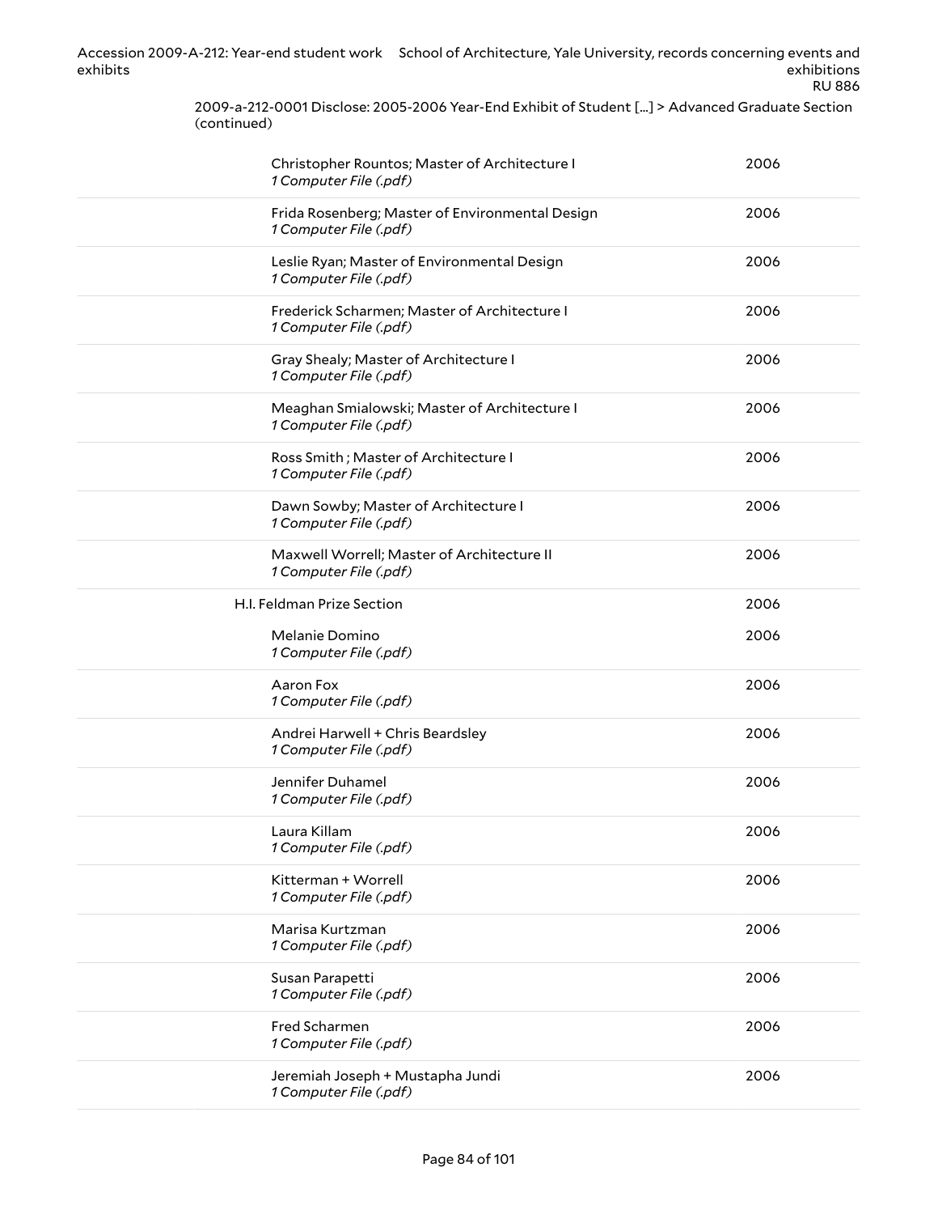2009-a-212-0001 Disclose: 2005-2006 Year-End Exhibit of Student [...] > Advanced Graduate Section (continued)

| Title | Date |
|---|---|
| Christopher Rountos; Master of Architecture I<br>*1 Computer File (.pdf)* | 2006 |
| Frida Rosenberg; Master of Environmental Design<br>*1 Computer File (.pdf)* | 2006 |
| Leslie Ryan; Master of Environmental Design<br>*1 Computer File (.pdf)* | 2006 |
| Frederick Scharmen; Master of Architecture I<br>*1 Computer File (.pdf)* | 2006 |
| Gray Shealy; Master of Architecture I<br>*1 Computer File (.pdf)* | 2006 |
| Meaghan Smialowski; Master of Architecture I<br>*1 Computer File (.pdf)* | 2006 |
| Ross Smith ; Master of Architecture I<br>*1 Computer File (.pdf)* | 2006 |
| Dawn Sowby; Master of Architecture I<br>*1 Computer File (.pdf)* | 2006 |
| Maxwell Worrell; Master of Architecture II<br>*1 Computer File (.pdf)* | 2006 |
| **H.I. Feldman Prize Section** | 2006 |
| Melanie Domino<br>*1 Computer File (.pdf)* | 2006 |
| Aaron Fox<br>*1 Computer File (.pdf)* | 2006 |
| Andrei Harwell + Chris Beardsley<br>*1 Computer File (.pdf)* | 2006 |
| Jennifer Duhamel<br>*1 Computer File (.pdf)* | 2006 |
| Laura Killam<br>*1 Computer File (.pdf)* | 2006 |
| Kitterman + Worrell<br>*1 Computer File (.pdf)* | 2006 |
| Marisa Kurtzman<br>*1 Computer File (.pdf)* | 2006 |
| Susan Parapetti<br>*1 Computer File (.pdf)* | 2006 |
| Fred Scharmen<br>*1 Computer File (.pdf)* | 2006 |
| Jeremiah Joseph + Mustapha Jundi<br>*1 Computer File (.pdf)* | 2006 |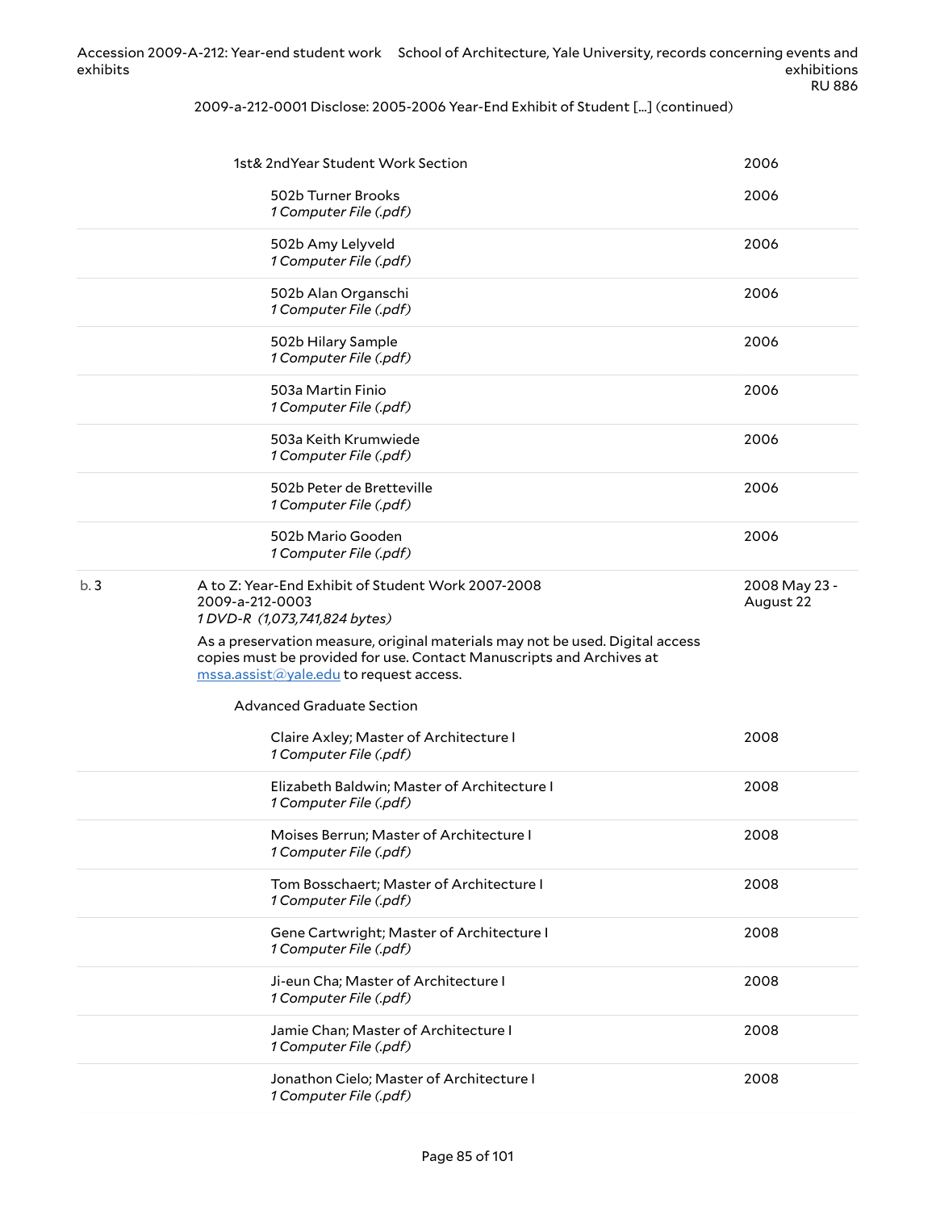2009-a-212-0001 Disclose: 2005-2006 Year-End Exhibit of Student [...] (continued)

| | | |
|---|---|---|
| | 1st& 2ndYear Student Work Section | 2006 |
| | 502b Turner Brooks<br>*1 Computer File (.pdf)* | 2006 |
| | 502b Amy Lelyveld<br>*1 Computer File (.pdf)* | 2006 |
| | 502b Alan Organschi<br>*1 Computer File (.pdf)* | 2006 |
| | 502b Hilary Sample<br>*1 Computer File (.pdf)* | 2006 |
| | 503a Martin Finio<br>*1 Computer File (.pdf)* | 2006 |
| | 503a Keith Krumwiede<br>*1 Computer File (.pdf)* | 2006 |
| | 502b Peter de Bretteville<br>*1 Computer File (.pdf)* | 2006 |
| | 502b Mario Gooden<br>*1 Computer File (.pdf)* | 2006 |
| b. 3 | A to Z: Year-End Exhibit of Student Work 2007-2008<br>2009-a-212-0003<br>*1 DVD-R (1,073,741,824 bytes)*<br><br>As a preservation measure, original materials may not be used. Digital access copies must be provided for use. Contact Manuscripts and Archives at mssa.assist@yale.edu to request access. | 2008 May 23 - August 22 |
| | Advanced Graduate Section | |
| | Claire Axley; Master of Architecture I<br>*1 Computer File (.pdf)* | 2008 |
| | Elizabeth Baldwin; Master of Architecture I<br>*1 Computer File (.pdf)* | 2008 |
| | Moises Berrun; Master of Architecture I<br>*1 Computer File (.pdf)* | 2008 |
| | Tom Bosschaert; Master of Architecture I<br>*1 Computer File (.pdf)* | 2008 |
| | Gene Cartwright; Master of Architecture I<br>*1 Computer File (.pdf)* | 2008 |
| | Ji-eun Cha; Master of Architecture I<br>*1 Computer File (.pdf)* | 2008 |
| | Jamie Chan; Master of Architecture I<br>*1 Computer File (.pdf)* | 2008 |
| | Jonathon Cielo; Master of Architecture I<br>*1 Computer File (.pdf)* | 2008 |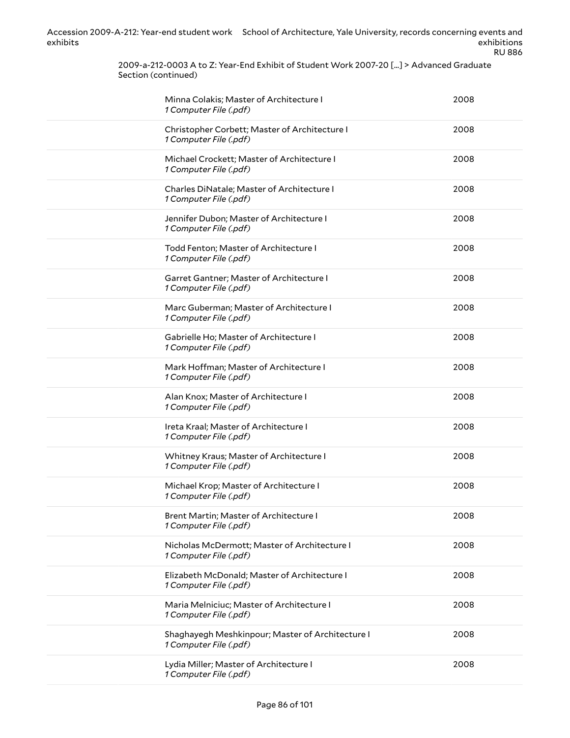2009-a-212-0003 A to Z: Year-End Exhibit of Student Work 2007-20 [...] > Advanced Graduate Section (continued)

| | |
|---|---|
| Minna Colakis; Master of Architecture I<br>*1 Computer File (.pdf)* | 2008 |
| Christopher Corbett; Master of Architecture I<br>*1 Computer File (.pdf)* | 2008 |
| Michael Crockett; Master of Architecture I<br>*1 Computer File (.pdf)* | 2008 |
| Charles DiNatale; Master of Architecture I<br>*1 Computer File (.pdf)* | 2008 |
| Jennifer Dubon; Master of Architecture I<br>*1 Computer File (.pdf)* | 2008 |
| Todd Fenton; Master of Architecture I<br>*1 Computer File (.pdf)* | 2008 |
| Garret Gantner; Master of Architecture I<br>*1 Computer File (.pdf)* | 2008 |
| Marc Guberman; Master of Architecture I<br>*1 Computer File (.pdf)* | 2008 |
| Gabrielle Ho; Master of Architecture I<br>*1 Computer File (.pdf)* | 2008 |
| Mark Hoffman; Master of Architecture I<br>*1 Computer File (.pdf)* | 2008 |
| Alan Knox; Master of Architecture I<br>*1 Computer File (.pdf)* | 2008 |
| Ireta Kraal; Master of Architecture I<br>*1 Computer File (.pdf)* | 2008 |
| Whitney Kraus; Master of Architecture I<br>*1 Computer File (.pdf)* | 2008 |
| Michael Krop; Master of Architecture I<br>*1 Computer File (.pdf)* | 2008 |
| Brent Martin; Master of Architecture I<br>*1 Computer File (.pdf)* | 2008 |
| Nicholas McDermott; Master of Architecture I<br>*1 Computer File (.pdf)* | 2008 |
| Elizabeth McDonald; Master of Architecture I<br>*1 Computer File (.pdf)* | 2008 |
| Maria Melniciuc; Master of Architecture I<br>*1 Computer File (.pdf)* | 2008 |
| Shaghayegh Meshkinpour; Master of Architecture I<br>*1 Computer File (.pdf)* | 2008 |
| Lydia Miller; Master of Architecture I<br>*1 Computer File (.pdf)* | 2008 |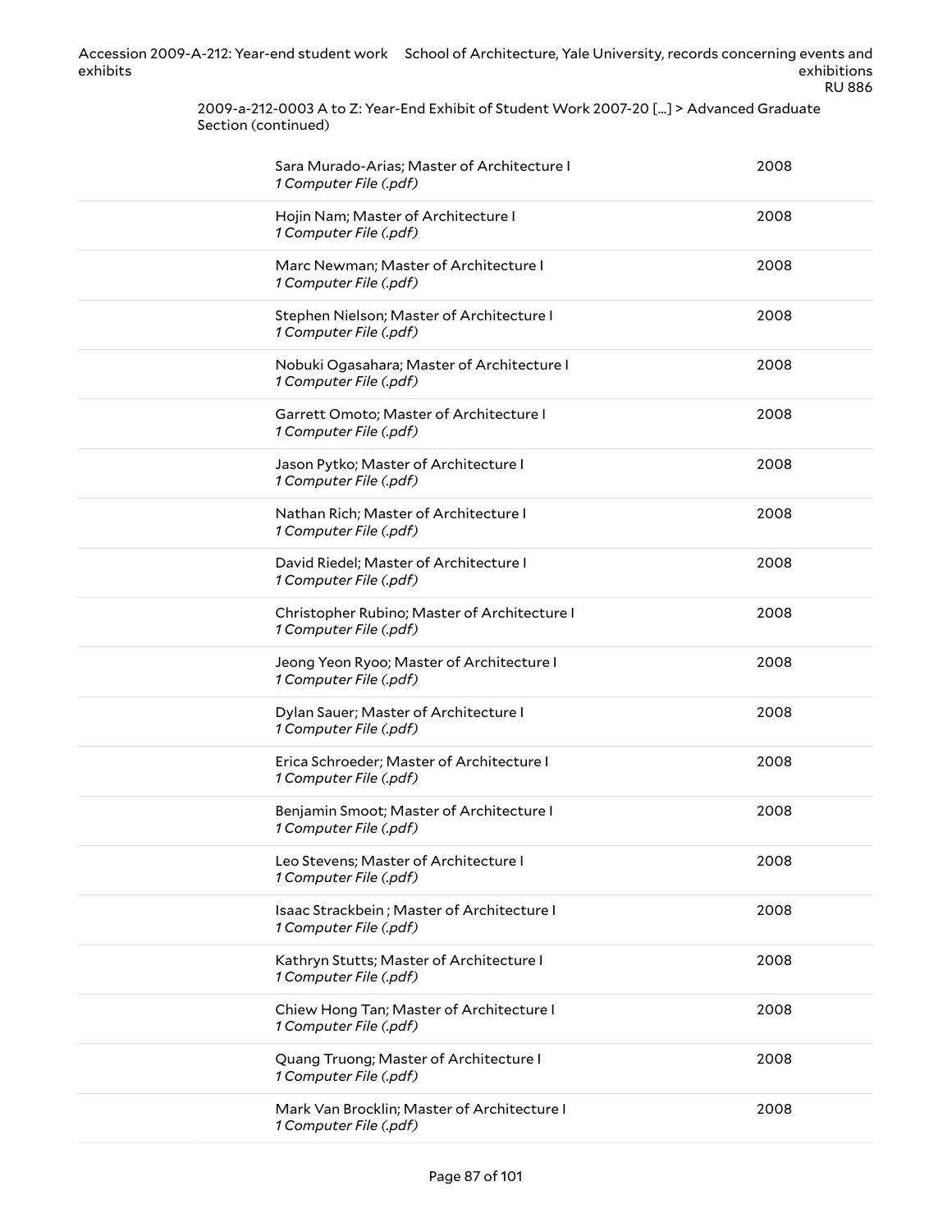2009-a-212-0003 A to Z: Year-End Exhibit of Student Work 2007-20 [...] > Advanced Graduate Section (continued)

| Item | Date |
| --- | --- |
| Sara Murado-Arias; Master of Architecture I<br>*1 Computer File (.pdf)* | 2008 |
| Hojin Nam; Master of Architecture I<br>*1 Computer File (.pdf)* | 2008 |
| Marc Newman; Master of Architecture I<br>*1 Computer File (.pdf)* | 2008 |
| Stephen Nielson; Master of Architecture I<br>*1 Computer File (.pdf)* | 2008 |
| Nobuki Ogasahara; Master of Architecture I<br>*1 Computer File (.pdf)* | 2008 |
| Garrett Omoto; Master of Architecture I<br>*1 Computer File (.pdf)* | 2008 |
| Jason Pytko; Master of Architecture I<br>*1 Computer File (.pdf)* | 2008 |
| Nathan Rich; Master of Architecture I<br>*1 Computer File (.pdf)* | 2008 |
| David Riedel; Master of Architecture I<br>*1 Computer File (.pdf)* | 2008 |
| Christopher Rubino; Master of Architecture I<br>*1 Computer File (.pdf)* | 2008 |
| Jeong Yeon Ryoo; Master of Architecture I<br>*1 Computer File (.pdf)* | 2008 |
| Dylan Sauer; Master of Architecture I<br>*1 Computer File (.pdf)* | 2008 |
| Erica Schroeder; Master of Architecture I<br>*1 Computer File (.pdf)* | 2008 |
| Benjamin Smoot; Master of Architecture I<br>*1 Computer File (.pdf)* | 2008 |
| Leo Stevens; Master of Architecture I<br>*1 Computer File (.pdf)* | 2008 |
| Isaac Strackbein ; Master of Architecture I<br>*1 Computer File (.pdf)* | 2008 |
| Kathryn Stutts; Master of Architecture I<br>*1 Computer File (.pdf)* | 2008 |
| Chiew Hong Tan; Master of Architecture I<br>*1 Computer File (.pdf)* | 2008 |
| Quang Truong; Master of Architecture I<br>*1 Computer File (.pdf)* | 2008 |
| Mark Van Brocklin; Master of Architecture I<br>*1 Computer File (.pdf)* | 2008 |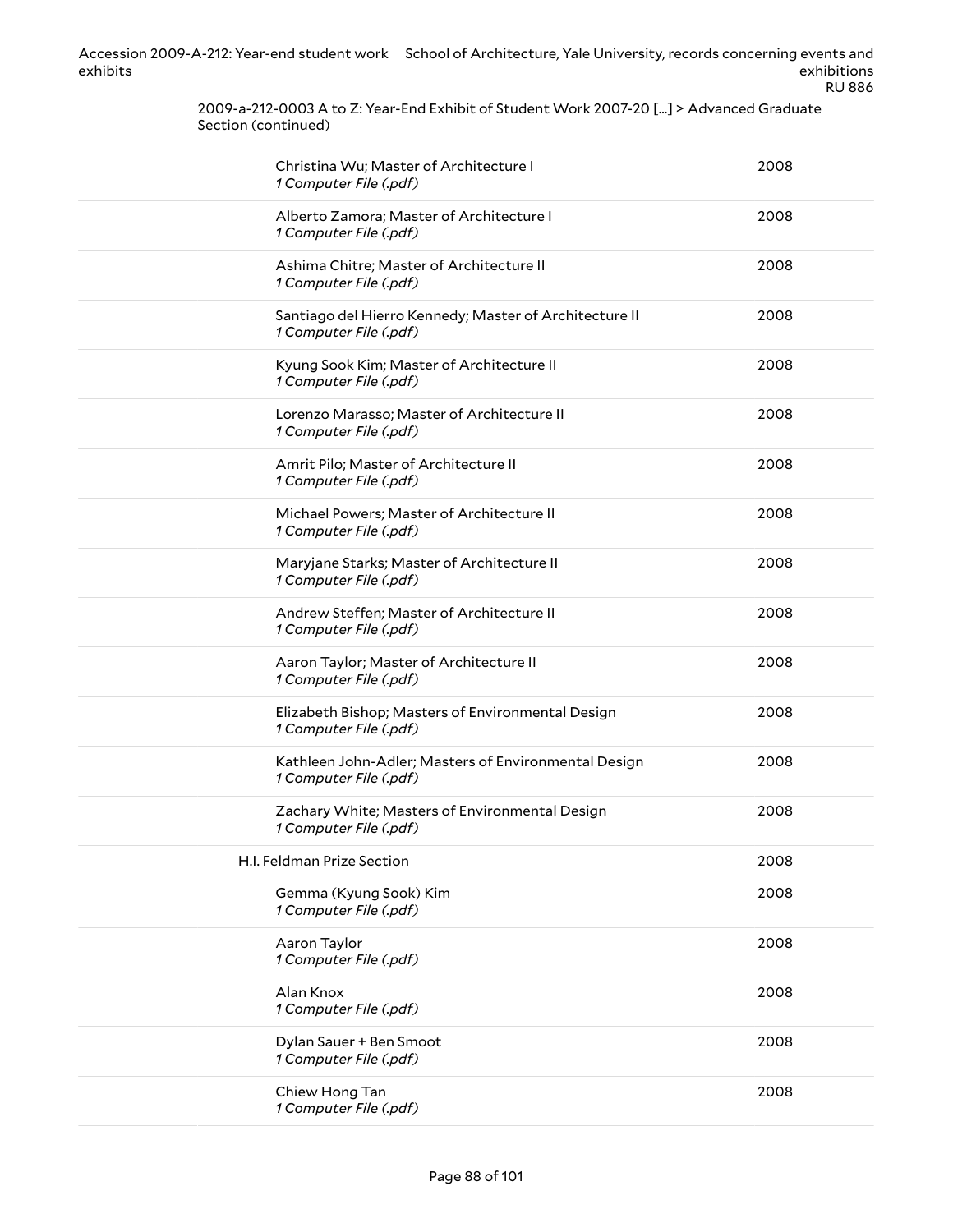2009-a-212-0003 A to Z: Year-End Exhibit of Student Work 2007-20 [...] > Advanced Graduate Section (continued)

| | |
|---|---|
| Christina Wu; Master of Architecture I<br>*1 Computer File (.pdf)* | 2008 |
| Alberto Zamora; Master of Architecture I<br>*1 Computer File (.pdf)* | 2008 |
| Ashima Chitre; Master of Architecture II<br>*1 Computer File (.pdf)* | 2008 |
| Santiago del Hierro Kennedy; Master of Architecture II<br>*1 Computer File (.pdf)* | 2008 |
| Kyung Sook Kim; Master of Architecture II<br>*1 Computer File (.pdf)* | 2008 |
| Lorenzo Marasso; Master of Architecture II<br>*1 Computer File (.pdf)* | 2008 |
| Amrit Pilo; Master of Architecture II<br>*1 Computer File (.pdf)* | 2008 |
| Michael Powers; Master of Architecture II<br>*1 Computer File (.pdf)* | 2008 |
| Maryjane Starks; Master of Architecture II<br>*1 Computer File (.pdf)* | 2008 |
| Andrew Steffen; Master of Architecture II<br>*1 Computer File (.pdf)* | 2008 |
| Aaron Taylor; Master of Architecture II<br>*1 Computer File (.pdf)* | 2008 |
| Elizabeth Bishop; Masters of Environmental Design<br>*1 Computer File (.pdf)* | 2008 |
| Kathleen John-Adler; Masters of Environmental Design<br>*1 Computer File (.pdf)* | 2008 |
| Zachary White; Masters of Environmental Design<br>*1 Computer File (.pdf)* | 2008 |
| **H.I. Feldman Prize Section** | 2008 |
| Gemma (Kyung Sook) Kim<br>*1 Computer File (.pdf)* | 2008 |
| Aaron Taylor<br>*1 Computer File (.pdf)* | 2008 |
| Alan Knox<br>*1 Computer File (.pdf)* | 2008 |
| Dylan Sauer + Ben Smoot<br>*1 Computer File (.pdf)* | 2008 |
| Chiew Hong Tan<br>*1 Computer File (.pdf)* | 2008 |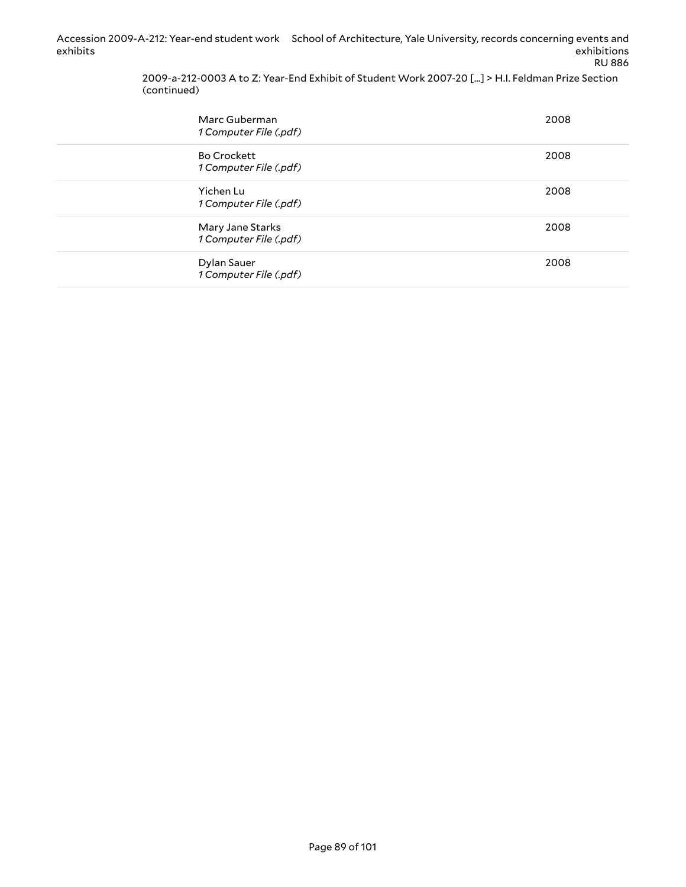2009-a-212-0003 A to Z: Year-End Exhibit of Student Work 2007-20 [...] > H.I. Feldman Prize Section (continued)

| | | |
|---|---|---|
| | Marc Guberman<br>*1 Computer File (.pdf)* | 2008 |
| | Bo Crockett<br>*1 Computer File (.pdf)* | 2008 |
| | Yichen Lu<br>*1 Computer File (.pdf)* | 2008 |
| | Mary Jane Starks<br>*1 Computer File (.pdf)* | 2008 |
| | Dylan Sauer<br>*1 Computer File (.pdf)* | 2008 |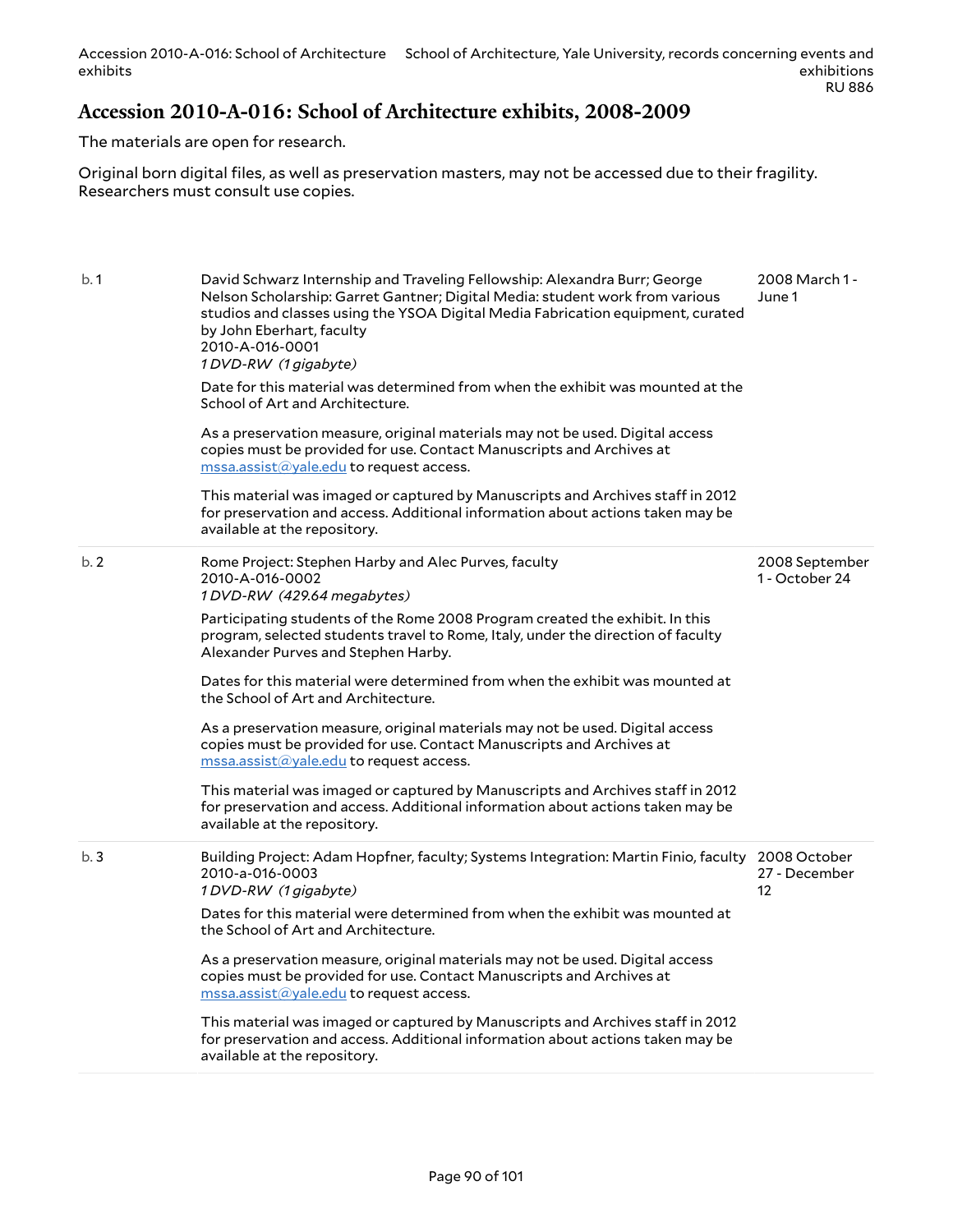## Accession 2010-A-016: School of Architecture exhibits, 2008-2009

The materials are open for research.

Original born digital files, as well as preservation masters, may not be accessed due to their fragility. Researchers must consult use copies.

| | | |
|---|---|---|
| b. 1 | David Schwarz Internship and Traveling Fellowship: Alexandra Burr; George Nelson Scholarship: Garret Gantner; Digital Media: student work from various studios and classes using the YSOA Digital Media Fabrication equipment, curated by John Eberhart, faculty<br>2010-A-016-0001<br>*1 DVD-RW (1 gigabyte)*<br><br>Date for this material was determined from when the exhibit was mounted at the School of Art and Architecture.<br><br>As a preservation measure, original materials may not be used. Digital access copies must be provided for use. Contact Manuscripts and Archives at mssa.assist@yale.edu to request access.<br><br>This material was imaged or captured by Manuscripts and Archives staff in 2012 for preservation and access. Additional information about actions taken may be available at the repository. | 2008 March 1 - June 1 |
| b. 2 | Rome Project: Stephen Harby and Alec Purves, faculty<br>2010-A-016-0002<br>*1 DVD-RW (429.64 megabytes)*<br><br>Participating students of the Rome 2008 Program created the exhibit. In this program, selected students travel to Rome, Italy, under the direction of faculty Alexander Purves and Stephen Harby.<br><br>Dates for this material were determined from when the exhibit was mounted at the School of Art and Architecture.<br><br>As a preservation measure, original materials may not be used. Digital access copies must be provided for use. Contact Manuscripts and Archives at mssa.assist@yale.edu to request access.<br><br>This material was imaged or captured by Manuscripts and Archives staff in 2012 for preservation and access. Additional information about actions taken may be available at the repository. | 2008 September 1 - October 24 |
| b. 3 | Building Project: Adam Hopfner, faculty; Systems Integration: Martin Finio, faculty<br>2010-a-016-0003<br>*1 DVD-RW (1 gigabyte)*<br><br>Dates for this material were determined from when the exhibit was mounted at the School of Art and Architecture.<br><br>As a preservation measure, original materials may not be used. Digital access copies must be provided for use. Contact Manuscripts and Archives at mssa.assist@yale.edu to request access.<br><br>This material was imaged or captured by Manuscripts and Archives staff in 2012 for preservation and access. Additional information about actions taken may be available at the repository. | 2008 October 27 - December 12 |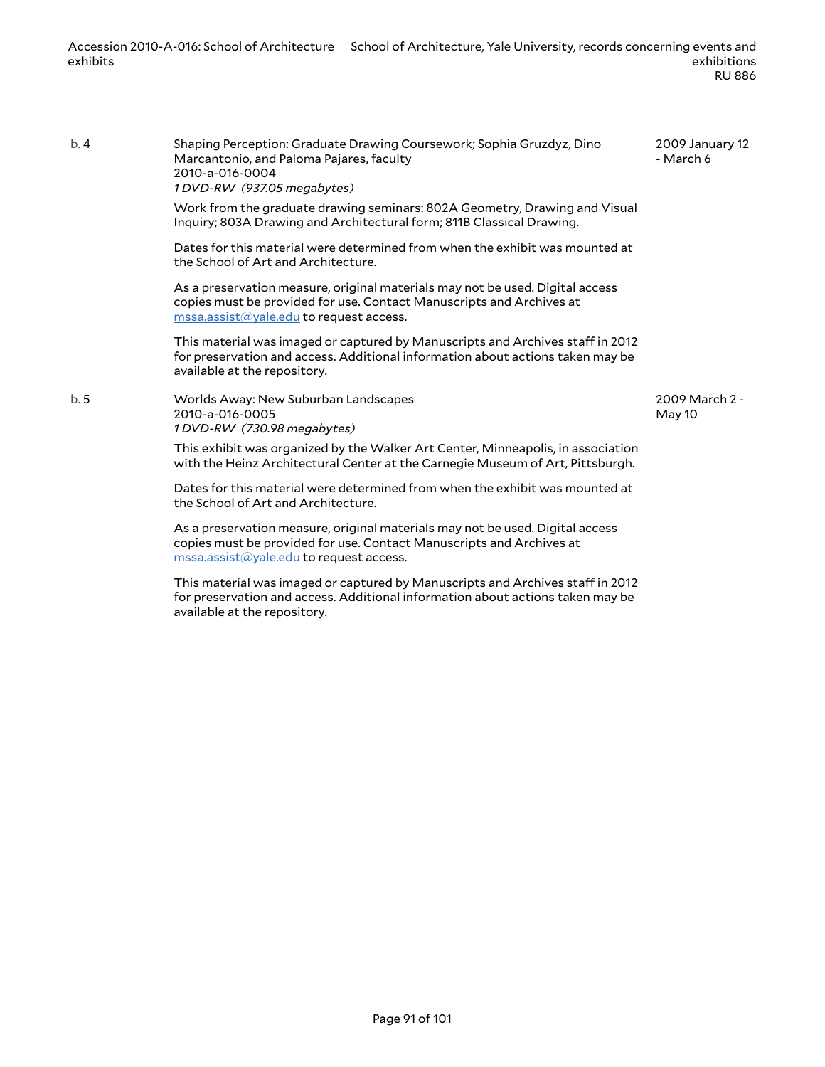| | | |
|---|---|---|
| b. 4 | Shaping Perception: Graduate Drawing Coursework; Sophia Gruzdyz, Dino Marcantonio, and Paloma Pajares, faculty<br>2010-a-016-0004<br>*1 DVD-RW (937.05 megabytes)*<br><br>Work from the graduate drawing seminars: 802A Geometry, Drawing and Visual Inquiry; 803A Drawing and Architectural form; 811B Classical Drawing.<br><br>Dates for this material were determined from when the exhibit was mounted at the School of Art and Architecture.<br><br>As a preservation measure, original materials may not be used. Digital access copies must be provided for use. Contact Manuscripts and Archives at mssa.assist@yale.edu to request access.<br><br>This material was imaged or captured by Manuscripts and Archives staff in 2012 for preservation and access. Additional information about actions taken may be available at the repository. | 2009 January 12 - March 6 |
| b. 5 | Worlds Away: New Suburban Landscapes<br>2010-a-016-0005<br>*1 DVD-RW (730.98 megabytes)*<br><br>This exhibit was organized by the Walker Art Center, Minneapolis, in association with the Heinz Architectural Center at the Carnegie Museum of Art, Pittsburgh.<br><br>Dates for this material were determined from when the exhibit was mounted at the School of Art and Architecture.<br><br>As a preservation measure, original materials may not be used. Digital access copies must be provided for use. Contact Manuscripts and Archives at mssa.assist@yale.edu to request access.<br><br>This material was imaged or captured by Manuscripts and Archives staff in 2012 for preservation and access. Additional information about actions taken may be available at the repository. | 2009 March 2 - May 10 |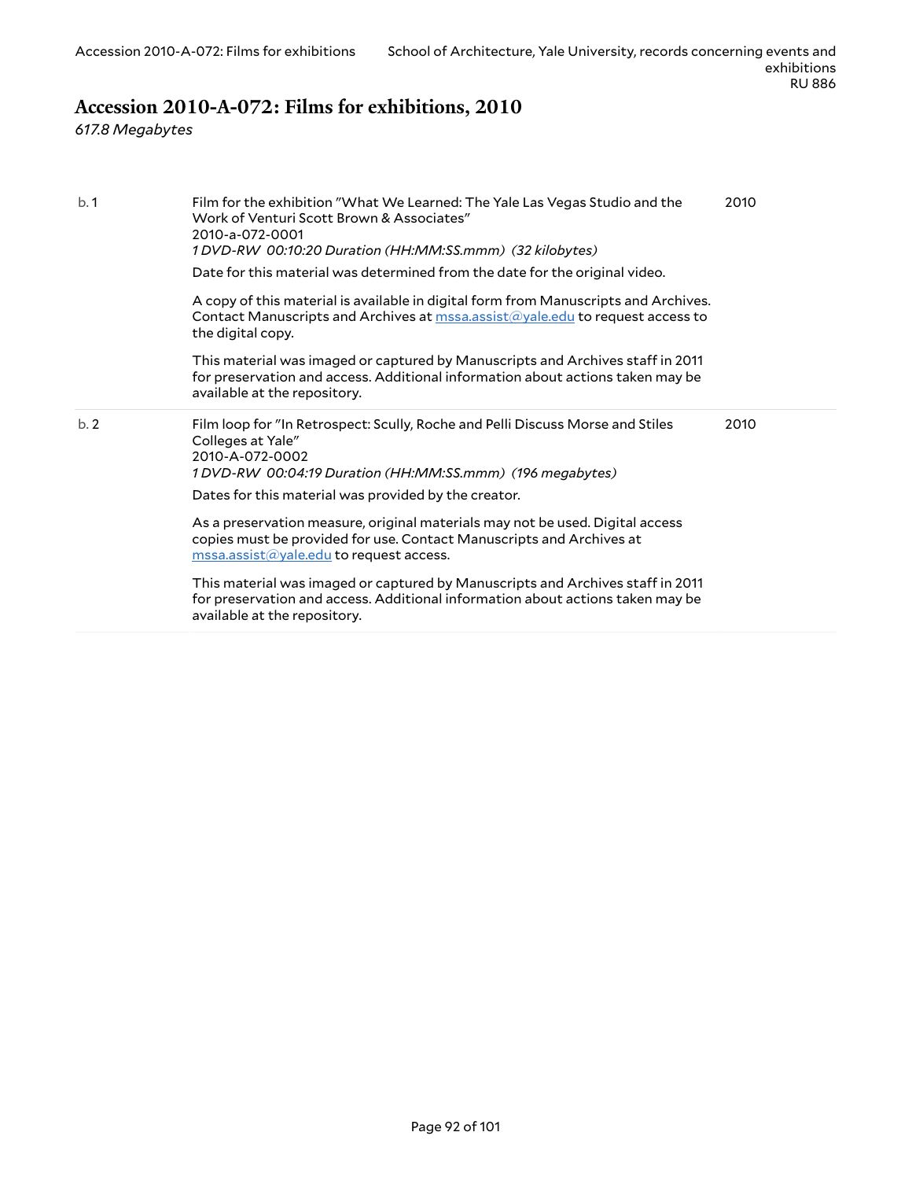## Accession 2010-A-072: Films for exhibitions, 2010

*617.8 Megabytes*

| | | |
|---|---|---|
| b. 1 | Film for the exhibition "What We Learned: The Yale Las Vegas Studio and the Work of Venturi Scott Brown & Associates"<br>2010-a-072-0001<br>*1 DVD-RW 00:10:20 Duration (HH:MM:SS.mmm) (32 kilobytes)*<br><br>Date for this material was determined from the date for the original video.<br><br>A copy of this material is available in digital form from Manuscripts and Archives. Contact Manuscripts and Archives at mssa.assist@yale.edu to request access to the digital copy.<br><br>This material was imaged or captured by Manuscripts and Archives staff in 2011 for preservation and access. Additional information about actions taken may be available at the repository. | 2010 |
| b. 2 | Film loop for "In Retrospect: Scully, Roche and Pelli Discuss Morse and Stiles Colleges at Yale"<br>2010-A-072-0002<br>*1 DVD-RW 00:04:19 Duration (HH:MM:SS.mmm) (196 megabytes)*<br><br>Dates for this material was provided by the creator.<br><br>As a preservation measure, original materials may not be used. Digital access copies must be provided for use. Contact Manuscripts and Archives at mssa.assist@yale.edu to request access.<br><br>This material was imaged or captured by Manuscripts and Archives staff in 2011 for preservation and access. Additional information about actions taken may be available at the repository. | 2010 |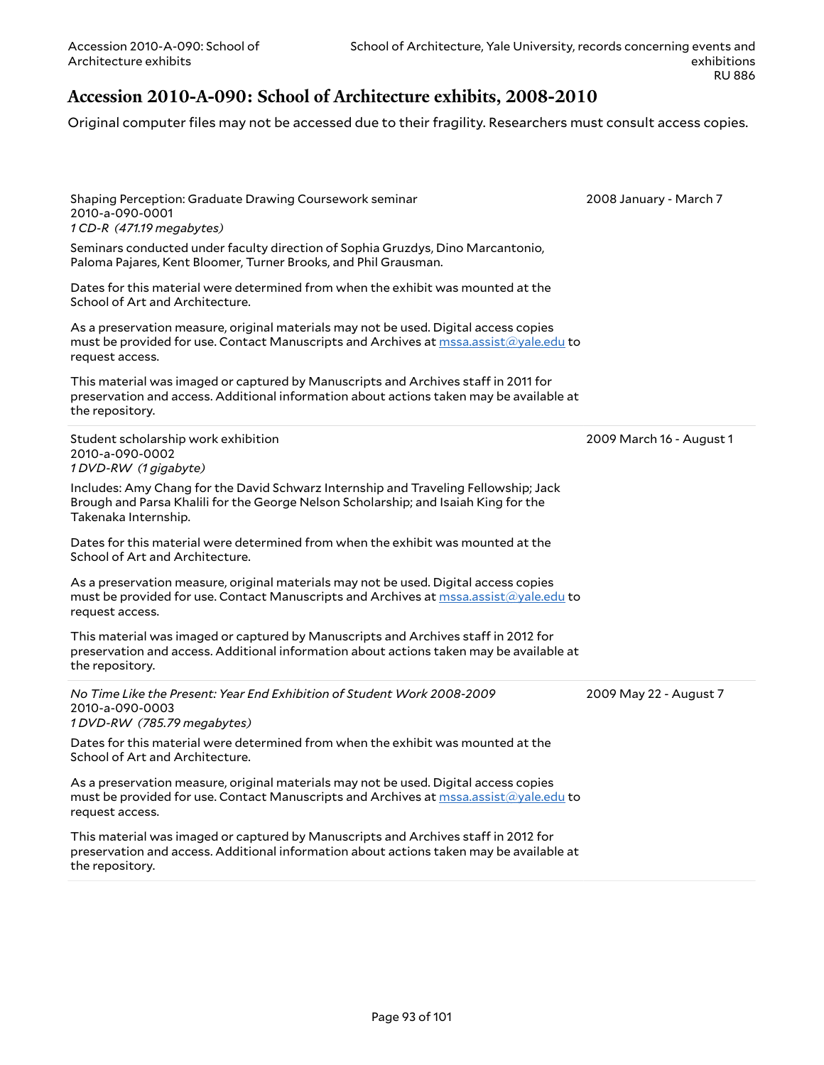## Accession 2010-A-090: School of Architecture exhibits, 2008-2010

Original computer files may not be accessed due to their fragility. Researchers must consult access copies.

Shaping Perception: Graduate Drawing Coursework seminar
2010-a-090-0001
*1 CD-R (471.19 megabytes)*

2008 January - March 7

Seminars conducted under faculty direction of Sophia Gruzdys, Dino Marcantonio, Paloma Pajares, Kent Bloomer, Turner Brooks, and Phil Grausman.

Dates for this material were determined from when the exhibit was mounted at the School of Art and Architecture.

As a preservation measure, original materials may not be used. Digital access copies must be provided for use. Contact Manuscripts and Archives at mssa.assist@yale.edu to request access.

This material was imaged or captured by Manuscripts and Archives staff in 2011 for preservation and access. Additional information about actions taken may be available at the repository.

---

Student scholarship work exhibition
2010-a-090-0002
*1 DVD-RW (1 gigabyte)*

2009 March 16 - August 1

Includes: Amy Chang for the David Schwarz Internship and Traveling Fellowship; Jack Brough and Parsa Khalili for the George Nelson Scholarship; and Isaiah King for the Takenaka Internship.

Dates for this material were determined from when the exhibit was mounted at the School of Art and Architecture.

As a preservation measure, original materials may not be used. Digital access copies must be provided for use. Contact Manuscripts and Archives at mssa.assist@yale.edu to request access.

This material was imaged or captured by Manuscripts and Archives staff in 2012 for preservation and access. Additional information about actions taken may be available at the repository.

---

*No Time Like the Present: Year End Exhibition of Student Work 2008-2009*
2010-a-090-0003
*1 DVD-RW (785.79 megabytes)*

2009 May 22 - August 7

Dates for this material were determined from when the exhibit was mounted at the School of Art and Architecture.

As a preservation measure, original materials may not be used. Digital access copies must be provided for use. Contact Manuscripts and Archives at mssa.assist@yale.edu to request access.

This material was imaged or captured by Manuscripts and Archives staff in 2012 for preservation and access. Additional information about actions taken may be available at the repository.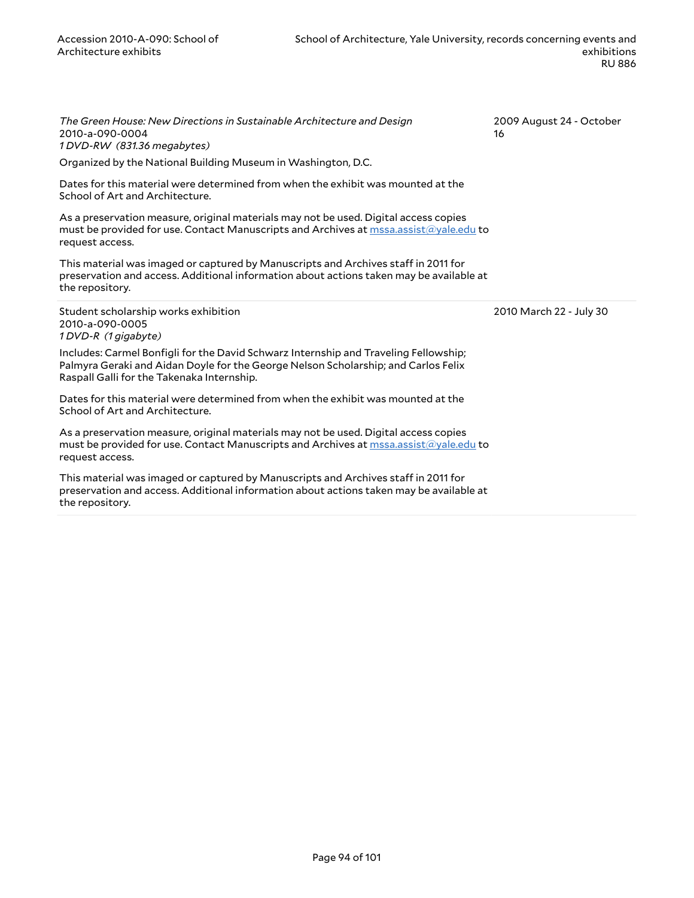*The Green House: New Directions in Sustainable Architecture and Design*
2010-a-090-0004
*1 DVD-RW (831.36 megabytes)*

2009 August 24 - October 16

Organized by the National Building Museum in Washington, D.C.

Dates for this material were determined from when the exhibit was mounted at the School of Art and Architecture.

As a preservation measure, original materials may not be used. Digital access copies must be provided for use. Contact Manuscripts and Archives at mssa.assist@yale.edu to request access.

This material was imaged or captured by Manuscripts and Archives staff in 2011 for preservation and access. Additional information about actions taken may be available at the repository.

---

Student scholarship works exhibition
2010-a-090-0005
*1 DVD-R (1 gigabyte)*

2010 March 22 - July 30

Includes: Carmel Bonfigli for the David Schwarz Internship and Traveling Fellowship; Palmyra Geraki and Aidan Doyle for the George Nelson Scholarship; and Carlos Felix Raspall Galli for the Takenaka Internship.

Dates for this material were determined from when the exhibit was mounted at the School of Art and Architecture.

As a preservation measure, original materials may not be used. Digital access copies must be provided for use. Contact Manuscripts and Archives at mssa.assist@yale.edu to request access.

This material was imaged or captured by Manuscripts and Archives staff in 2011 for preservation and access. Additional information about actions taken may be available at the repository.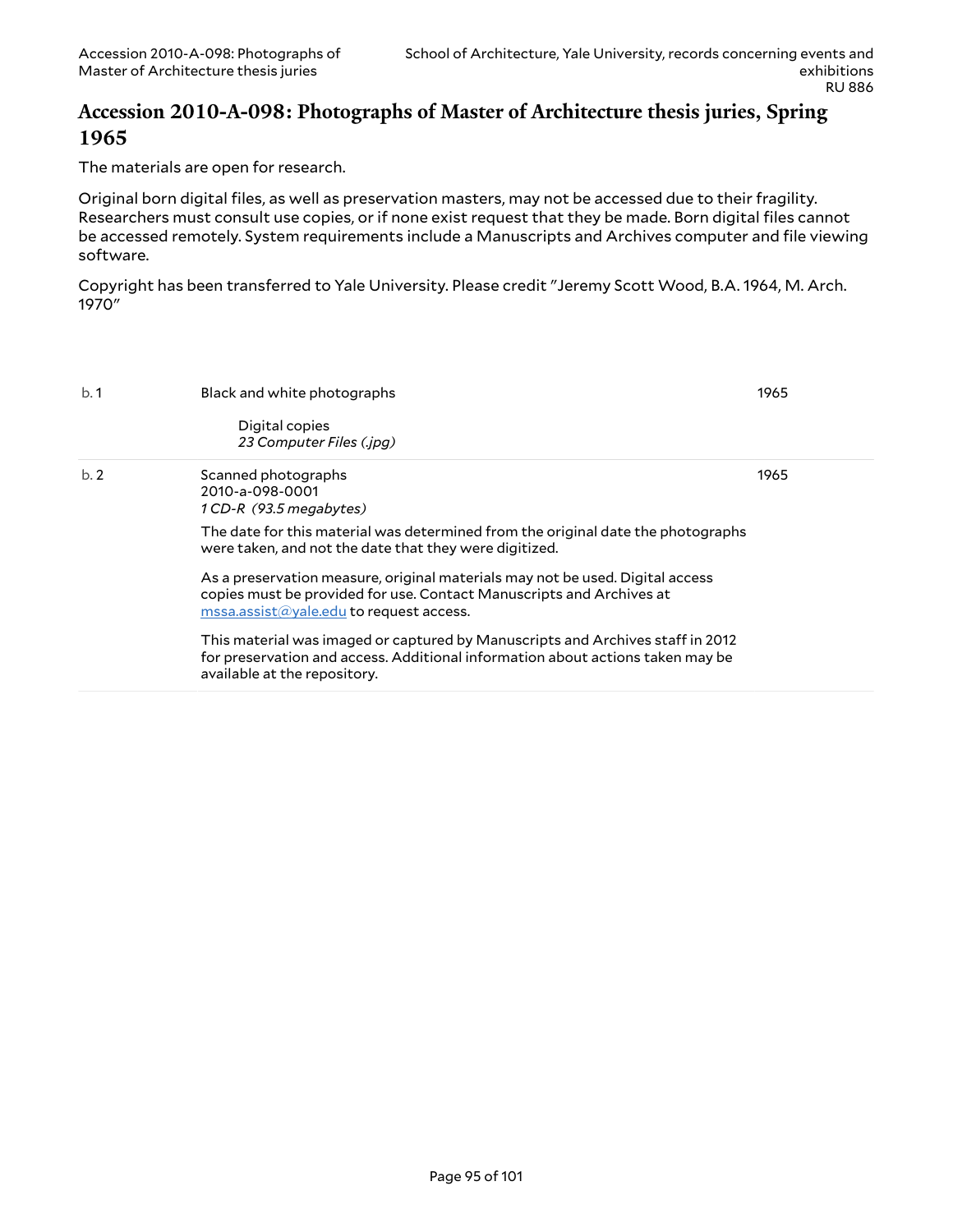## Accession 2010-A-098: Photographs of Master of Architecture thesis juries, Spring 1965

The materials are open for research.

Original born digital files, as well as preservation masters, may not be accessed due to their fragility. Researchers must consult use copies, or if none exist request that they be made. Born digital files cannot be accessed remotely. System requirements include a Manuscripts and Archives computer and file viewing software.

Copyright has been transferred to Yale University. Please credit "Jeremy Scott Wood, B.A. 1964, M. Arch. 1970"

| | | |
|---|---|---|
| b. 1 | Black and white photographs<br><br>Digital copies<br>*23 Computer Files (.jpg)* | 1965 |
| b. 2 | Scanned photographs<br>2010-a-098-0001<br>*1 CD-R (93.5 megabytes)*<br><br>The date for this material was determined from the original date the photographs were taken, and not the date that they were digitized.<br><br>As a preservation measure, original materials may not be used. Digital access copies must be provided for use. Contact Manuscripts and Archives at mssa.assist@yale.edu to request access.<br><br>This material was imaged or captured by Manuscripts and Archives staff in 2012 for preservation and access. Additional information about actions taken may be available at the repository. | 1965 |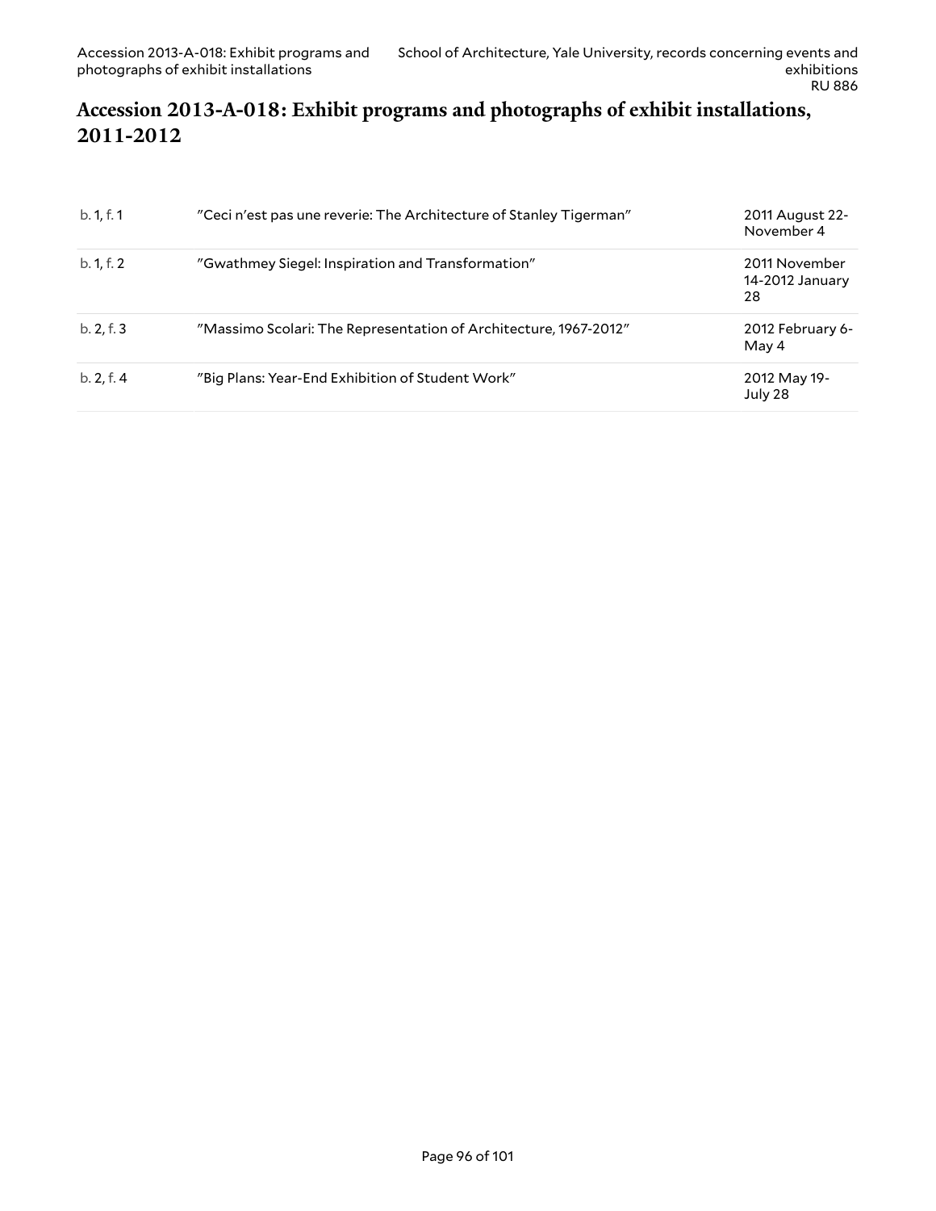## Accession 2013-A-018: Exhibit programs and photographs of exhibit installations, 2011-2012

| | | |
|---|---|---|
| b. 1, f. 1 | "Ceci n'est pas une reverie: The Architecture of Stanley Tigerman" | 2011 August 22-November 4 |
| b. 1, f. 2 | "Gwathmey Siegel: Inspiration and Transformation" | 2011 November 14-2012 January 28 |
| b. 2, f. 3 | "Massimo Scolari: The Representation of Architecture, 1967-2012" | 2012 February 6-May 4 |
| b. 2, f. 4 | "Big Plans: Year-End Exhibition of Student Work" | 2012 May 19-July 28 |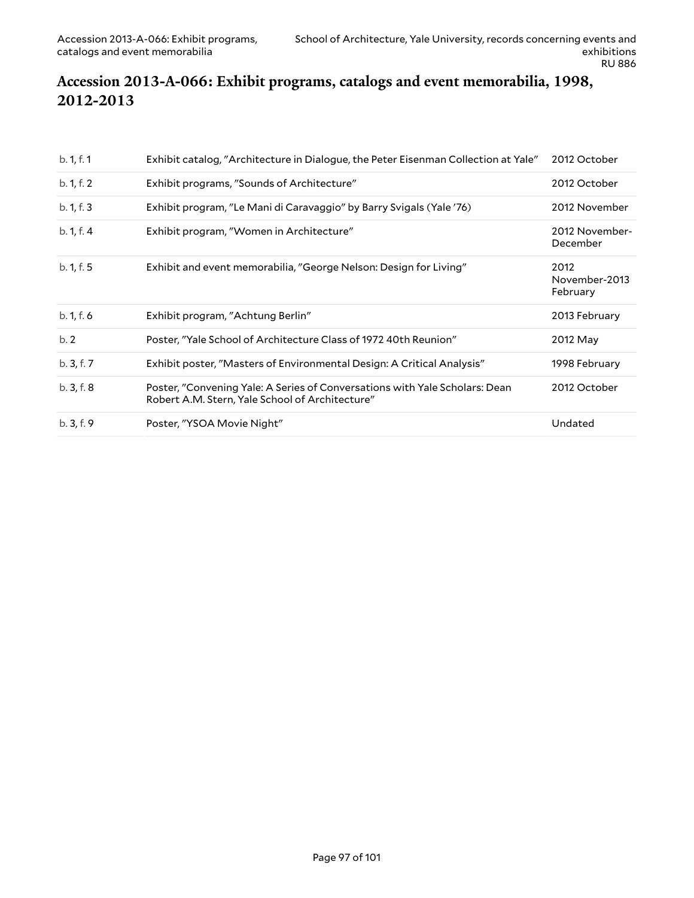## Accession 2013-A-066: Exhibit programs, catalogs and event memorabilia, 1998, 2012-2013

| | | |
|---|---|---|
| b. 1, f. 1 | Exhibit catalog, "Architecture in Dialogue, the Peter Eisenman Collection at Yale" | 2012 October |
| b. 1, f. 2 | Exhibit programs, "Sounds of Architecture" | 2012 October |
| b. 1, f. 3 | Exhibit program, "Le Mani di Caravaggio" by Barry Svigals (Yale '76) | 2012 November |
| b. 1, f. 4 | Exhibit program, "Women in Architecture" | 2012 November-December |
| b. 1, f. 5 | Exhibit and event memorabilia, "George Nelson: Design for Living" | 2012 November-2013 February |
| b. 1, f. 6 | Exhibit program, "Achtung Berlin" | 2013 February |
| b. 2 | Poster, "Yale School of Architecture Class of 1972 40th Reunion" | 2012 May |
| b. 3, f. 7 | Exhibit poster, "Masters of Environmental Design: A Critical Analysis" | 1998 February |
| b. 3, f. 8 | Poster, "Convening Yale: A Series of Conversations with Yale Scholars: Dean Robert A.M. Stern, Yale School of Architecture" | 2012 October |
| b. 3, f. 9 | Poster, "YSOA Movie Night" | Undated |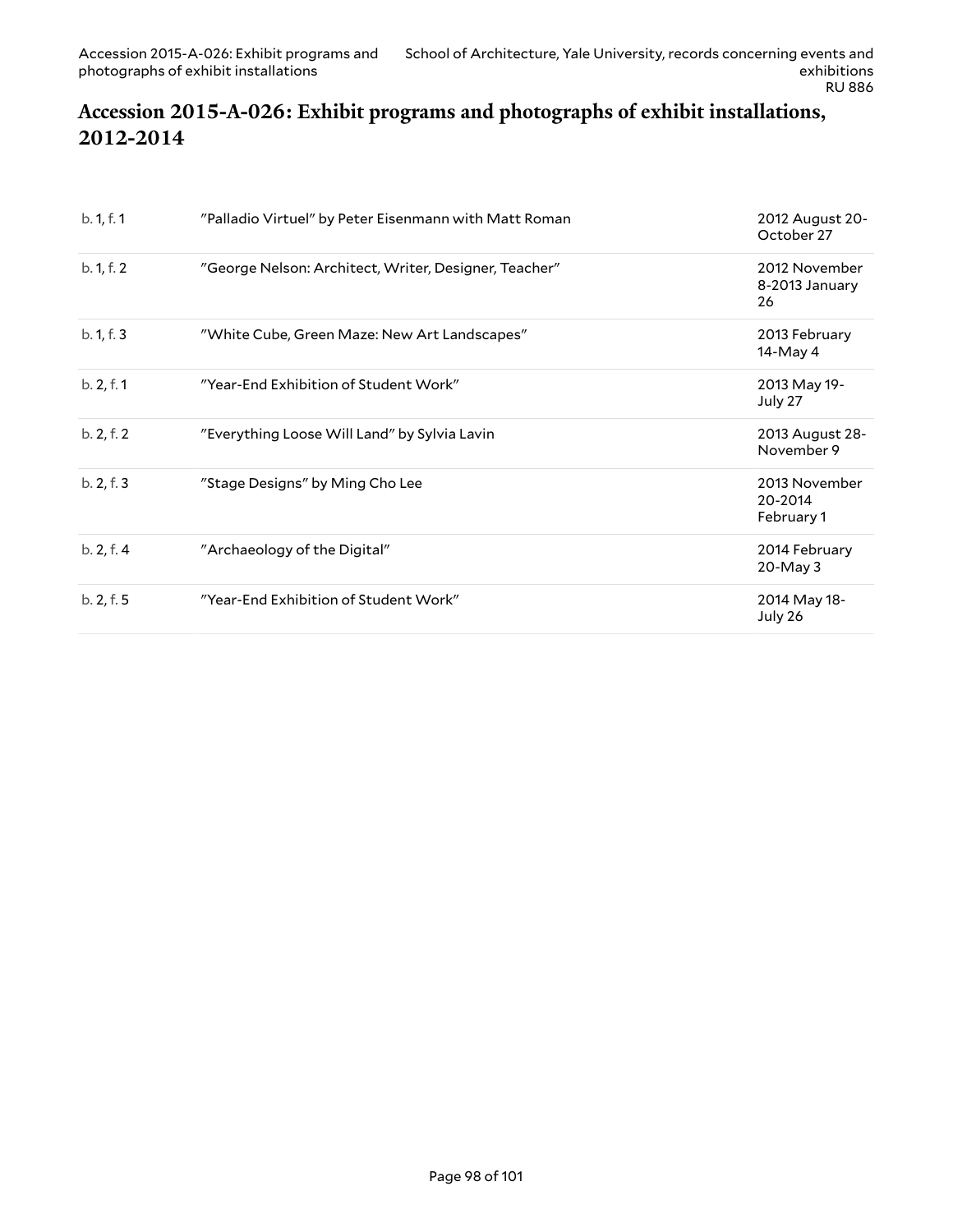## Accession 2015-A-026: Exhibit programs and photographs of exhibit installations, 2012-2014

| | | |
|---|---|---|
| b. 1, f. 1 | "Palladio Virtuel" by Peter Eisenmann with Matt Roman | 2012 August 20-October 27 |
| b. 1, f. 2 | "George Nelson: Architect, Writer, Designer, Teacher" | 2012 November 8-2013 January 26 |
| b. 1, f. 3 | "White Cube, Green Maze: New Art Landscapes" | 2013 February 14-May 4 |
| b. 2, f. 1 | "Year-End Exhibition of Student Work" | 2013 May 19-July 27 |
| b. 2, f. 2 | "Everything Loose Will Land" by Sylvia Lavin | 2013 August 28-November 9 |
| b. 2, f. 3 | "Stage Designs" by Ming Cho Lee | 2013 November 20-2014 February 1 |
| b. 2, f. 4 | "Archaeology of the Digital" | 2014 February 20-May 3 |
| b. 2, f. 5 | "Year-End Exhibition of Student Work" | 2014 May 18-July 26 |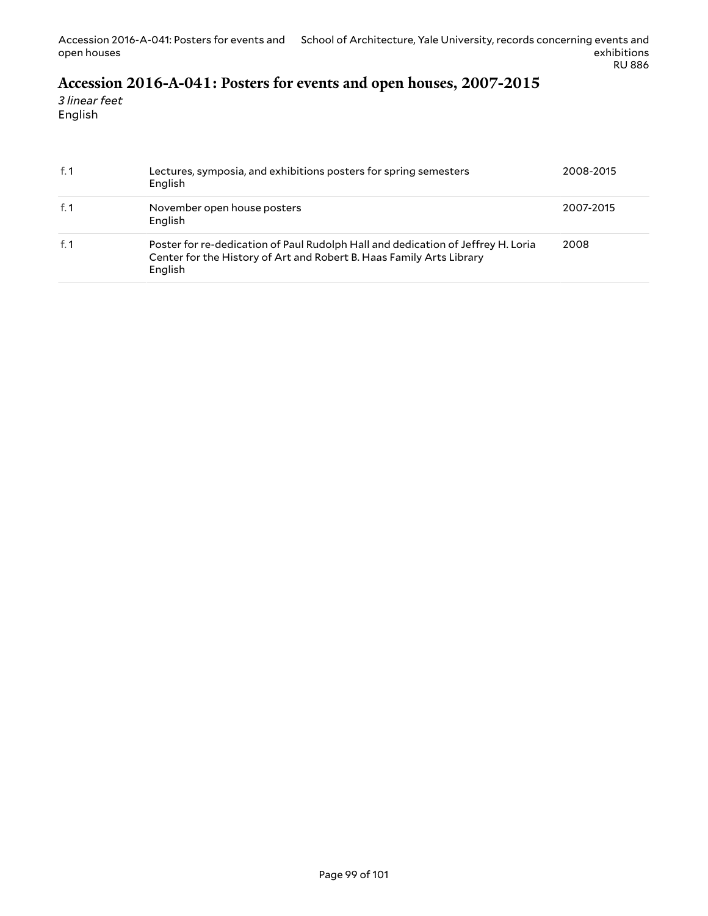## Accession 2016-A-041: Posters for events and open houses, 2007-2015

*3 linear feet*
English

| | | |
|---|---|---|
| f. 1 | Lectures, symposia, and exhibitions posters for spring semesters<br>English | 2008-2015 |
| f. 1 | November open house posters<br>English | 2007-2015 |
| f. 1 | Poster for re-dedication of Paul Rudolph Hall and dedication of Jeffrey H. Loria Center for the History of Art and Robert B. Haas Family Arts Library<br>English | 2008 |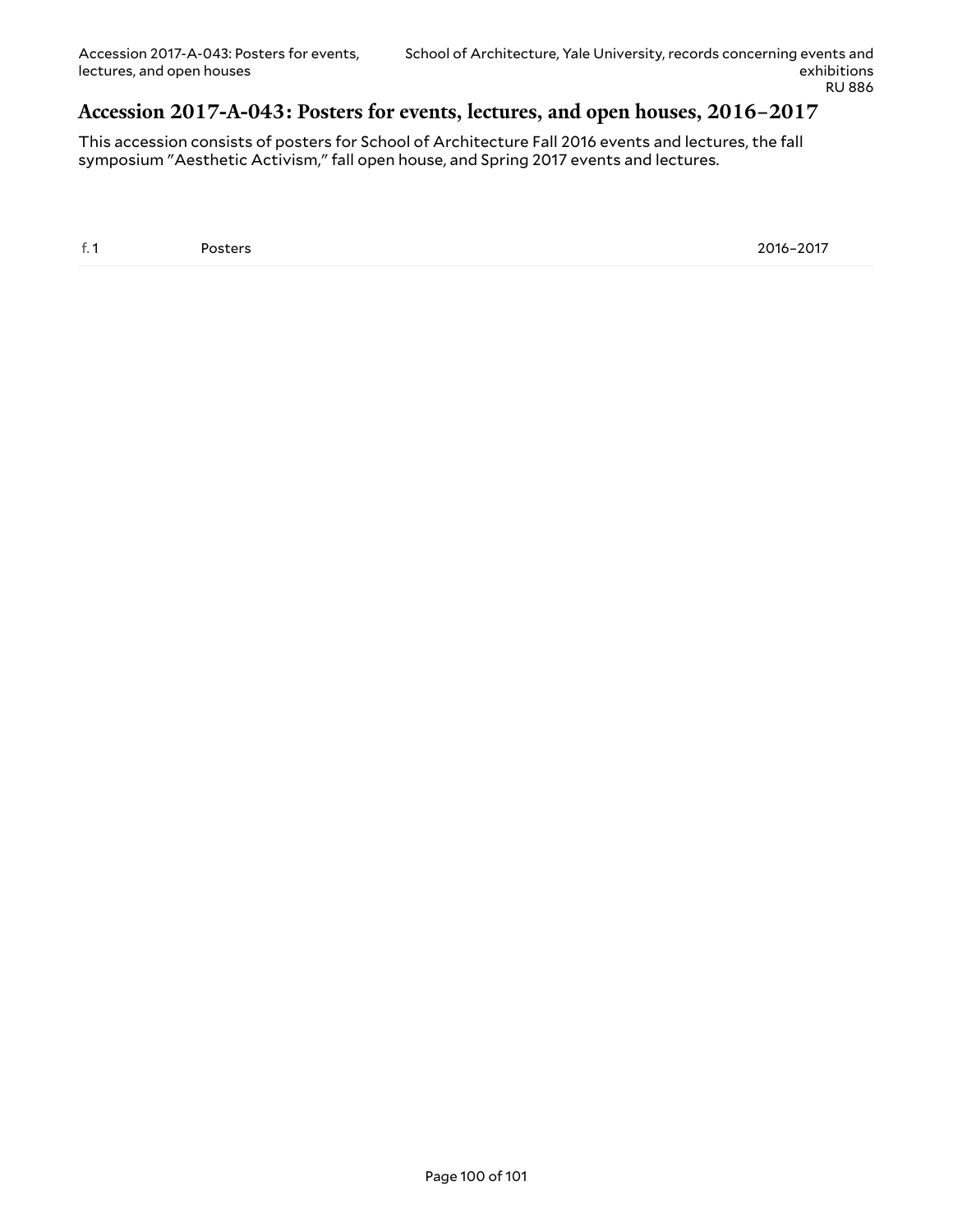## Accession 2017-A-043: Posters for events, lectures, and open houses, 2016–2017

This accession consists of posters for School of Architecture Fall 2016 events and lectures, the fall symposium "Aesthetic Activism," fall open house, and Spring 2017 events and lectures.

| | | |
|---|---|---|
| f. 1 | Posters | 2016–2017 |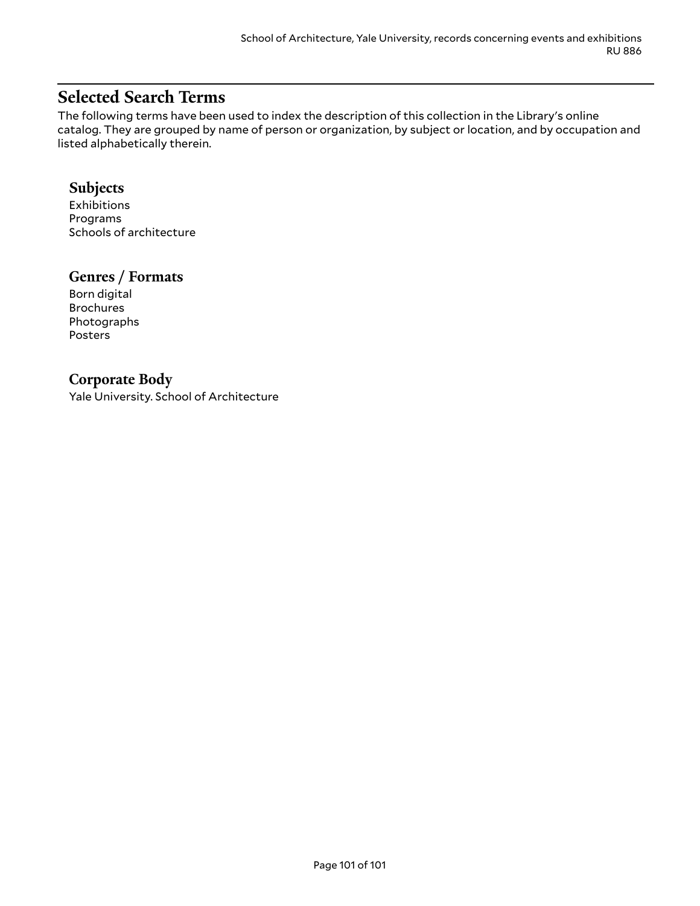## Selected Search Terms

The following terms have been used to index the description of this collection in the Library's online catalog. They are grouped by name of person or organization, by subject or location, and by occupation and listed alphabetically therein.

### Subjects

Exhibitions
Programs
Schools of architecture

### Genres / Formats

Born digital
Brochures
Photographs
Posters

### Corporate Body

Yale University. School of Architecture